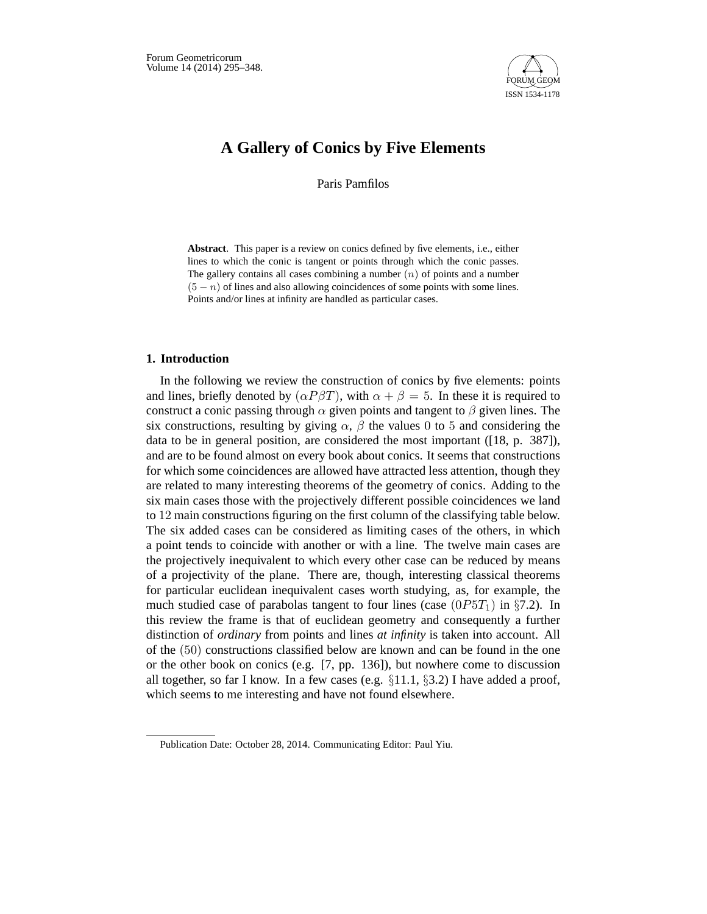# A Gallery of Conics by Five Elements

Paris Pamfilos

**Abstract**. This paper is a review on conics defined by five elements, i.e., either lines to which the conic is tangent or points through which the conic passes. The gallery contains all cases combining a number $(n)$ of points and a number $(5-n)$ of lines and also allowing coincidences of some points with some lines. Points and/or lines at infinity are handled as particular cases.

## 1. Introduction

In the following we review the construction of conics by five elements: points and lines, briefly denoted by $(\alpha P \beta T)$, with $\alpha + \beta = 5$. In these it is required to construct a conic passing through $\alpha$ given points and tangent to $\beta$ given lines. The six constructions, resulting by giving $\alpha$, $\beta$ the values $0$ to $5$ and considering the data to be in general position, are considered the most important ([18, p. 387]), and are to be found almost on every book about conics. It seems that constructions for which some coincidences are allowed have attracted less attention, though they are related to many interesting theorems of the geometry of conics. Adding to the six main cases those with the projectively different possible coincidences we land to $12$ main constructions figuring on the first column of the classifying table below. The six added cases can be considered as limiting cases of the others, in which a point tends to coincide with another or with a line. The twelve main cases are the projectively inequivalent to which every other case can be reduced by means of a projectivity of the plane. There are, though, interesting classical theorems for particular euclidean inequivalent cases worth studying, as, for example, the much studied case of parabolas tangent to four lines (case $(0P5T_1)$ in §7.2). In this review the frame is that of euclidean geometry and consequently a further distinction of *ordinary* from points and lines *at infinity* is taken into account. All of the $(50)$ constructions classified below are known and can be found in the one or the other book on conics (e.g. [7, pp. 136]), but nowhere come to discussion all together, so far I know. In a few cases (e.g. §11.1, §3.2) I have added a proof, which seems to me interesting and have not found elsewhere.

Publication Date: October 28, 2014. Communicating Editor: Paul Yiu.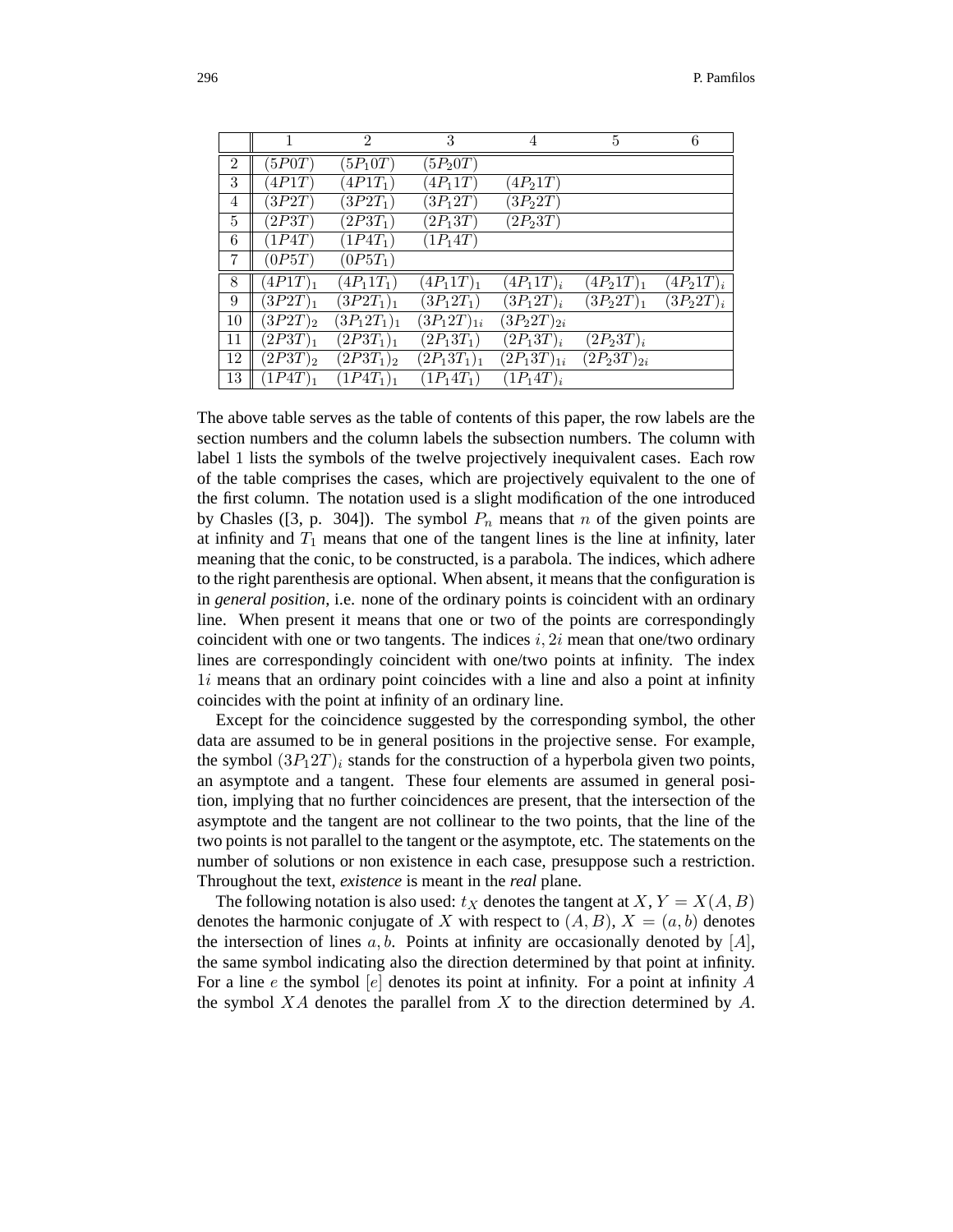| | 1 | 2 | 3 | 4 | 5 | 6 |
|---|---|---|---|---|---|---|
| 2 | $(5P0T)$ | $(5P_10T)$ | $(5P_20T)$ | | | |
| 3 | $(4P1T)$ | $(4P1T_1)$ | $(4P_11T)$ | $(4P_21T)$ | | |
| 4 | $(3P2T)$ | $(3P2T_1)$ | $(3P_12T)$ | $(3P_22T)$ | | |
| 5 | $(2P3T)$ | $(2P3T_1)$ | $(2P_13T)$ | $(2P_23T)$ | | |
| 6 | $(1P4T)$ | $(1P4T_1)$ | $(1P_14T)$ | | | |
| 7 | $(0P5T)$ | $(0P5T_1)$ | | | | |
| 8 | $(4P1T)_1$ | $(4P_11T_1)$ | $(4P_11T)_1$ | $(4P_11T)_i$ | $(4P_21T)_1$ | $(4P_21T)_i$ |
| 9 | $(3P2T)_1$ | $(3P2T_1)_1$ | $(3P_12T_1)$ | $(3P_12T)_i$ | $(3P_22T)_1$ | $(3P_22T)_i$ |
| 10 | $(3P2T)_2$ | $(3P_12T_1)_1$ | $(3P_12T)_{1i}$ | $(3P_22T)_{2i}$ | | |
| 11 | $(2P3T)_1$ | $(2P3T_1)_1$ | $(2P_13T_1)$ | $(2P_13T)_i$ | $(2P_23T)_i$ | |
| 12 | $(2P3T)_2$ | $(2P3T_1)_2$ | $(2P_13T_1)_1$ | $(2P_13T)_{1i}$ | $(2P_23T)_{2i}$ | |
| 13 | $(1P4T)_1$ | $(1P4T_1)_1$ | $(1P_14T_1)$ | $(1P_14T)_i$ | | |

The above table serves as the table of contents of this paper, the row labels are the section numbers and the column labels the subsection numbers. The column with label 1 lists the symbols of the twelve projectively inequivalent cases. Each row of the table comprises the cases, which are projectively equivalent to the one of the first column. The notation used is a slight modification of the one introduced by Chasles ([3, p. 304]). The symbol $P_n$ means that $n$ of the given points are at infinity and $T_1$ means that one of the tangent lines is the line at infinity, later meaning that the conic, to be constructed, is a parabola. The indices, which adhere to the right parenthesis are optional. When absent, it means that the configuration is in *general position*, i.e. none of the ordinary points is coincident with an ordinary line. When present it means that one or two of the points are correspondingly coincident with one or two tangents. The indices $i, 2i$ mean that one/two ordinary lines are correspondingly coincident with one/two points at infinity. The index $1i$ means that an ordinary point coincides with a line and also a point at infinity coincides with the point at infinity of an ordinary line.

Except for the coincidence suggested by the corresponding symbol, the other data are assumed to be in general positions in the projective sense. For example, the symbol $(3P_12T)_i$ stands for the construction of a hyperbola given two points, an asymptote and a tangent. These four elements are assumed in general position, implying that no further coincidences are present, that the intersection of the asymptote and the tangent are not collinear to the two points, that the line of the two points is not parallel to the tangent or the asymptote, etc. The statements on the number of solutions or non existence in each case, presuppose such a restriction. Throughout the text, *existence* is meant in the *real* plane.

The following notation is also used: $t_X$ denotes the tangent at $X$, $Y = X(A, B)$ denotes the harmonic conjugate of $X$ with respect to $(A, B)$, $X = (a, b)$ denotes the intersection of lines $a, b$. Points at infinity are occasionally denoted by $[A]$, the same symbol indicating also the direction determined by that point at infinity. For a line $e$ the symbol $[e]$ denotes its point at infinity. For a point at infinity $A$ the symbol $XA$ denotes the parallel from $X$ to the direction determined by $A$.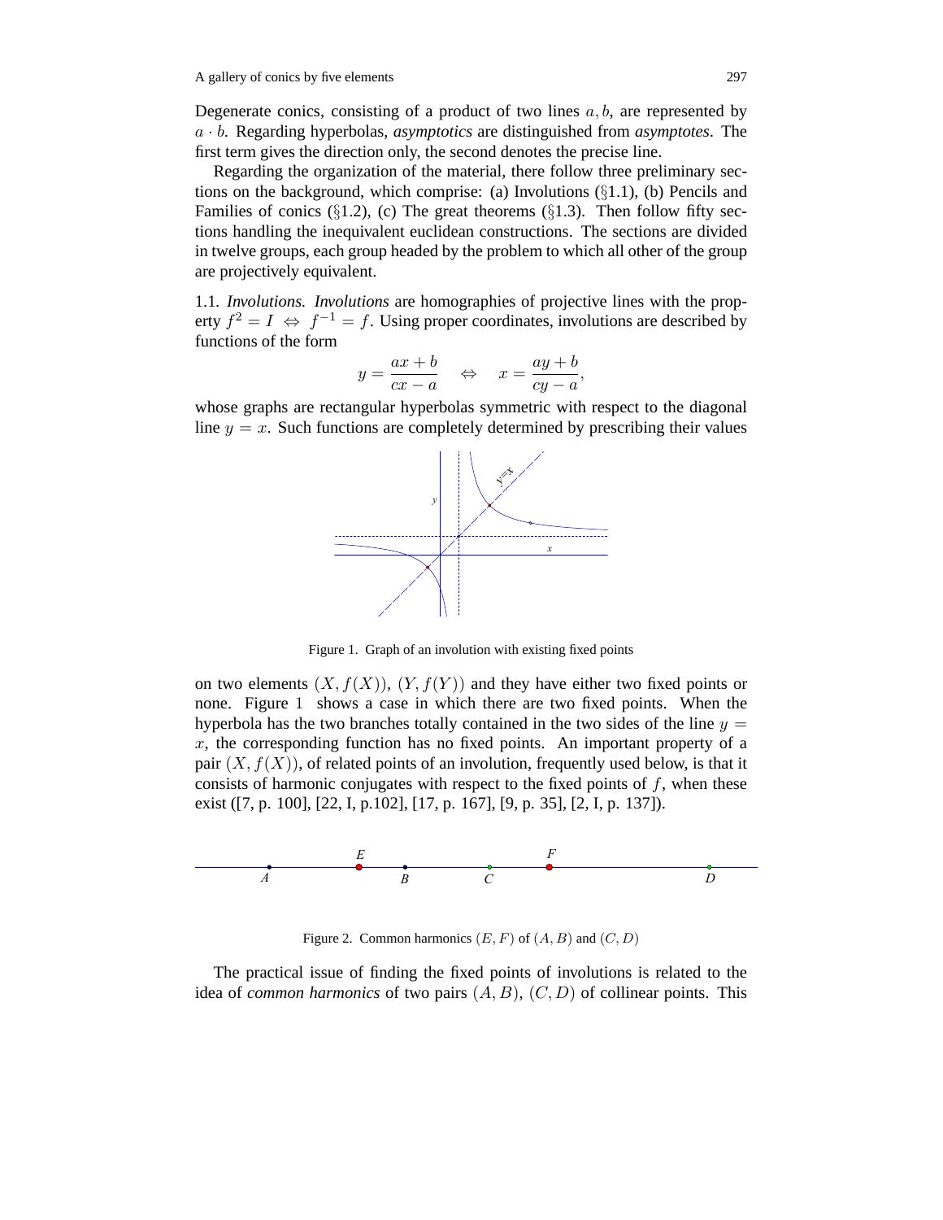Degenerate conics, consisting of a product of two lines $a, b$, are represented by $a \cdot b$. Regarding hyperbolas, *asymptotics* are distinguished from *asymptotes*. The first term gives the direction only, the second denotes the precise line.

Regarding the organization of the material, there follow three preliminary sections on the background, which comprise: (a) Involutions (§1.1), (b) Pencils and Families of conics (§1.2), (c) The great theorems (§1.3). Then follow fifty sections handling the inequivalent euclidean constructions. The sections are divided in twelve groups, each group headed by the problem to which all other of the group are projectively equivalent.

1.1. *Involutions.* *Involutions* are homographies of projective lines with the property $f^2 = I \Leftrightarrow f^{-1} = f$. Using proper coordinates, involutions are described by functions of the form

$$y = \frac{ax+b}{cx-a} \quad \Leftrightarrow \quad x = \frac{ay+b}{cy-a},$$

whose graphs are rectangular hyperbolas symmetric with respect to the diagonal line $y = x$. Such functions are completely determined by prescribing their values

Figure 1. Graph of an involution with existing fixed points

on two elements $(X, f(X))$, $(Y, f(Y))$ and they have either two fixed points or none. Figure 1 shows a case in which there are two fixed points. When the hyperbola has the two branches totally contained in the two sides of the line $y = x$, the corresponding function has no fixed points. An important property of a pair $(X, f(X))$, of related points of an involution, frequently used below, is that it consists of harmonic conjugates with respect to the fixed points of $f$, when these exist ([7, p. 100], [22, I, p.102], [17, p. 167], [9, p. 35], [2, I, p. 137]).

Figure 2. Common harmonics $(E, F)$ of $(A, B)$ and $(C, D)$

The practical issue of finding the fixed points of involutions is related to the idea of *common harmonics* of two pairs $(A, B)$, $(C, D)$ of collinear points. This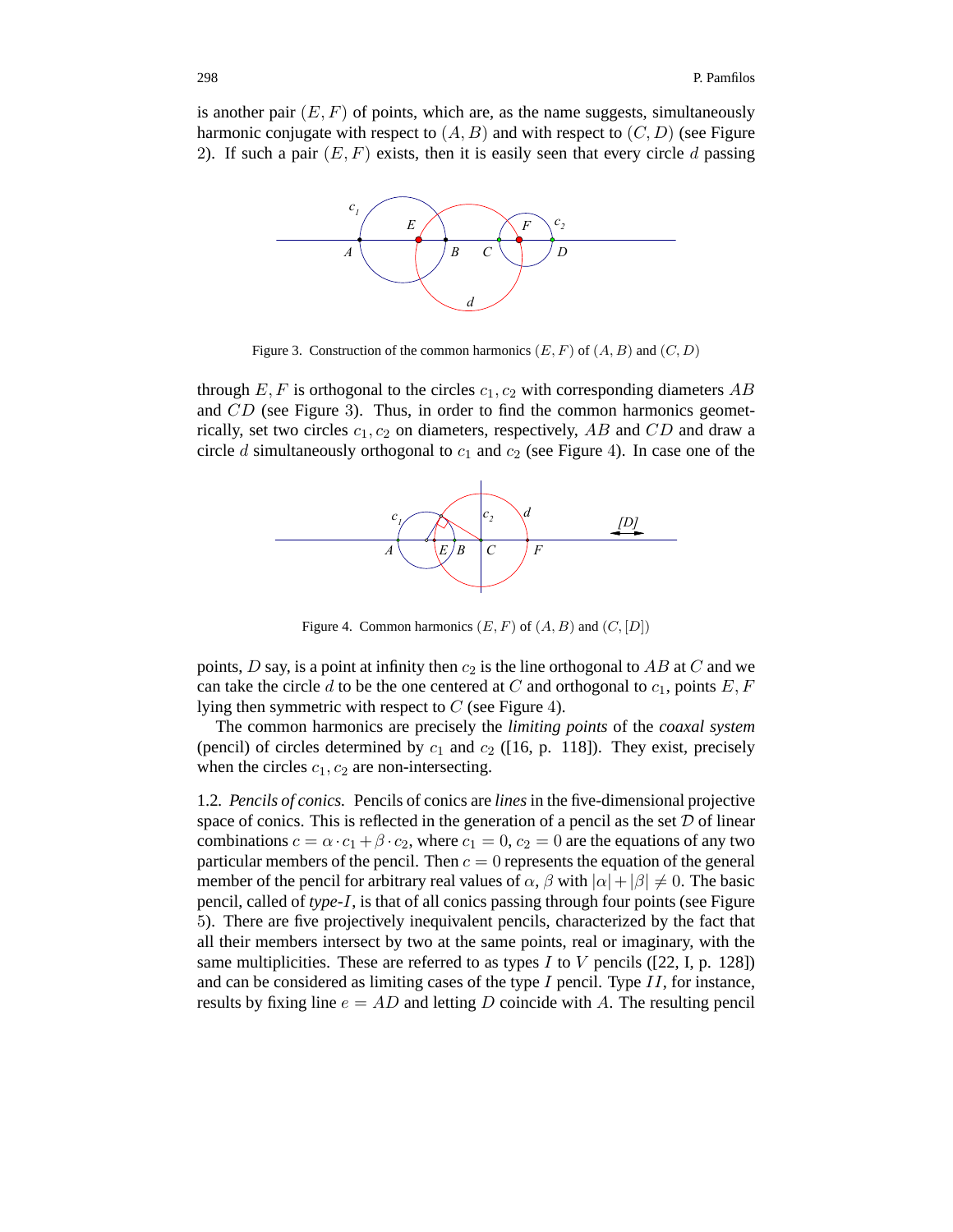is another pair $(E, F)$ of points, which are, as the name suggests, simultaneously harmonic conjugate with respect to $(A, B)$ and with respect to $(C, D)$ (see Figure 2). If such a pair $(E, F)$ exists, then it is easily seen that every circle $d$ passing

Figure 3. Construction of the common harmonics $(E, F)$ of $(A, B)$ and $(C, D)$

through $E, F$ is orthogonal to the circles $c_1, c_2$ with corresponding diameters $AB$ and $CD$ (see Figure 3). Thus, in order to find the common harmonics geometrically, set two circles $c_1, c_2$ on diameters, respectively, $AB$ and $CD$ and draw a circle $d$ simultaneously orthogonal to $c_1$ and $c_2$ (see Figure 4). In case one of the

Figure 4. Common harmonics $(E, F)$ of $(A, B)$ and $(C, [D])$

points, $D$ say, is a point at infinity then $c_2$ is the line orthogonal to $AB$ at $C$ and we can take the circle $d$ to be the one centered at $C$ and orthogonal to $c_1$, points $E, F$ lying then symmetric with respect to $C$ (see Figure 4).

The common harmonics are precisely the *limiting points* of the *coaxal system* (pencil) of circles determined by $c_1$ and $c_2$ ([16, p. 118]). They exist, precisely when the circles $c_1, c_2$ are non-intersecting.

1.2. *Pencils of conics.* Pencils of conics are *lines* in the five-dimensional projective space of conics. This is reflected in the generation of a pencil as the set $\mathcal{D}$ of linear combinations $c = \alpha \cdot c_1 + \beta \cdot c_2$, where $c_1 = 0$, $c_2 = 0$ are the equations of any two particular members of the pencil. Then $c = 0$ represents the equation of the general member of the pencil for arbitrary real values of $\alpha, \beta$ with $|\alpha| + |\beta| \neq 0$. The basic pencil, called of *type-$I$*, is that of all conics passing through four points (see Figure 5). There are five projectively inequivalent pencils, characterized by the fact that all their members intersect by two at the same points, real or imaginary, with the same multiplicities. These are referred to as types $I$ to $V$ pencils ([22, I, p. 128]) and can be considered as limiting cases of the type $I$ pencil. Type $II$, for instance, results by fixing line $e = AD$ and letting $D$ coincide with $A$. The resulting pencil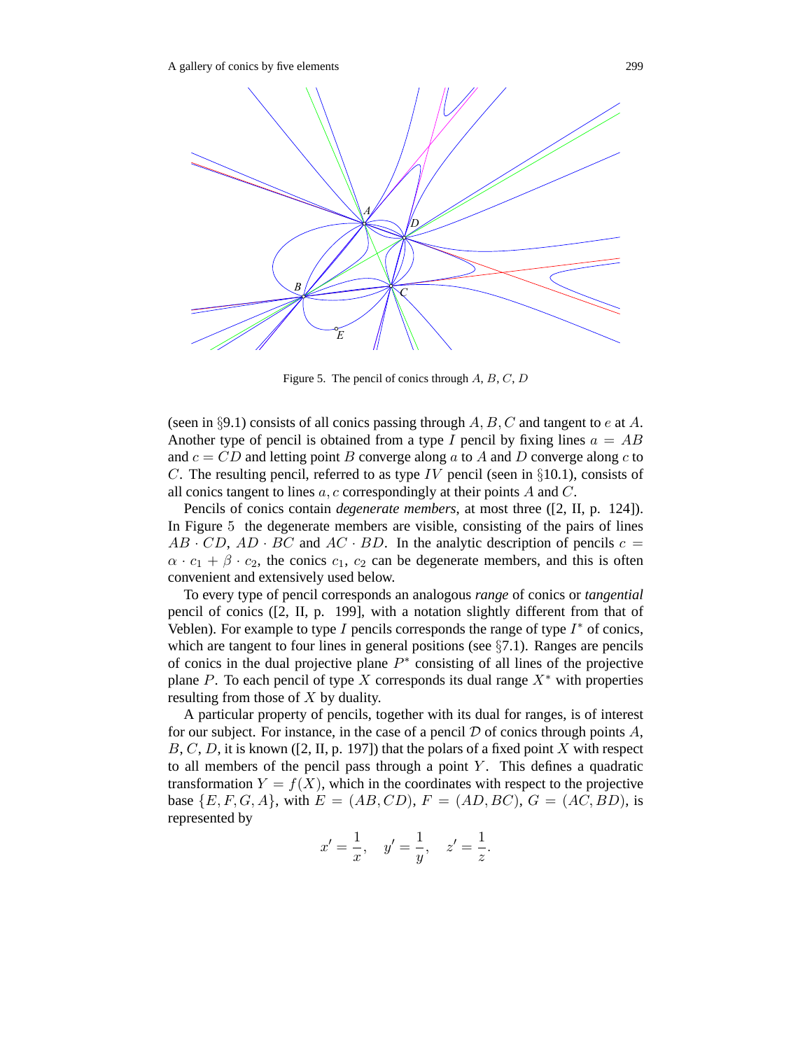Figure 5. The pencil of conics through $A$, $B$, $C$, $D$

(seen in §9.1) consists of all conics passing through $A, B, C$ and tangent to $e$ at $A$. Another type of pencil is obtained from a type $I$ pencil by fixing lines $a = AB$ and $c = CD$ and letting point $B$ converge along $a$ to $A$ and $D$ converge along $c$ to $C$. The resulting pencil, referred to as type $IV$ pencil (seen in §10.1), consists of all conics tangent to lines $a, c$ correspondingly at their points $A$ and $C$.

Pencils of conics contain *degenerate members*, at most three ([2, II, p. 124]). In Figure 5 the degenerate members are visible, consisting of the pairs of lines $AB \cdot CD$, $AD \cdot BC$ and $AC \cdot BD$. In the analytic description of pencils $c = \alpha \cdot c_1 + \beta \cdot c_2$, the conics $c_1$, $c_2$ can be degenerate members, and this is often convenient and extensively used below.

To every type of pencil corresponds an analogous *range* of conics or *tangential* pencil of conics ([2, II, p. 199], with a notation slightly different from that of Veblen). For example to type $I$ pencils corresponds the range of type $I^*$ of conics, which are tangent to four lines in general positions (see §7.1). Ranges are pencils of conics in the dual projective plane $P^*$ consisting of all lines of the projective plane $P$. To each pencil of type $X$ corresponds its dual range $X^*$ with properties resulting from those of $X$ by duality.

A particular property of pencils, together with its dual for ranges, is of interest for our subject. For instance, in the case of a pencil $\mathcal{D}$ of conics through points $A$, $B, C, D$, it is known ([2, II, p. 197]) that the polars of a fixed point $X$ with respect to all members of the pencil pass through a point $Y$. This defines a quadratic transformation $Y = f(X)$, which in the coordinates with respect to the projective base $\{E, F, G, A\}$, with $E = (AB, CD)$, $F = (AD, BC)$, $G = (AC, BD)$, is represented by

$$x' = \frac{1}{x}, \quad y' = \frac{1}{y}, \quad z' = \frac{1}{z}.$$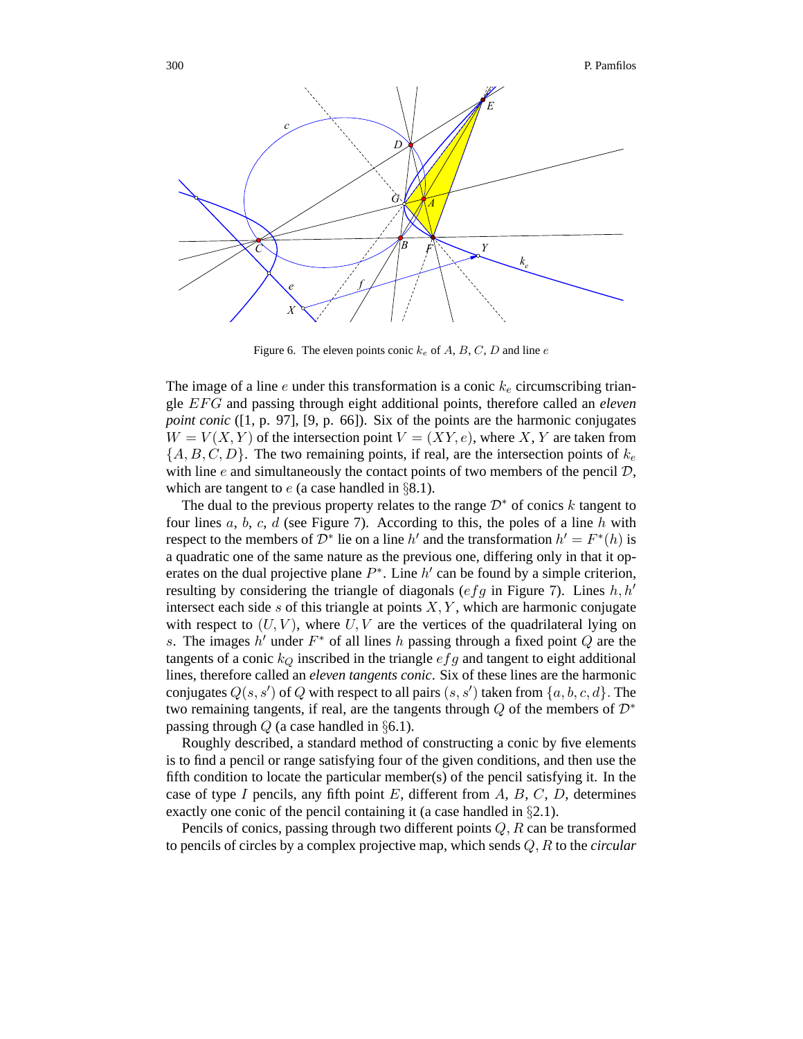Figure 6. The eleven points conic $k_e$ of $A$, $B$, $C$, $D$ and line $e$

The image of a line $e$ under this transformation is a conic $k_e$ circumscribing triangle $EFG$ and passing through eight additional points, therefore called an *eleven point conic* ([1, p. 97], [9, p. 66]). Six of the points are the harmonic conjugates $W = V(X, Y)$ of the intersection point $V = (XY, e)$, where $X, Y$ are taken from $\{A, B, C, D\}$. The two remaining points, if real, are the intersection points of $k_e$ with line $e$ and simultaneously the contact points of two members of the pencil $\mathcal{D}$, which are tangent to $e$ (a case handled in §8.1).

The dual to the previous property relates to the range $\mathcal{D}^*$ of conics $k$ tangent to four lines $a$, $b$, $c$, $d$ (see Figure 7). According to this, the poles of a line $h$ with respect to the members of $\mathcal{D}^*$ lie on a line $h'$ and the transformation $h' = F^*(h)$ is a quadratic one of the same nature as the previous one, differing only in that it operates on the dual projective plane $P^*$. Line $h'$ can be found by a simple criterion, resulting by considering the triangle of diagonals ($efg$ in Figure 7). Lines $h, h'$ intersect each side $s$ of this triangle at points $X, Y$, which are harmonic conjugate with respect to $(U, V)$, where $U, V$ are the vertices of the quadrilateral lying on $s$. The images $h'$ under $F^*$ of all lines $h$ passing through a fixed point $Q$ are the tangents of a conic $k_Q$ inscribed in the triangle $efg$ and tangent to eight additional lines, therefore called an *eleven tangents conic*. Six of these lines are the harmonic conjugates $Q(s, s')$ of $Q$ with respect to all pairs $(s, s')$ taken from $\{a, b, c, d\}$. The two remaining tangents, if real, are the tangents through $Q$ of the members of $\mathcal{D}^*$ passing through $Q$ (a case handled in §6.1).

Roughly described, a standard method of constructing a conic by five elements is to find a pencil or range satisfying four of the given conditions, and then use the fifth condition to locate the particular member(s) of the pencil satisfying it. In the case of type $I$ pencils, any fifth point $E$, different from $A$, $B$, $C$, $D$, determines exactly one conic of the pencil containing it (a case handled in §2.1).

Pencils of conics, passing through two different points $Q, R$ can be transformed to pencils of circles by a complex projective map, which sends $Q, R$ to the *circular*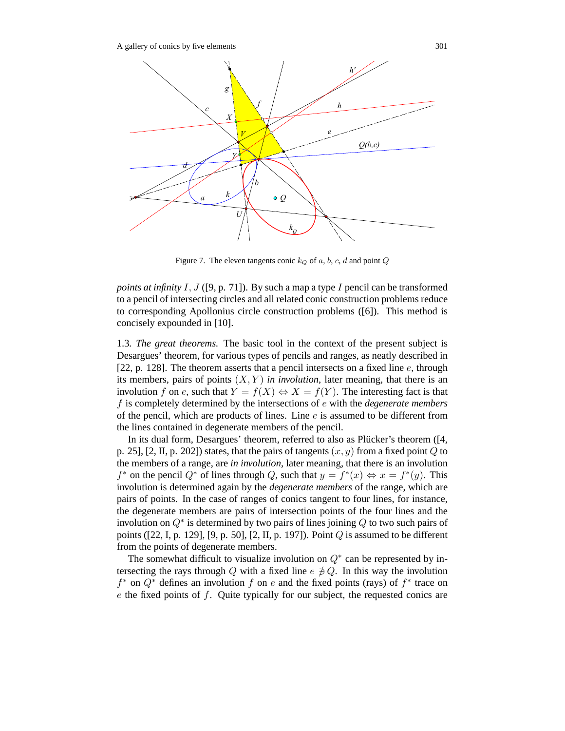Figure 7. The eleven tangents conic $k_Q$ of $a$, $b$, $c$, $d$ and point $Q$

*points at infinity* $I, J$ ([9, p. 71]). By such a map a type $I$ pencil can be transformed to a pencil of intersecting circles and all related conic construction problems reduce to corresponding Apollonius circle construction problems ([6]). This method is concisely expounded in [10].

1.3. *The great theorems.* The basic tool in the context of the present subject is Desargues' theorem, for various types of pencils and ranges, as neatly described in [22, p. 128]. The theorem asserts that a pencil intersects on a fixed line $e$, through its members, pairs of points $(X, Y)$ *in involution*, later meaning, that there is an involution $f$ on $e$, such that $Y = f(X) \Leftrightarrow X = f(Y)$. The interesting fact is that $f$ is completely determined by the intersections of $e$ with the *degenerate members* of the pencil, which are products of lines. Line $e$ is assumed to be different from the lines contained in degenerate members of the pencil.

In its dual form, Desargues' theorem, referred to also as Plücker's theorem ([4, p. 25], [2, II, p. 202]) states, that the pairs of tangents $(x, y)$ from a fixed point $Q$ to the members of a range, are *in involution*, later meaning, that there is an involution $f^*$ on the pencil $Q^*$ of lines through $Q$, such that $y = f^*(x) \Leftrightarrow x = f^*(y)$. This involution is determined again by the *degenerate members* of the range, which are pairs of points. In the case of ranges of conics tangent to four lines, for instance, the degenerate members are pairs of intersection points of the four lines and the involution on $Q^*$ is determined by two pairs of lines joining $Q$ to two such pairs of points ([22, I, p. 129], [9, p. 50], [2, II, p. 197]). Point $Q$ is assumed to be different from the points of degenerate members.

The somewhat difficult to visualize involution on $Q^*$ can be represented by intersecting the rays through $Q$ with a fixed line $e \not\ni Q$. In this way the involution $f^*$ on $Q^*$ defines an involution $f$ on $e$ and the fixed points (rays) of $f^*$ trace on $e$ the fixed points of $f$. Quite typically for our subject, the requested conics are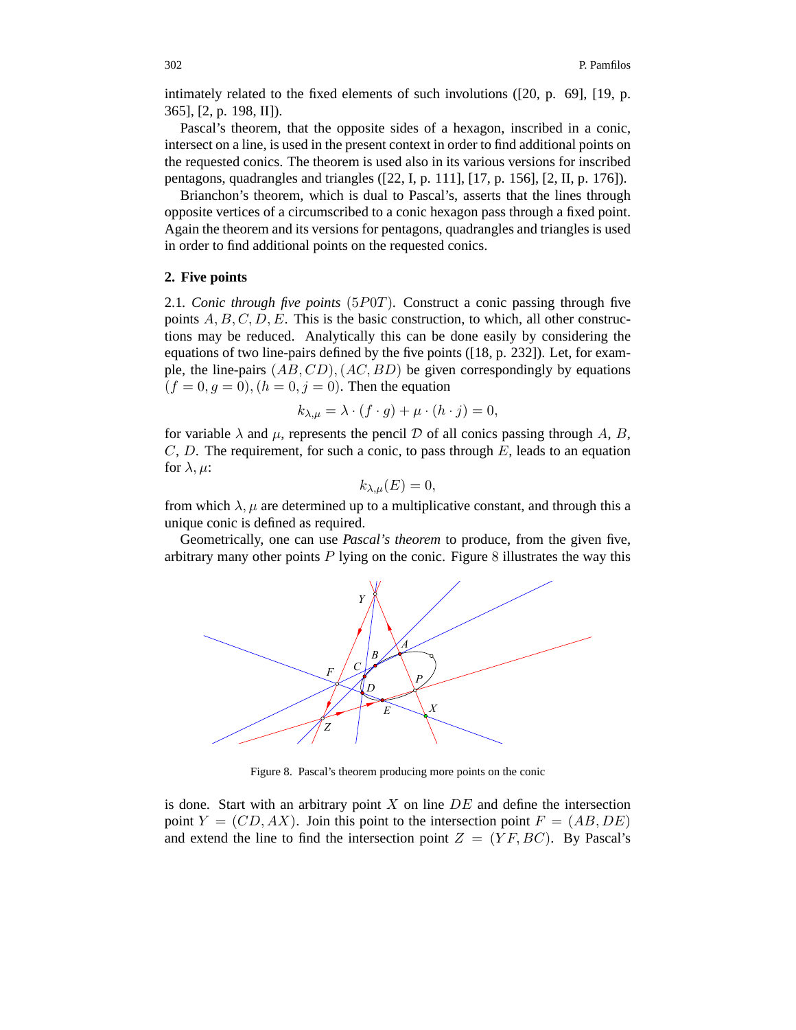intimately related to the fixed elements of such involutions ([20, p. 69], [19, p. 365], [2, p. 198, II]).

Pascal's theorem, that the opposite sides of a hexagon, inscribed in a conic, intersect on a line, is used in the present context in order to find additional points on the requested conics. The theorem is used also in its various versions for inscribed pentagons, quadrangles and triangles ([22, I, p. 111], [17, p. 156], [2, II, p. 176]).

Brianchon's theorem, which is dual to Pascal's, asserts that the lines through opposite vertices of a circumscribed to a conic hexagon pass through a fixed point. Again the theorem and its versions for pentagons, quadrangles and triangles is used in order to find additional points on the requested conics.

## 2. Five points

2.1. *Conic through five points* $(5P0T)$. Construct a conic passing through five points $A, B, C, D, E$. This is the basic construction, to which, all other constructions may be reduced. Analytically this can be done easily by considering the equations of two line-pairs defined by the five points ([18, p. 232]). Let, for example, the line-pairs $(AB, CD), (AC, BD)$ be given correspondingly by equations $(f = 0, g = 0), (h = 0, j = 0)$. Then the equation

$$k_{\lambda,\mu} = \lambda \cdot (f \cdot g) + \mu \cdot (h \cdot j) = 0,$$

for variable $\lambda$ and $\mu$, represents the pencil $\mathcal{D}$ of all conics passing through $A$, $B$, $C$, $D$. The requirement, for such a conic, to pass through $E$, leads to an equation for $\lambda, \mu$:

$$k_{\lambda,\mu}(E) = 0,$$

from which $\lambda, \mu$ are determined up to a multiplicative constant, and through this a unique conic is defined as required.

Geometrically, one can use *Pascal's theorem* to produce, from the given five, arbitrary many other points $P$ lying on the conic. Figure 8 illustrates the way this

Figure 8. Pascal's theorem producing more points on the conic

is done. Start with an arbitrary point $X$ on line $DE$ and define the intersection point $Y = (CD, AX)$. Join this point to the intersection point $F = (AB, DE)$ and extend the line to find the intersection point $Z = (YF, BC)$. By Pascal's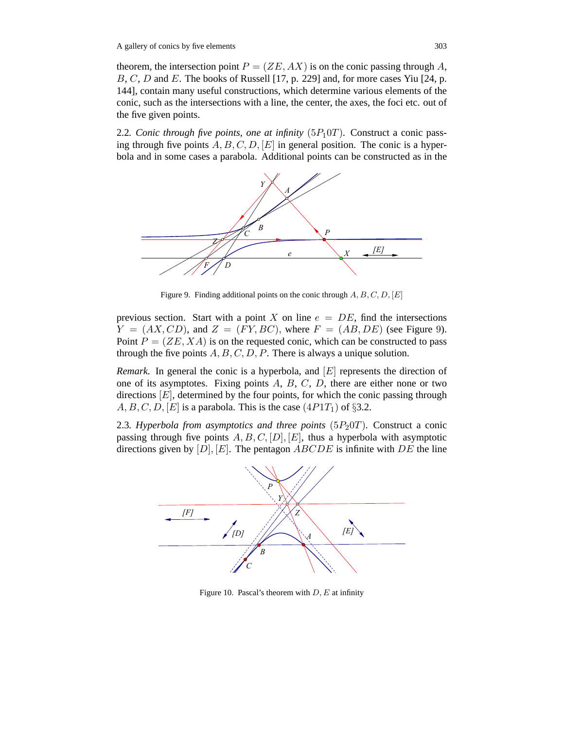theorem, the intersection point $P = (ZE, AX)$ is on the conic passing through $A$, $B$, $C$, $D$ and $E$. The books of Russell [17, p. 229] and, for more cases Yiu [24, p. 144], contain many useful constructions, which determine various elements of the conic, such as the intersections with a line, the center, the axes, the foci etc. out of the five given points.

2.2. *Conic through five points, one at infinity* $(5P_10T)$. Construct a conic passing through five points $A, B, C, D, [E]$ in general position. The conic is a hyperbola and in some cases a parabola. Additional points can be constructed as in the previous section. Start with a point $X$ on line $e = DE$, find the intersections $Y = (AX, CD)$, and $Z = (FY, BC)$, where $F = (AB, DE)$ (see Figure 9). Point $P = (ZE, XA)$ is on the requested conic, which can be constructed to pass through the five points $A, B, C, D, P$. There is always a unique solution.

Figure 9. Finding additional points on the conic through $A, B, C, D, [E]$

*Remark.* In general the conic is a hyperbola, and $[E]$ represents the direction of one of its asymptotes. Fixing points $A$, $B$, $C$, $D$, there are either none or two directions $[E]$, determined by the four points, for which the conic passing through $A, B, C, D, [E]$ is a parabola. This is the case $(4P1T_1)$ of §3.2.

2.3. *Hyperbola from asymptotics and three points* $(5P_20T)$. Construct a conic passing through five points $A, B, C, [D], [E]$, thus a hyperbola with asymptotic directions given by $[D], [E]$. The pentagon $ABCDE$ is infinite with $DE$ the line

Figure 10. Pascal's theorem with $D, E$ at infinity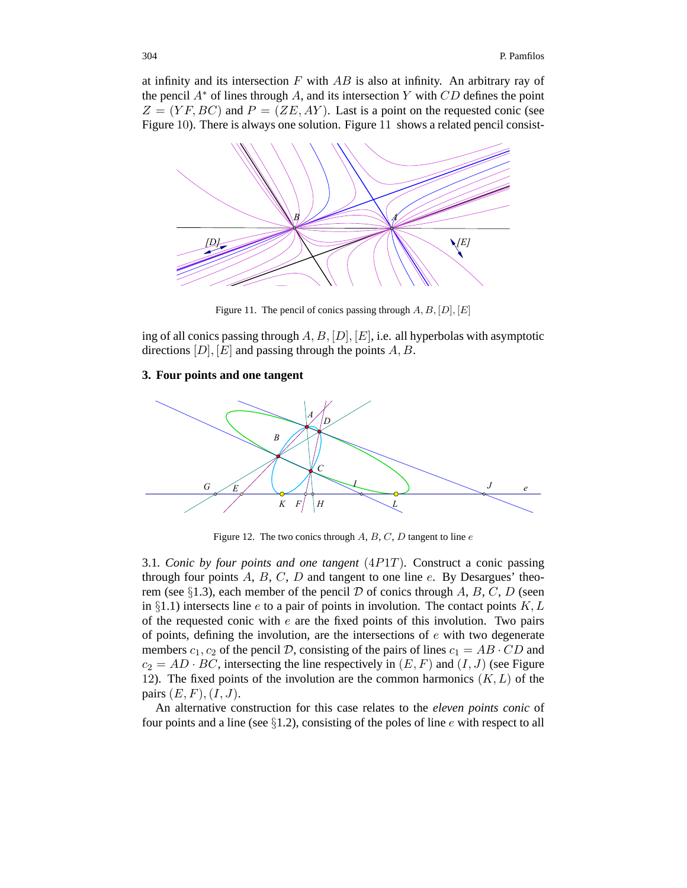at infinity and its intersection $F$ with $AB$ is also at infinity. An arbitrary ray of the pencil $A^*$ of lines through $A$, and its intersection $Y$ with $CD$ defines the point $Z = (YF, BC)$ and $P = (ZE, AY)$. Last is a point on the requested conic (see Figure 10). There is always one solution. Figure 11 shows a related pencil consist-

Figure 11. The pencil of conics passing through $A, B, [D], [E]$

ing of all conics passing through $A, B, [D], [E]$, i.e. all hyperbolas with asymptotic directions $[D], [E]$ and passing through the points $A, B$.

## 3. Four points and one tangent

Figure 12. The two conics through $A$, $B$, $C$, $D$ tangent to line $e$

3.1. *Conic by four points and one tangent* $(4P1T)$. Construct a conic passing through four points $A$, $B$, $C$, $D$ and tangent to one line $e$. By Desargues' theorem (see §1.3), each member of the pencil $\mathcal{D}$ of conics through $A$, $B$, $C$, $D$ (seen in §1.1) intersects line $e$ to a pair of points in involution. The contact points $K, L$ of the requested conic with $e$ are the fixed points of this involution. Two pairs of points, defining the involution, are the intersections of $e$ with two degenerate members $c_1, c_2$ of the pencil $\mathcal{D}$, consisting of the pairs of lines $c_1 = AB \cdot CD$ and $c_2 = AD \cdot BC$, intersecting the line respectively in $(E, F)$ and $(I, J)$ (see Figure 12). The fixed points of the involution are the common harmonics $(K, L)$ of the pairs $(E, F), (I, J)$.

An alternative construction for this case relates to the *eleven points conic* of four points and a line (see §1.2), consisting of the poles of line $e$ with respect to all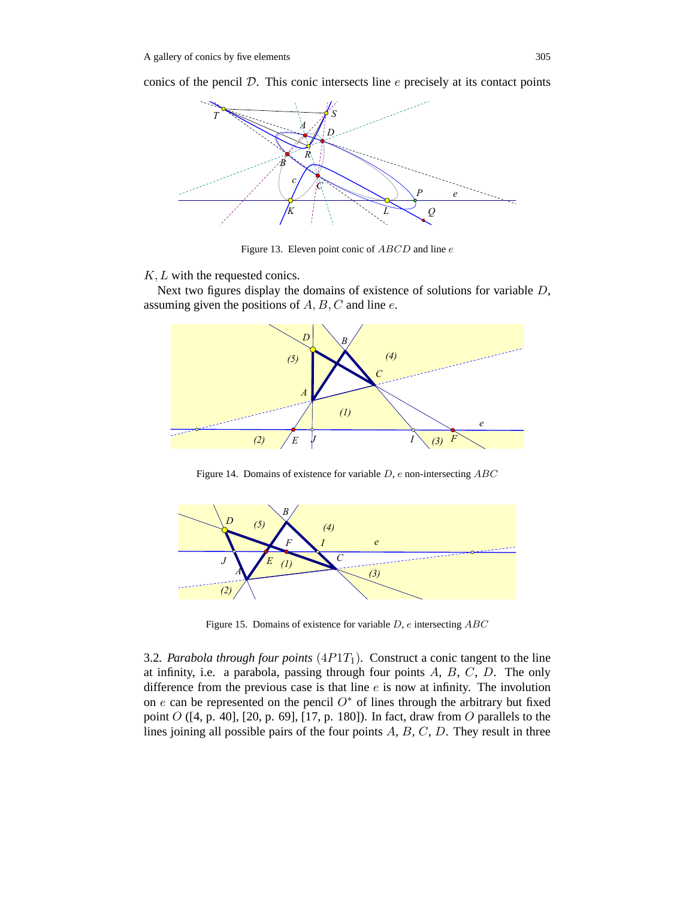conics of the pencil $\mathcal{D}$. This conic intersects line $e$ precisely at its contact points

Figure 13. Eleven point conic of $ABCD$ and line $e$

$K, L$ with the requested conics.

Next two figures display the domains of existence of solutions for variable $D$, assuming given the positions of $A, B, C$ and line $e$.

Figure 14. Domains of existence for variable $D$, $e$ non-intersecting $ABC$

Figure 15. Domains of existence for variable $D$, $e$ intersecting $ABC$

3.2. *Parabola through four points* $(4P1T_1)$. Construct a conic tangent to the line at infinity, i.e. a parabola, passing through four points $A$, $B$, $C$, $D$. The only difference from the previous case is that line $e$ is now at infinity. The involution on $e$ can be represented on the pencil $O^*$ of lines through the arbitrary but fixed point $O$ ([4, p. 40], [20, p. 69], [17, p. 180]). In fact, draw from $O$ parallels to the lines joining all possible pairs of the four points $A$, $B$, $C$, $D$. They result in three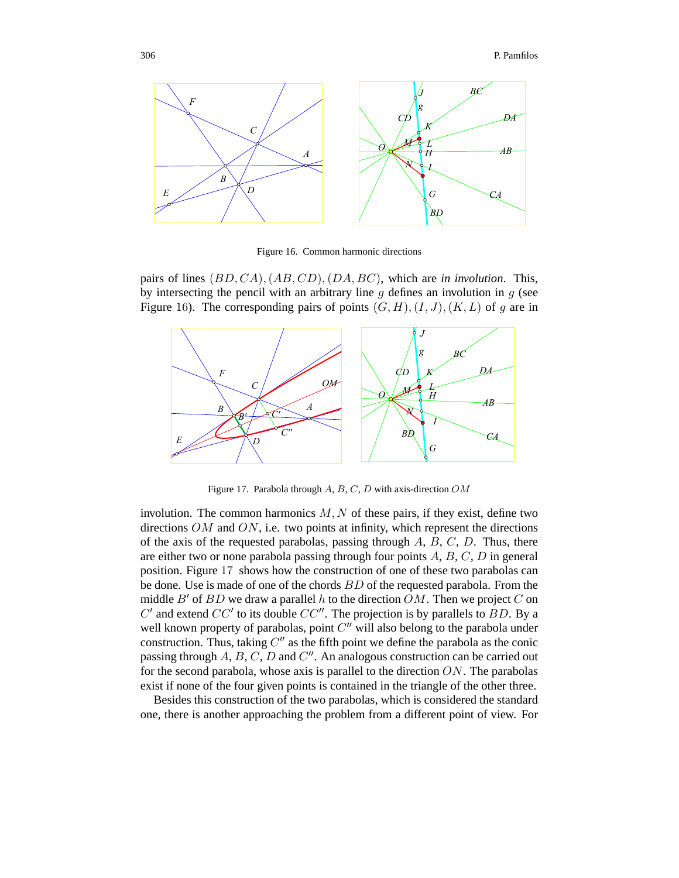Figure 16. Common harmonic directions

pairs of lines $(BD, CA), (AB, CD), (DA, BC)$, which are *in involution*. This, by intersecting the pencil with an arbitrary line $g$ defines an involution in $g$ (see Figure 16). The corresponding pairs of points $(G, H), (I, J), (K, L)$ of $g$ are in

Figure 17. Parabola through $A$, $B$, $C$, $D$ with axis-direction $OM$

involution. The common harmonics $M, N$ of these pairs, if they exist, define two directions $OM$ and $ON$, i.e. two points at infinity, which represent the directions of the axis of the requested parabolas, passing through $A$, $B$, $C$, $D$. Thus, there are either two or none parabola passing through four points $A$, $B$, $C$, $D$ in general position. Figure 17 shows how the construction of one of these two parabolas can be done. Use is made of one of the chords $BD$ of the requested parabola. From the middle $B'$ of $BD$ we draw a parallel $h$ to the direction $OM$. Then we project $C$ on $C'$ and extend $CC'$ to its double $CC''$. The projection is by parallels to $BD$. By a well known property of parabolas, point $C''$ will also belong to the parabola under construction. Thus, taking $C''$ as the fifth point we define the parabola as the conic passing through $A$, $B$, $C$, $D$ and $C''$. An analogous construction can be carried out for the second parabola, whose axis is parallel to the direction $ON$. The parabolas exist if none of the four given points is contained in the triangle of the other three.

Besides this construction of the two parabolas, which is considered the standard one, there is another approaching the problem from a different point of view. For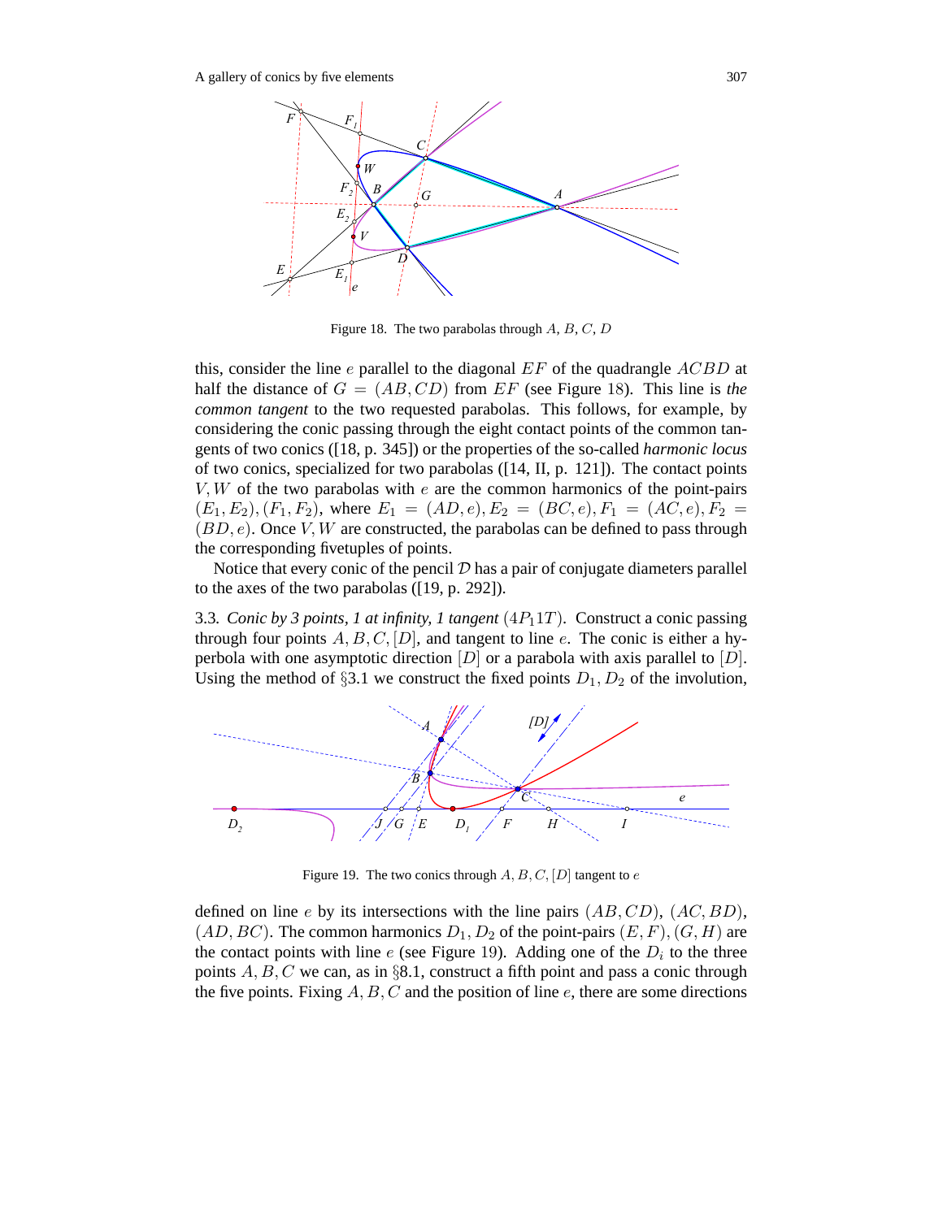Figure 18. The two parabolas through $A$, $B$, $C$, $D$

this, consider the line $e$ parallel to the diagonal $EF$ of the quadrangle $ACBD$ at half the distance of $G = (AB, CD)$ from $EF$ (see Figure 18). This line is *the common tangent* to the two requested parabolas. This follows, for example, by considering the conic passing through the eight contact points of the common tangents of two conics ([18, p. 345]) or the properties of the so-called *harmonic locus* of two conics, specialized for two parabolas ([14, II, p. 121]). The contact points $V, W$ of the two parabolas with $e$ are the common harmonics of the point-pairs $(E_1, E_2), (F_1, F_2)$, where $E_1 = (AD, e), E_2 = (BC, e), F_1 = (AC, e), F_2 = (BD, e)$. Once $V, W$ are constructed, the parabolas can be defined to pass through the corresponding fivetuples of points.

Notice that every conic of the pencil $\mathcal{D}$ has a pair of conjugate diameters parallel to the axes of the two parabolas ([19, p. 292]).

3.3. *Conic by 3 points, 1 at infinity, 1 tangent* $(4P_11T)$. Construct a conic passing through four points $A, B, C, [D]$, and tangent to line $e$. The conic is either a hyperbola with one asymptotic direction $[D]$ or a parabola with axis parallel to $[D]$. Using the method of §3.1 we construct the fixed points $D_1, D_2$ of the involution,

Figure 19. The two conics through $A, B, C, [D]$ tangent to $e$

defined on line $e$ by its intersections with the line pairs $(AB, CD)$, $(AC, BD)$, $(AD, BC)$. The common harmonics $D_1, D_2$ of the point-pairs $(E, F), (G, H)$ are the contact points with line $e$ (see Figure 19). Adding one of the $D_i$ to the three points $A, B, C$ we can, as in §8.1, construct a fifth point and pass a conic through the five points. Fixing $A, B, C$ and the position of line $e$, there are some directions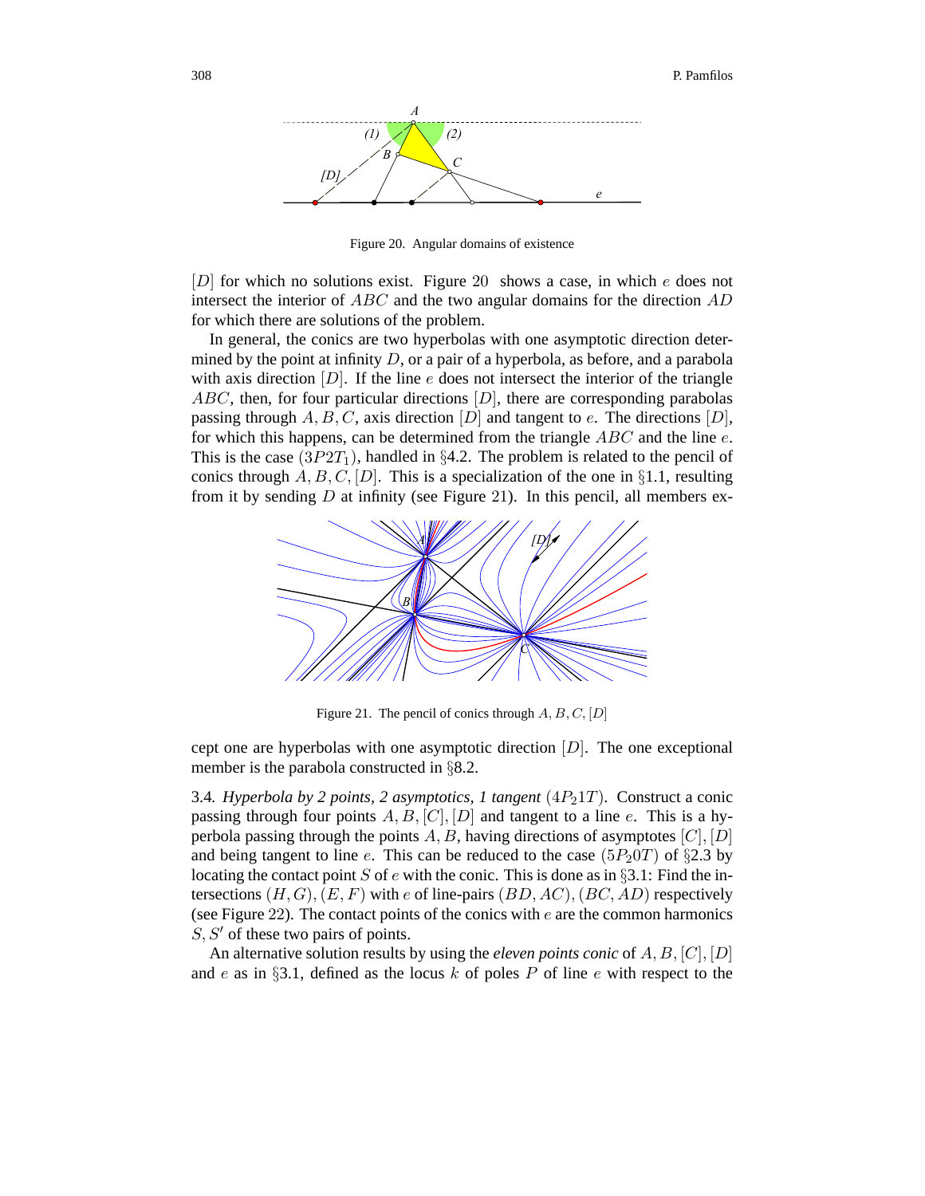Figure 20. Angular domains of existence

$[D]$ for which no solutions exist. Figure 20 shows a case, in which $e$ does not intersect the interior of $ABC$ and the two angular domains for the direction $AD$ for which there are solutions of the problem.

In general, the conics are two hyperbolas with one asymptotic direction determined by the point at infinity $D$, or a pair of a hyperbola, as before, and a parabola with axis direction $[D]$. If the line $e$ does not intersect the interior of the triangle $ABC$, then, for four particular directions $[D]$, there are corresponding parabolas passing through $A, B, C$, axis direction $[D]$ and tangent to $e$. The directions $[D]$, for which this happens, can be determined from the triangle $ABC$ and the line $e$. This is the case $(3P2T_1)$, handled in §4.2. The problem is related to the pencil of conics through $A, B, C, [D]$. This is a specialization of the one in §1.1, resulting from it by sending $D$ at infinity (see Figure 21). In this pencil, all members except one are hyperbolas with one asymptotic direction $[D]$. The one exceptional member is the parabola constructed in §8.2.

Figure 21. The pencil of conics through $A, B, C, [D]$

3.4. *Hyperbola by 2 points, 2 asymptotics, 1 tangent* $(4P_21T)$. Construct a conic passing through four points $A, B, [C], [D]$ and tangent to a line $e$. This is a hyperbola passing through the points $A, B$, having directions of asymptotes $[C], [D]$ and being tangent to line $e$. This can be reduced to the case $(5P_20T)$ of §2.3 by locating the contact point $S$ of $e$ with the conic. This is done as in §3.1: Find the intersections $(H, G), (E, F)$ with $e$ of line-pairs $(BD, AC), (BC, AD)$ respectively (see Figure 22). The contact points of the conics with $e$ are the common harmonics $S, S'$ of these two pairs of points.

An alternative solution results by using the *eleven points conic* of $A, B, [C], [D]$ and $e$ as in §3.1, defined as the locus $k$ of poles $P$ of line $e$ with respect to the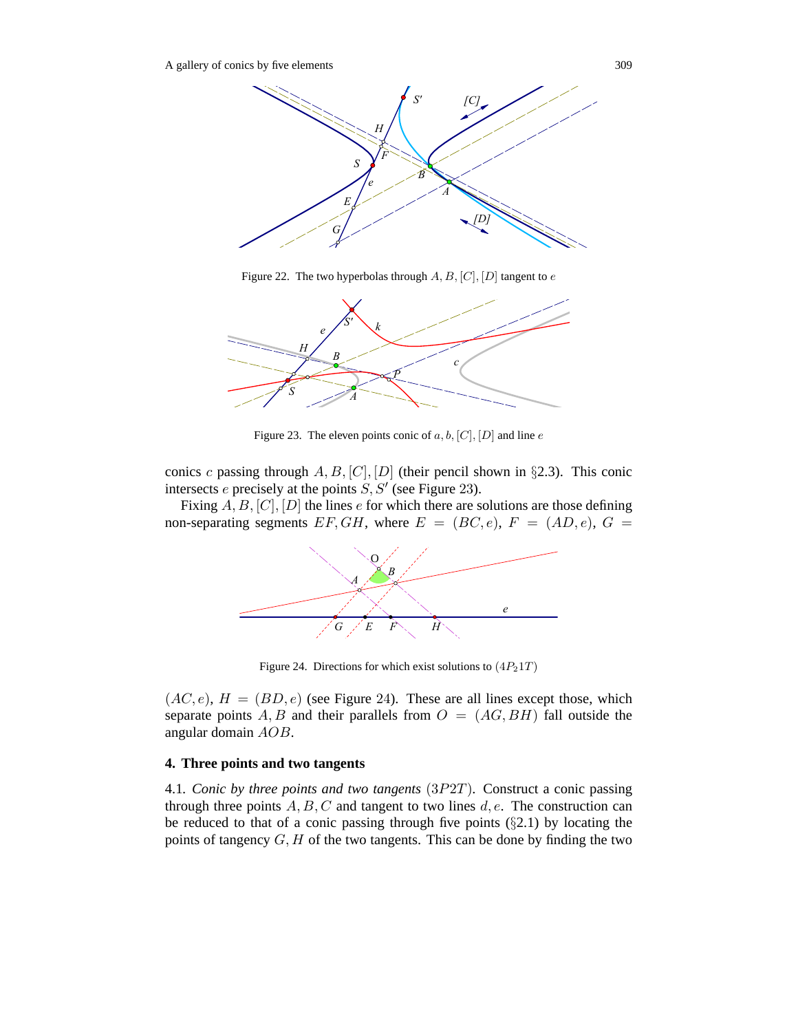Figure 22. The two hyperbolas through $A, B, [C], [D]$ tangent to $e$

Figure 23. The eleven points conic of $a, b, [C], [D]$ and line $e$

conics $c$ passing through $A, B, [C], [D]$ (their pencil shown in §2.3). This conic intersects $e$ precisely at the points $S, S'$ (see Figure 23).

Fixing $A, B, [C], [D]$ the lines $e$ for which there are solutions are those defining non-separating segments $EF, GH$, where $E = (BC, e)$, $F = (AD, e)$, $G = (AC, e)$, $H = (BD, e)$ (see Figure 24). These are all lines except those, which separate points $A, B$ and their parallels from $O = (AG, BH)$ fall outside the angular domain $AOB$.

Figure 24. Directions for which exist solutions to $(4P_21T)$

## 4. Three points and two tangents

4.1. *Conic by three points and two tangents* $(3P2T)$. Construct a conic passing through three points $A, B, C$ and tangent to two lines $d, e$. The construction can be reduced to that of a conic passing through five points (§2.1) by locating the points of tangency $G, H$ of the two tangents. This can be done by finding the two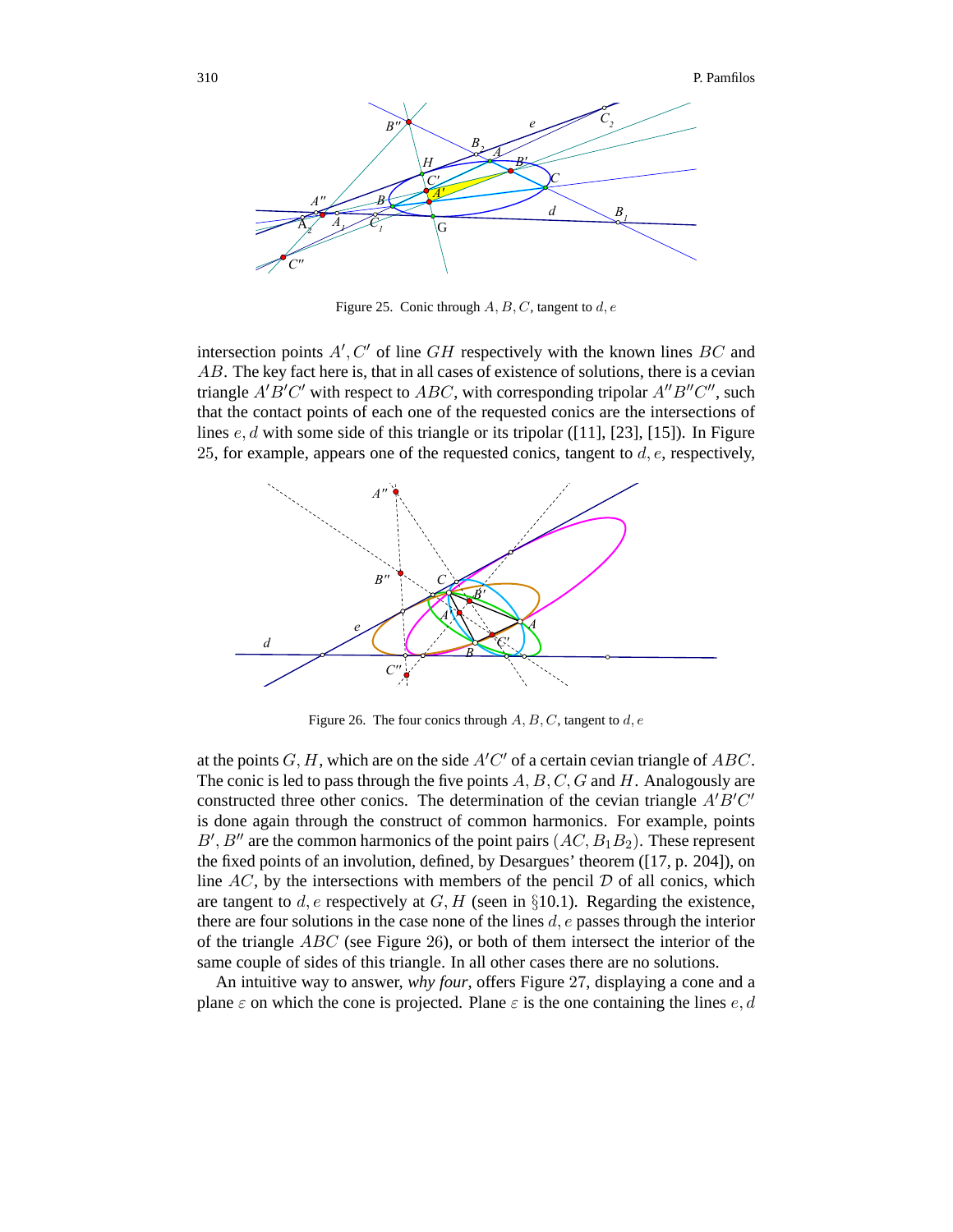Figure 25. Conic through $A, B, C$, tangent to $d, e$

intersection points $A', C'$ of line $GH$ respectively with the known lines $BC$ and $AB$. The key fact here is, that in all cases of existence of solutions, there is a cevian triangle $A'B'C'$ with respect to $ABC$, with corresponding tripolar $A''B''C''$, such that the contact points of each one of the requested conics are the intersections of lines $e, d$ with some side of this triangle or its tripolar ([11], [23], [15]). In Figure 25, for example, appears one of the requested conics, tangent to $d, e$, respectively,

Figure 26. The four conics through $A, B, C$, tangent to $d, e$

at the points $G, H$, which are on the side $A'C'$ of a certain cevian triangle of $ABC$. The conic is led to pass through the five points $A, B, C, G$ and $H$. Analogously are constructed three other conics. The determination of the cevian triangle $A'B'C'$ is done again through the construct of common harmonics. For example, points $B', B''$ are the common harmonics of the point pairs $(AC, B_1B_2)$. These represent the fixed points of an involution, defined, by Desargues' theorem ([17, p. 204]), on line $AC$, by the intersections with members of the pencil $\mathcal{D}$ of all conics, which are tangent to $d, e$ respectively at $G, H$ (seen in §10.1). Regarding the existence, there are four solutions in the case none of the lines $d, e$ passes through the interior of the triangle $ABC$ (see Figure 26), or both of them intersect the interior of the same couple of sides of this triangle. In all other cases there are no solutions.

An intuitive way to answer, *why four*, offers Figure 27, displaying a cone and a plane $\varepsilon$ on which the cone is projected. Plane $\varepsilon$ is the one containing the lines $e, d$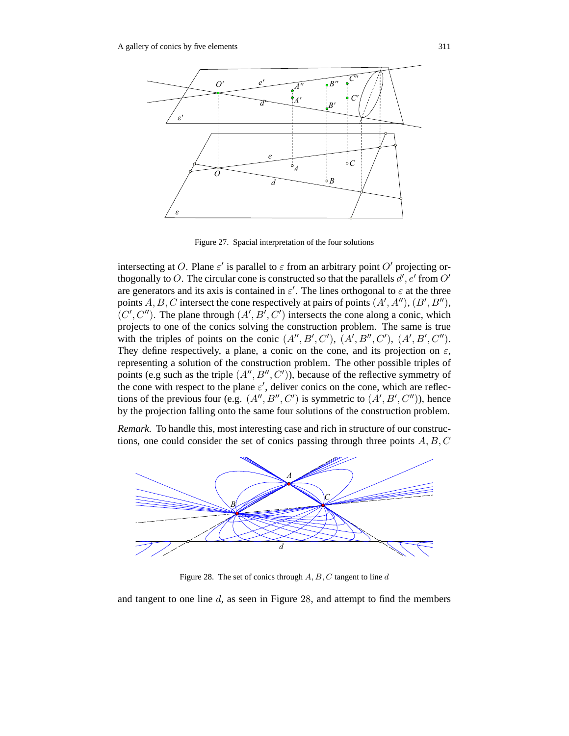Figure 27. Spacial interpretation of the four solutions

intersecting at $O$. Plane $\varepsilon'$ is parallel to $\varepsilon$ from an arbitrary point $O'$ projecting orthogonally to $O$. The circular cone is constructed so that the parallels $d', e'$ from $O'$ are generators and its axis is contained in $\varepsilon'$. The lines orthogonal to $\varepsilon$ at the three points $A, B, C$ intersect the cone respectively at pairs of points $(A', A'')$, $(B', B'')$, $(C', C'')$. The plane through $(A', B', C')$ intersects the cone along a conic, which projects to one of the conics solving the construction problem. The same is true with the triples of points on the conic $(A'', B', C')$, $(A', B'', C')$, $(A', B', C'')$. They define respectively, a plane, a conic on the cone, and its projection on $\varepsilon$, representing a solution of the construction problem. The other possible triples of points (e.g such as the triple $(A'', B'', C')$), because of the reflective symmetry of the cone with respect to the plane $\varepsilon'$, deliver conics on the cone, which are reflections of the previous four (e.g. $(A'', B'', C')$ is symmetric to $(A', B', C'')$), hence by the projection falling onto the same four solutions of the construction problem.

*Remark.* To handle this, most interesting case and rich in structure of our constructions, one could consider the set of conics passing through three points $A, B, C$

Figure 28. The set of conics through $A, B, C$ tangent to line $d$

and tangent to one line $d$, as seen in Figure 28, and attempt to find the members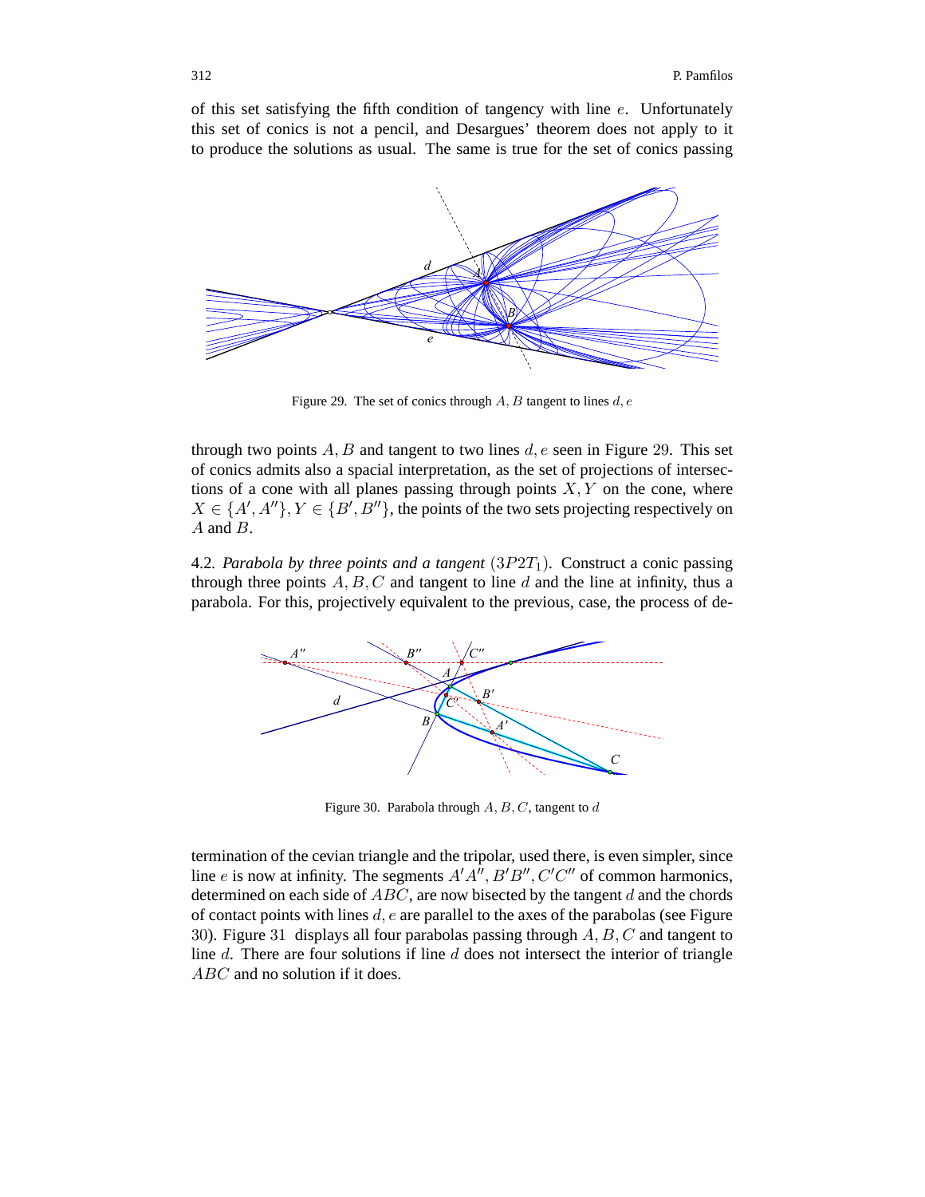of this set satisfying the fifth condition of tangency with line $e$. Unfortunately this set of conics is not a pencil, and Desargues' theorem does not apply to it to produce the solutions as usual. The same is true for the set of conics passing

Figure 29. The set of conics through $A, B$ tangent to lines $d, e$

through two points $A, B$ and tangent to two lines $d, e$ seen in Figure 29. This set of conics admits also a spacial interpretation, as the set of projections of intersections of a cone with all planes passing through points $X, Y$ on the cone, where $X \in \{A', A''\}, Y \in \{B', B''\}$, the points of the two sets projecting respectively on $A$ and $B$.

4.2. *Parabola by three points and a tangent* $(3P2T_1)$. Construct a conic passing through three points $A, B, C$ and tangent to line $d$ and the line at infinity, thus a parabola. For this, projectively equivalent to the previous, case, the process of de-

Figure 30. Parabola through $A, B, C$, tangent to $d$

termination of the cevian triangle and the tripolar, used there, is even simpler, since line $e$ is now at infinity. The segments $A'A'', B'B'', C'C''$ of common harmonics, determined on each side of $ABC$, are now bisected by the tangent $d$ and the chords of contact points with lines $d, e$ are parallel to the axes of the parabolas (see Figure 30). Figure 31 displays all four parabolas passing through $A, B, C$ and tangent to line $d$. There are four solutions if line $d$ does not intersect the interior of triangle $ABC$ and no solution if it does.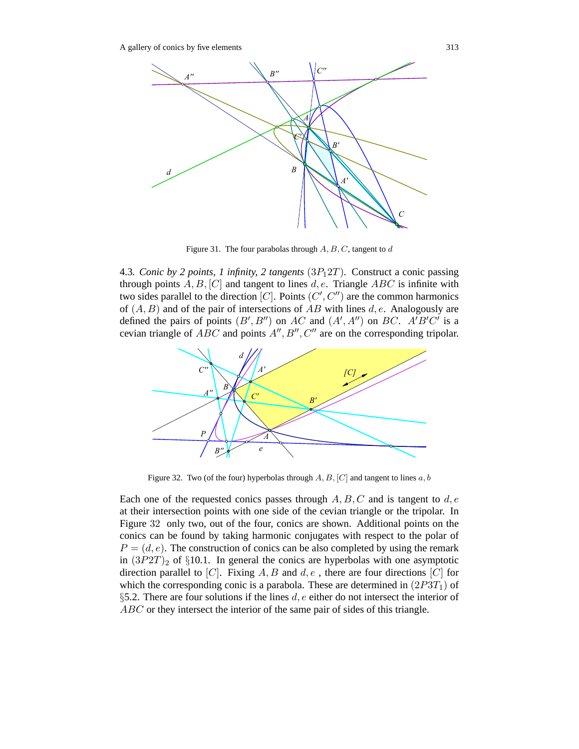Figure 31. The four parabolas through $A, B, C$, tangent to $d$

4.3. *Conic by 2 points, 1 infinity, 2 tangents* $(3P_12T)$. Construct a conic passing through points $A, B, [C]$ and tangent to lines $d, e$. Triangle $ABC$ is infinite with two sides parallel to the direction $[C]$. Points $(C', C'')$ are the common harmonics of $(A, B)$ and of the pair of intersections of $AB$ with lines $d, e$. Analogously are defined the pairs of points $(B', B'')$ on $AC$ and $(A', A'')$ on $BC$. $A'B'C'$ is a cevian triangle of $ABC$ and points $A'', B'', C''$ are on the corresponding tripolar.

Figure 32. Two (of the four) hyperbolas through $A, B, [C]$ and tangent to lines $a, b$

Each one of the requested conics passes through $A, B, C$ and is tangent to $d, e$ at their intersection points with one side of the cevian triangle or the tripolar. In Figure 32 only two, out of the four, conics are shown. Additional points on the conics can be found by taking harmonic conjugates with respect to the polar of $P = (d, e)$. The construction of conics can be also completed by using the remark in $(3P2T)_2$ of §10.1. In general the conics are hyperbolas with one asymptotic direction parallel to $[C]$. Fixing $A, B$ and $d, e$ , there are four directions $[C]$ for which the corresponding conic is a parabola. These are determined in $(2P3T_1)$ of §5.2. There are four solutions if the lines $d, e$ either do not intersect the interior of $ABC$ or they intersect the interior of the same pair of sides of this triangle.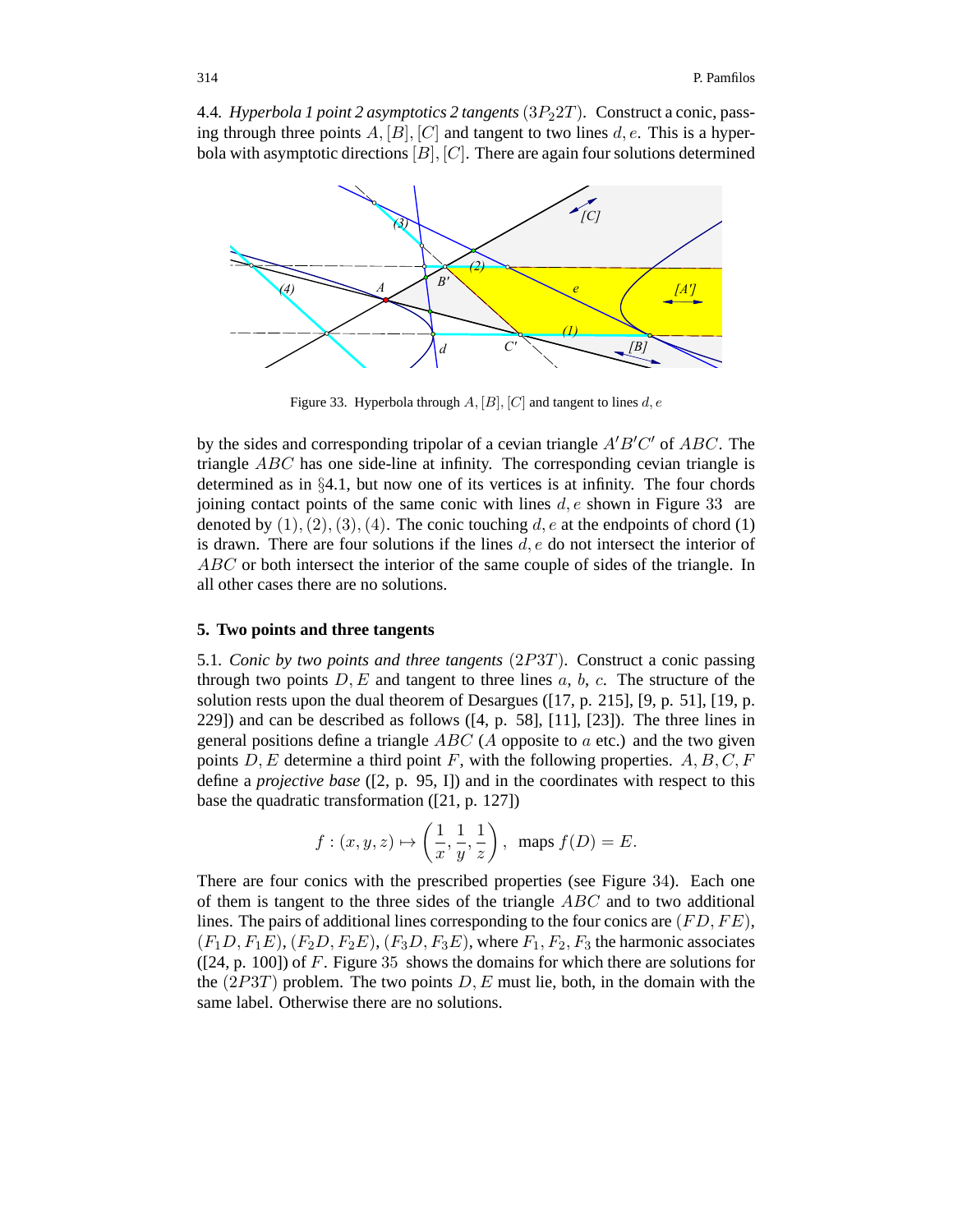4.4. *Hyperbola 1 point 2 asymptotics 2 tangents* $(3P_22T)$. Construct a conic, passing through three points $A, [B], [C]$ and tangent to two lines $d, e$. This is a hyperbola with asymptotic directions $[B], [C]$. There are again four solutions determined

Figure 33. Hyperbola through $A, [B], [C]$ and tangent to lines $d, e$

by the sides and corresponding tripolar of a cevian triangle $A'B'C'$ of $ABC$. The triangle $ABC$ has one side-line at infinity. The corresponding cevian triangle is determined as in §4.1, but now one of its vertices is at infinity. The four chords joining contact points of the same conic with lines $d, e$ shown in Figure 33 are denoted by $(1), (2), (3), (4)$. The conic touching $d, e$ at the endpoints of chord (1) is drawn. There are four solutions if the lines $d, e$ do not intersect the interior of $ABC$ or both intersect the interior of the same couple of sides of the triangle. In all other cases there are no solutions.

## 5. Two points and three tangents

5.1. *Conic by two points and three tangents* $(2P3T)$. Construct a conic passing through two points $D, E$ and tangent to three lines $a$, $b$, $c$. The structure of the solution rests upon the dual theorem of Desargues ([17, p. 215], [9, p. 51], [19, p. 229]) and can be described as follows ([4, p. 58], [11], [23]). The three lines in general positions define a triangle $ABC$ ($A$ opposite to $a$ etc.) and the two given points $D, E$ determine a third point $F$, with the following properties. $A, B, C, F$ define a *projective base* ([2, p. 95, I]) and in the coordinates with respect to this base the quadratic transformation ([21, p. 127])

$$f : (x, y, z) \mapsto \left(\frac{1}{x}, \frac{1}{y}, \frac{1}{z}\right), \text{ maps } f(D) = E.$$

There are four conics with the prescribed properties (see Figure 34). Each one of them is tangent to the three sides of the triangle $ABC$ and to two additional lines. The pairs of additional lines corresponding to the four conics are $(FD, FE)$, $(F_1D, F_1E)$, $(F_2D, F_2E)$, $(F_3D, F_3E)$, where $F_1$, $F_2$, $F_3$ the harmonic associates ([24, p. 100]) of $F$. Figure 35 shows the domains for which there are solutions for the $(2P3T)$ problem. The two points $D, E$ must lie, both, in the domain with the same label. Otherwise there are no solutions.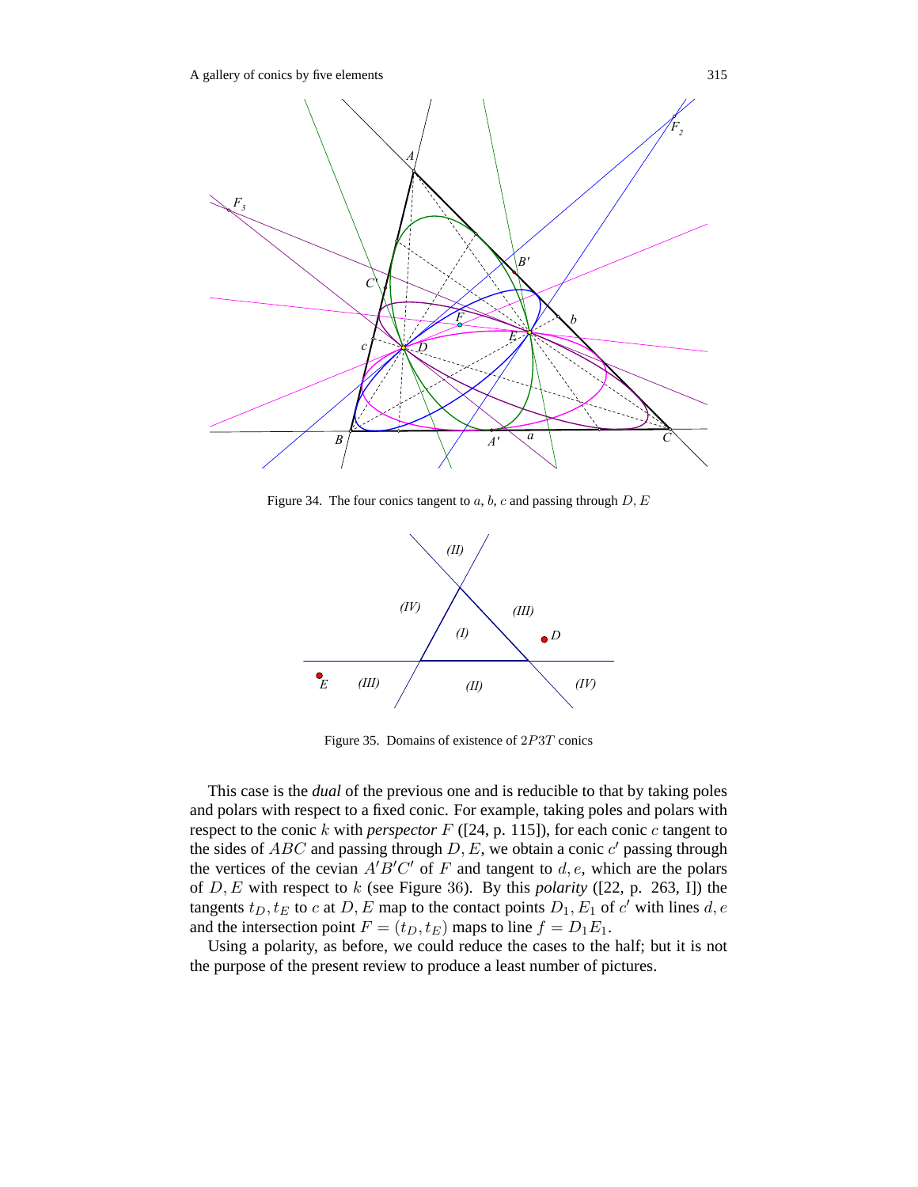Figure 34. The four conics tangent to $a$, $b$, $c$ and passing through $D, E$

Figure 35. Domains of existence of $2P3T$ conics

This case is the *dual* of the previous one and is reducible to that by taking poles and polars with respect to a fixed conic. For example, taking poles and polars with respect to the conic $k$ with *perspector* $F$ ([24, p. 115]), for each conic $c$ tangent to the sides of $ABC$ and passing through $D, E$, we obtain a conic $c'$ passing through the vertices of the cevian $A'B'C'$ of $F$ and tangent to $d, e$, which are the polars of $D, E$ with respect to $k$ (see Figure 36). By this *polarity* ([22, p. 263, I]) the tangents $t_D, t_E$ to $c$ at $D, E$ map to the contact points $D_1, E_1$ of $c'$ with lines $d, e$ and the intersection point $F = (t_D, t_E)$ maps to line $f = D_1E_1$.

Using a polarity, as before, we could reduce the cases to the half; but it is not the purpose of the present review to produce a least number of pictures.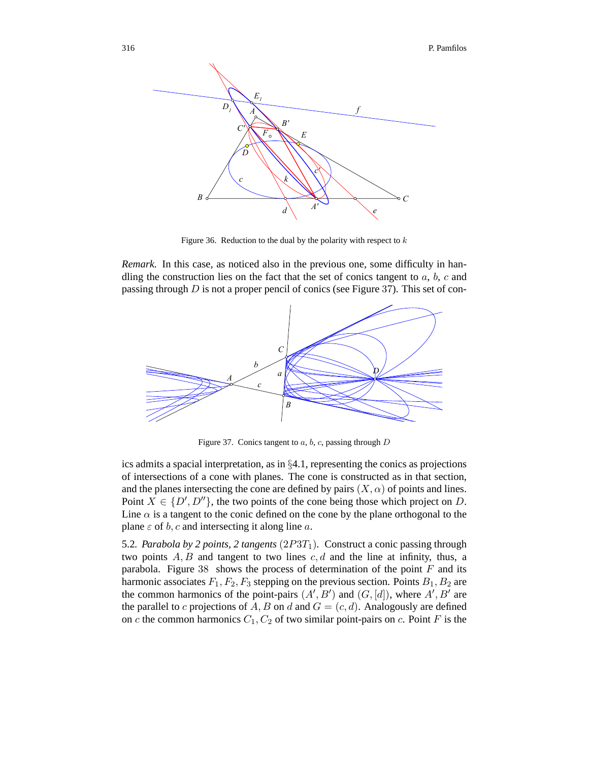Figure 36. Reduction to the dual by the polarity with respect to $k$

*Remark.* In this case, as noticed also in the previous one, some difficulty in handling the construction lies on the fact that the set of conics tangent to $a$, $b$, $c$ and passing through $D$ is not a proper pencil of conics (see Figure 37). This set of conics admits a spacial interpretation, as in §4.1, representing the conics as projections of intersections of a cone with planes. The cone is constructed as in that section, and the planes intersecting the cone are defined by pairs $(X, \alpha)$ of points and lines. Point $X \in \{D', D''\}$, the two points of the cone being those which project on $D$. Line $\alpha$ is a tangent to the conic defined on the cone by the plane orthogonal to the plane $\varepsilon$ of $b, c$ and intersecting it along line $a$.

Figure 37. Conics tangent to $a$, $b$, $c$, passing through $D$

5.2. *Parabola by 2 points, 2 tangents* $(2P3T_1)$. Construct a conic passing through two points $A, B$ and tangent to two lines $c, d$ and the line at infinity, thus, a parabola. Figure 38 shows the process of determination of the point $F$ and its harmonic associates $F_1, F_2, F_3$ stepping on the previous section. Points $B_1, B_2$ are the common harmonics of the point-pairs $(A', B')$ and $(G, [d])$, where $A', B'$ are the parallel to $c$ projections of $A, B$ on $d$ and $G = (c, d)$. Analogously are defined on $c$ the common harmonics $C_1, C_2$ of two similar point-pairs on $c$. Point $F$ is the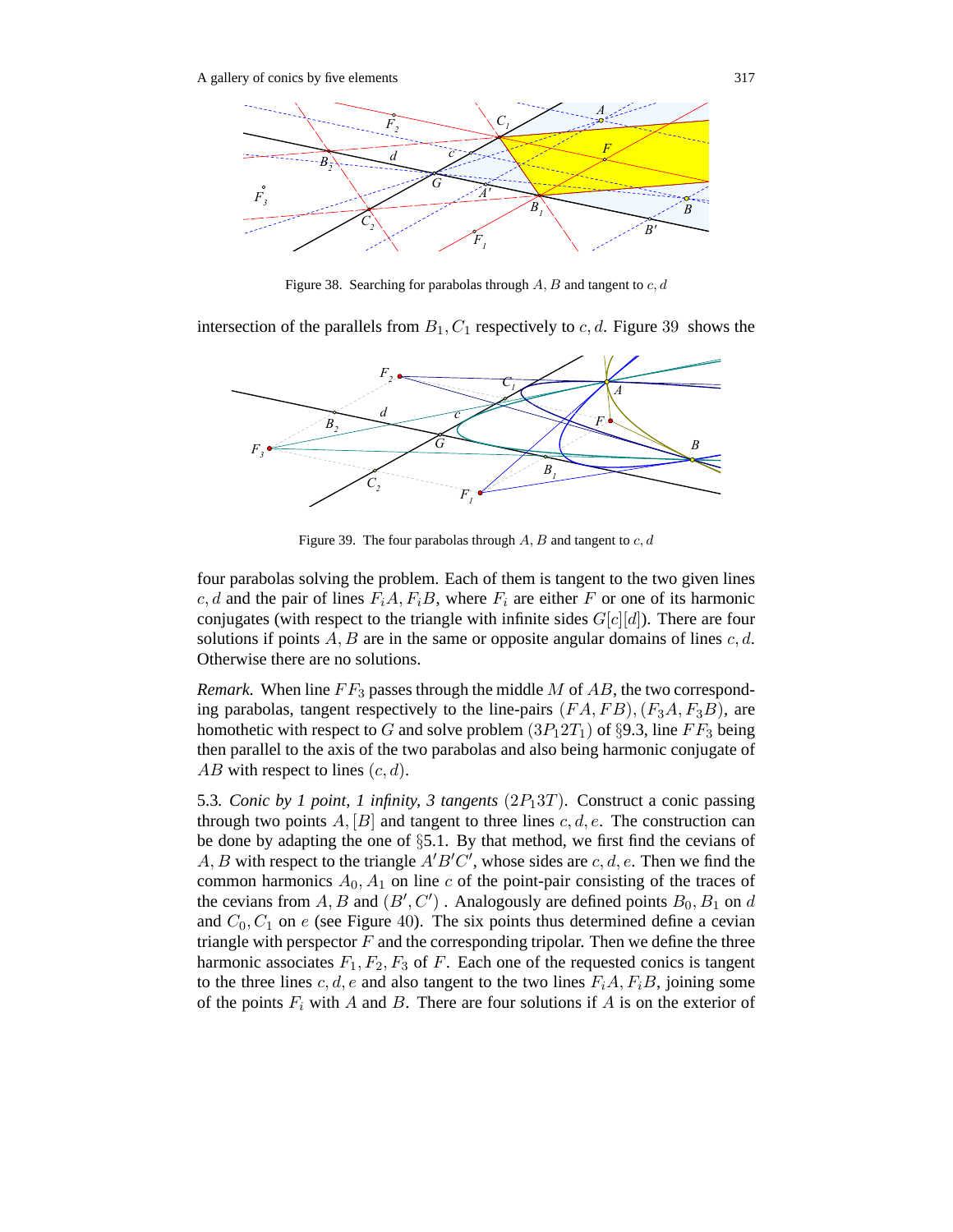Figure 38. Searching for parabolas through $A, B$ and tangent to $c, d$

intersection of the parallels from $B_1, C_1$ respectively to $c, d$. Figure 39 shows the

Figure 39. The four parabolas through $A, B$ and tangent to $c, d$

four parabolas solving the problem. Each of them is tangent to the two given lines $c, d$ and the pair of lines $F_iA, F_iB$, where $F_i$ are either $F$ or one of its harmonic conjugates (with respect to the triangle with infinite sides $G[c][d]$). There are four solutions if points $A, B$ are in the same or opposite angular domains of lines $c, d$. Otherwise there are no solutions.

*Remark.* When line $FF_3$ passes through the middle $M$ of $AB$, the two corresponding parabolas, tangent respectively to the line-pairs $(FA, FB), (F_3A, F_3B)$, are homothetic with respect to $G$ and solve problem $(3P_12T_1)$ of §9.3, line $FF_3$ being then parallel to the axis of the two parabolas and also being harmonic conjugate of $AB$ with respect to lines $(c, d)$.

5.3. *Conic by 1 point, 1 infinity, 3 tangents* $(2P_13T)$. Construct a conic passing through two points $A, [B]$ and tangent to three lines $c, d, e$. The construction can be done by adapting the one of §5.1. By that method, we first find the cevians of $A, B$ with respect to the triangle $A'B'C'$, whose sides are $c, d, e$. Then we find the common harmonics $A_0, A_1$ on line $c$ of the point-pair consisting of the traces of the cevians from $A, B$ and $(B', C')$ . Analogously are defined points $B_0, B_1$ on $d$ and $C_0, C_1$ on $e$ (see Figure 40). The six points thus determined define a cevian triangle with perspector $F$ and the corresponding tripolar. Then we define the three harmonic associates $F_1, F_2, F_3$ of $F$. Each one of the requested conics is tangent to the three lines $c, d, e$ and also tangent to the two lines $F_iA, F_iB$, joining some of the points $F_i$ with $A$ and $B$. There are four solutions if $A$ is on the exterior of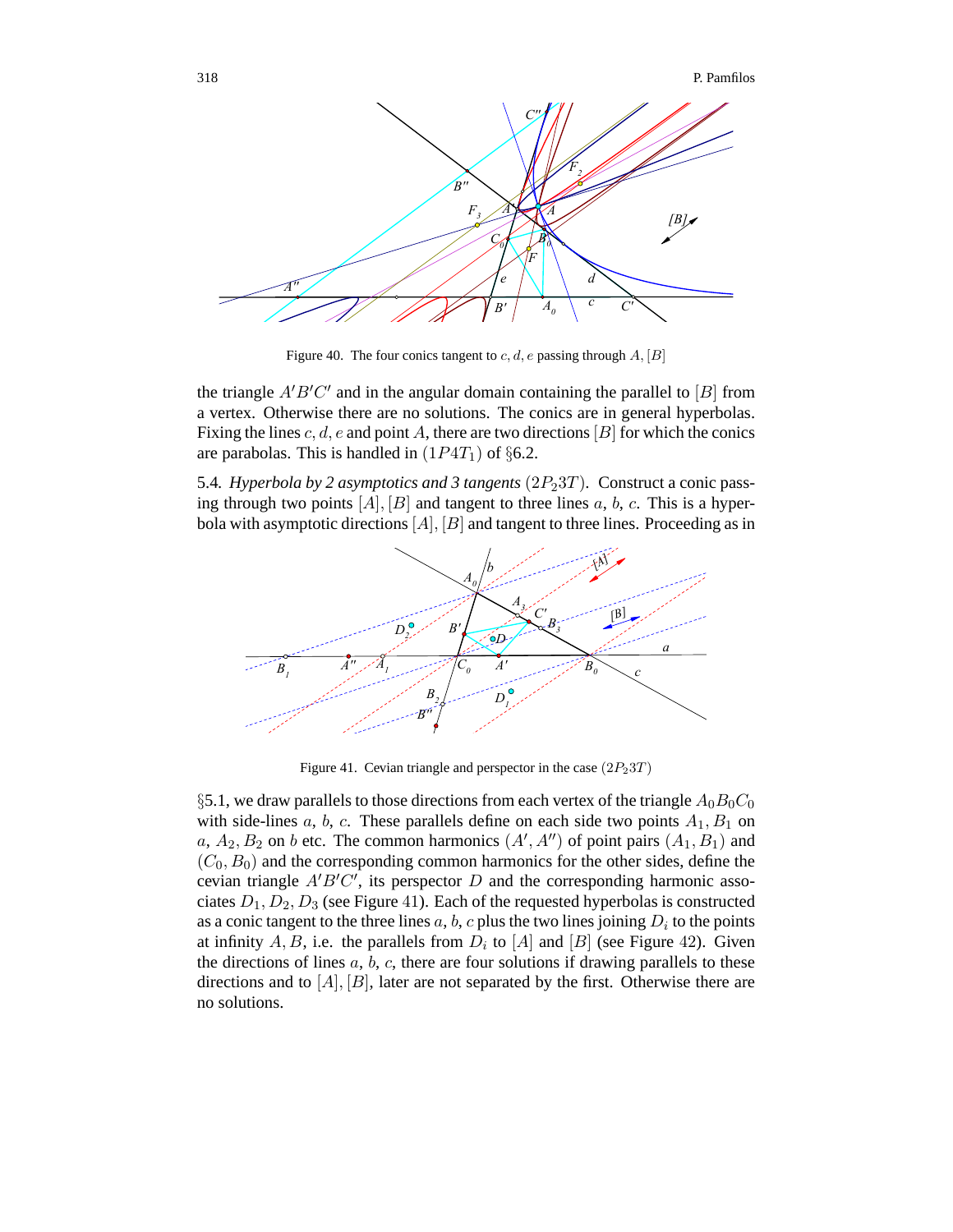Figure 40. The four conics tangent to $c, d, e$ passing through $A, [B]$

the triangle $A'B'C'$ and in the angular domain containing the parallel to $[B]$ from a vertex. Otherwise there are no solutions. The conics are in general hyperbolas. Fixing the lines $c, d, e$ and point $A$, there are two directions $[B]$ for which the conics are parabolas. This is handled in $(1P4T_1)$ of §6.2.

5.4. *Hyperbola by 2 asymptotics and 3 tangents* $(2P_23T)$. Construct a conic passing through two points $[A], [B]$ and tangent to three lines $a$, $b$, $c$. This is a hyperbola with asymptotic directions $[A], [B]$ and tangent to three lines. Proceeding as in

Figure 41. Cevian triangle and perspector in the case $(2P_23T)$

§5.1, we draw parallels to those directions from each vertex of the triangle $A_0B_0C_0$ with side-lines $a$, $b$, $c$. These parallels define on each side two points $A_1, B_1$ on $a$, $A_2, B_2$ on $b$ etc. The common harmonics $(A', A'')$ of point pairs $(A_1, B_1)$ and $(C_0, B_0)$ and the corresponding common harmonics for the other sides, define the cevian triangle $A'B'C'$, its perspector $D$ and the corresponding harmonic associates $D_1, D_2, D_3$ (see Figure 41). Each of the requested hyperbolas is constructed as a conic tangent to the three lines $a$, $b$, $c$ plus the two lines joining $D_i$ to the points at infinity $A, B$, i.e. the parallels from $D_i$ to $[A]$ and $[B]$ (see Figure 42). Given the directions of lines $a$, $b$, $c$, there are four solutions if drawing parallels to these directions and to $[A], [B]$, later are not separated by the first. Otherwise there are no solutions.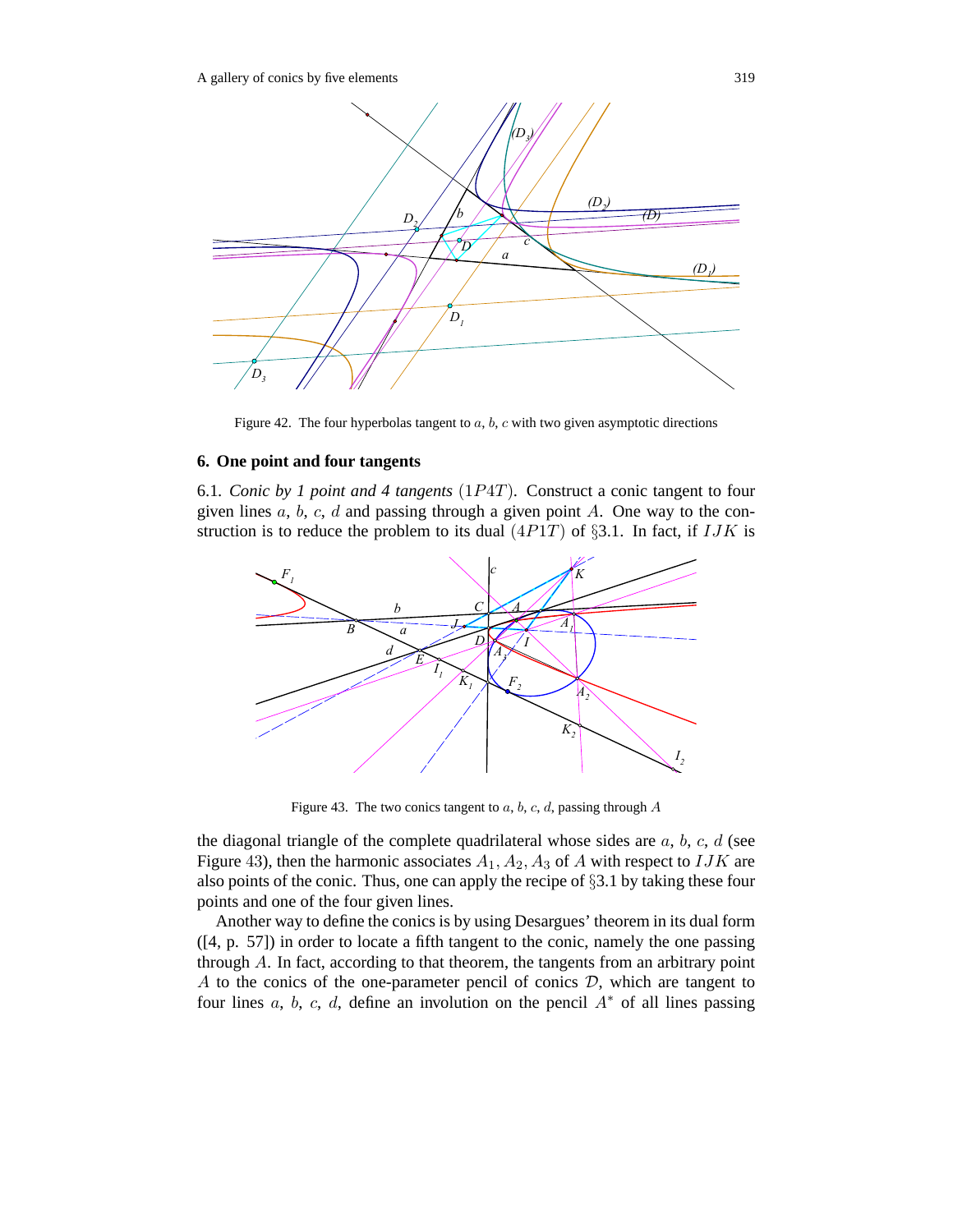Figure 42. The four hyperbolas tangent to $a$, $b$, $c$ with two given asymptotic directions

## 6. One point and four tangents

6.1. *Conic by 1 point and 4 tangents* $(1P4T)$. Construct a conic tangent to four given lines $a$, $b$, $c$, $d$ and passing through a given point $A$. One way to the construction is to reduce the problem to its dual $(4P1T)$ of §3.1. In fact, if $IJK$ is the diagonal triangle of the complete quadrilateral whose sides are $a$, $b$, $c$, $d$ (see Figure 43), then the harmonic associates $A_1, A_2, A_3$ of $A$ with respect to $IJK$ are also points of the conic. Thus, one can apply the recipe of §3.1 by taking these four points and one of the four given lines.

Figure 43. The two conics tangent to $a$, $b$, $c$, $d$, passing through $A$

Another way to define the conics is by using Desargues' theorem in its dual form ([4, p. 57]) in order to locate a fifth tangent to the conic, namely the one passing through $A$. In fact, according to that theorem, the tangents from an arbitrary point $A$ to the conics of the one-parameter pencil of conics $\mathcal{D}$, which are tangent to four lines $a$, $b$, $c$, $d$, define an involution on the pencil $A^*$ of all lines passing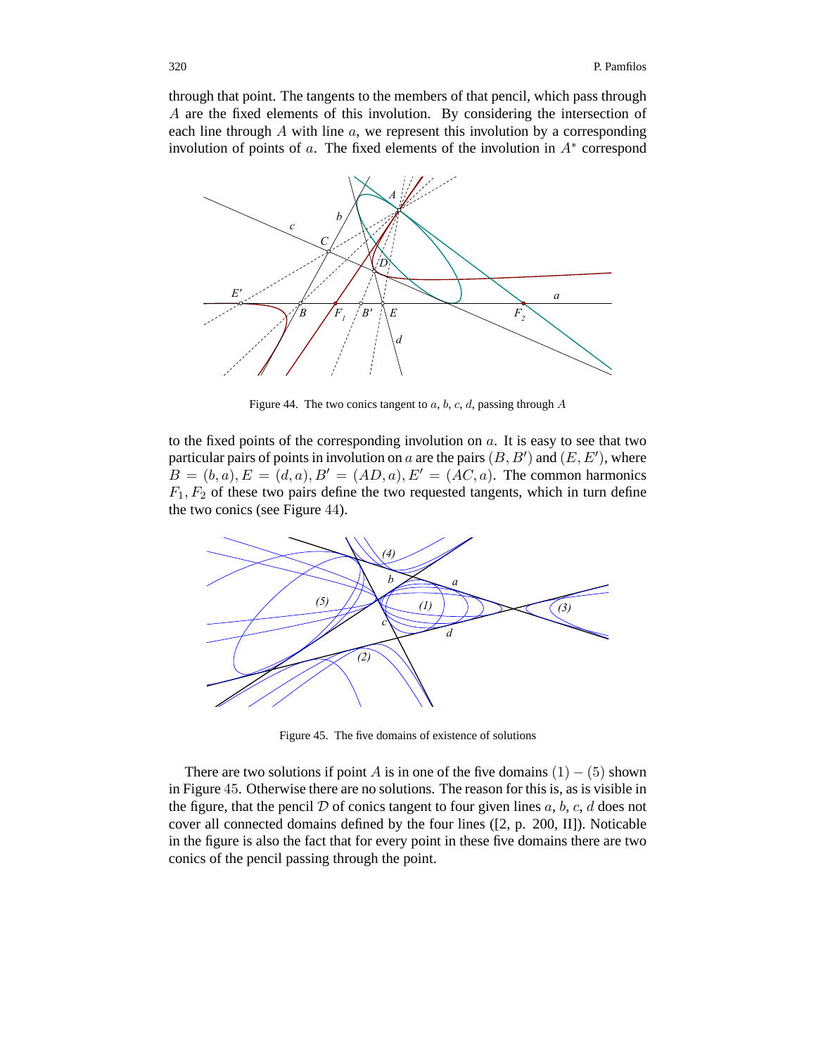through that point. The tangents to the members of that pencil, which pass through $A$ are the fixed elements of this involution. By considering the intersection of each line through $A$ with line $a$, we represent this involution by a corresponding involution of points of $a$. The fixed elements of the involution in $A^*$ correspond

Figure 44. The two conics tangent to $a$, $b$, $c$, $d$, passing through $A$

to the fixed points of the corresponding involution on $a$. It is easy to see that two particular pairs of points in involution on $a$ are the pairs $(B, B')$ and $(E, E')$, where $B = (b, a), E = (d, a), B' = (AD, a), E' = (AC, a)$. The common harmonics $F_1, F_2$ of these two pairs define the two requested tangents, which in turn define the two conics (see Figure 44).

Figure 45. The five domains of existence of solutions

There are two solutions if point $A$ is in one of the five domains $(1) - (5)$ shown in Figure 45. Otherwise there are no solutions. The reason for this is, as is visible in the figure, that the pencil $\mathcal{D}$ of conics tangent to four given lines $a$, $b$, $c$, $d$ does not cover all connected domains defined by the four lines ([2, p. 200, II]). Noticable in the figure is also the fact that for every point in these five domains there are two conics of the pencil passing through the point.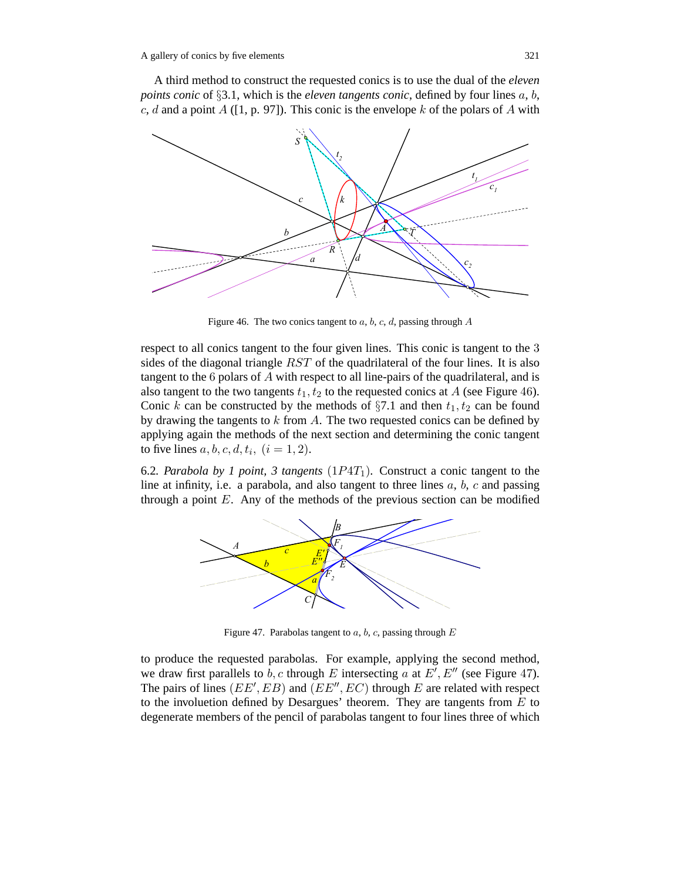A third method to construct the requested conics is to use the dual of the *eleven points conic* of §3.1, which is the *eleven tangents conic*, defined by four lines $a$, $b$, $c$, $d$ and a point $A$ ([1, p. 97]). This conic is the envelope $k$ of the polars of $A$ with respect to all conics tangent to the four given lines. This conic is tangent to the 3 sides of the diagonal triangle $RST$ of the quadrilateral of the four lines. It is also tangent to the 6 polars of $A$ with respect to all line-pairs of the quadrilateral, and is also tangent to the two tangents $t_1, t_2$ to the requested conics at $A$ (see Figure 46). Conic $k$ can be constructed by the methods of §7.1 and then $t_1, t_2$ can be found by drawing the tangents to $k$ from $A$. The two requested conics can be defined by applying again the methods of the next section and determining the conic tangent to five lines $a, b, c, d, t_i,\ (i = 1, 2)$.

Figure 46. The two conics tangent to $a$, $b$, $c$, $d$, passing through $A$

6.2. *Parabola by 1 point, 3 tangents* $(1P4T_1)$. Construct a conic tangent to the line at infinity, i.e. a parabola, and also tangent to three lines $a$, $b$, $c$ and passing through a point $E$. Any of the methods of the previous section can be modified to produce the requested parabolas. For example, applying the second method, we draw first parallels to $b, c$ through $E$ intersecting $a$ at $E', E''$ (see Figure 47). The pairs of lines $(EE', EB)$ and $(EE'', EC)$ through $E$ are related with respect to the involuetion defined by Desargues' theorem. They are tangents from $E$ to degenerate members of the pencil of parabolas tangent to four lines three of which

Figure 47. Parabolas tangent to $a$, $b$, $c$, passing through $E$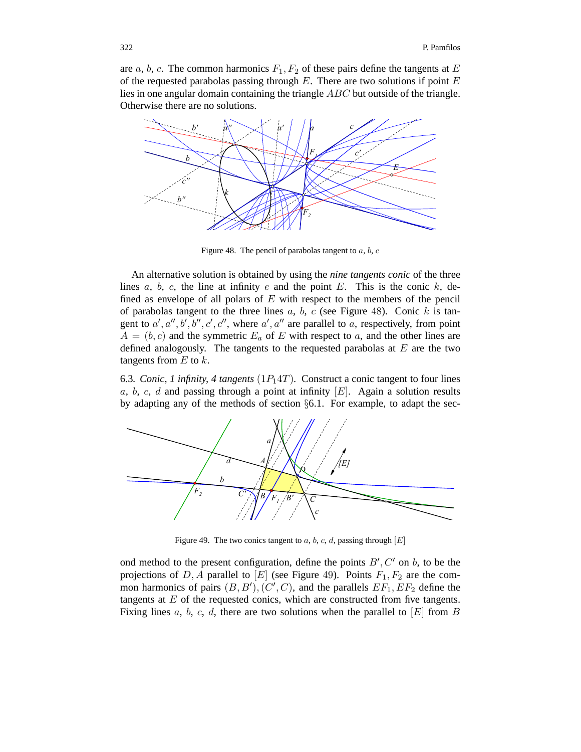are $a$, $b$, $c$. The common harmonics $F_1, F_2$ of these pairs define the tangents at $E$ of the requested parabolas passing through $E$. There are two solutions if point $E$ lies in one angular domain containing the triangle $ABC$ but outside of the triangle. Otherwise there are no solutions.

Figure 48. The pencil of parabolas tangent to $a$, $b$, $c$

An alternative solution is obtained by using the *nine tangents conic* of the three lines $a$, $b$, $c$, the line at infinity $e$ and the point $E$. This is the conic $k$, defined as envelope of all polars of $E$ with respect to the members of the pencil of parabolas tangent to the three lines $a$, $b$, $c$ (see Figure 48). Conic $k$ is tangent to $a', a'', b', b'', c', c''$, where $a', a''$ are parallel to $a$, respectively, from point $A = (b, c)$ and the symmetric $E_a$ of $E$ with respect to $a$, and the other lines are defined analogously. The tangents to the requested parabolas at $E$ are the two tangents from $E$ to $k$.

6.3. *Conic, 1 infinity, 4 tangents* $(1P_14T)$. Construct a conic tangent to four lines $a$, $b$, $c$, $d$ and passing through a point at infinity $[E]$. Again a solution results by adapting any of the methods of section §6.1. For example, to adapt the second method to the present configuration, define the points $B', C'$ on $b$, to be the projections of $D, A$ parallel to $[E]$ (see Figure 49). Points $F_1, F_2$ are the common harmonics of pairs $(B, B'), (C', C)$, and the parallels $EF_1, EF_2$ define the tangents at $E$ of the requested conics, which are constructed from five tangents. Fixing lines $a$, $b$, $c$, $d$, there are two solutions when the parallel to $[E]$ from $B$

Figure 49. The two conics tangent to $a$, $b$, $c$, $d$, passing through $[E]$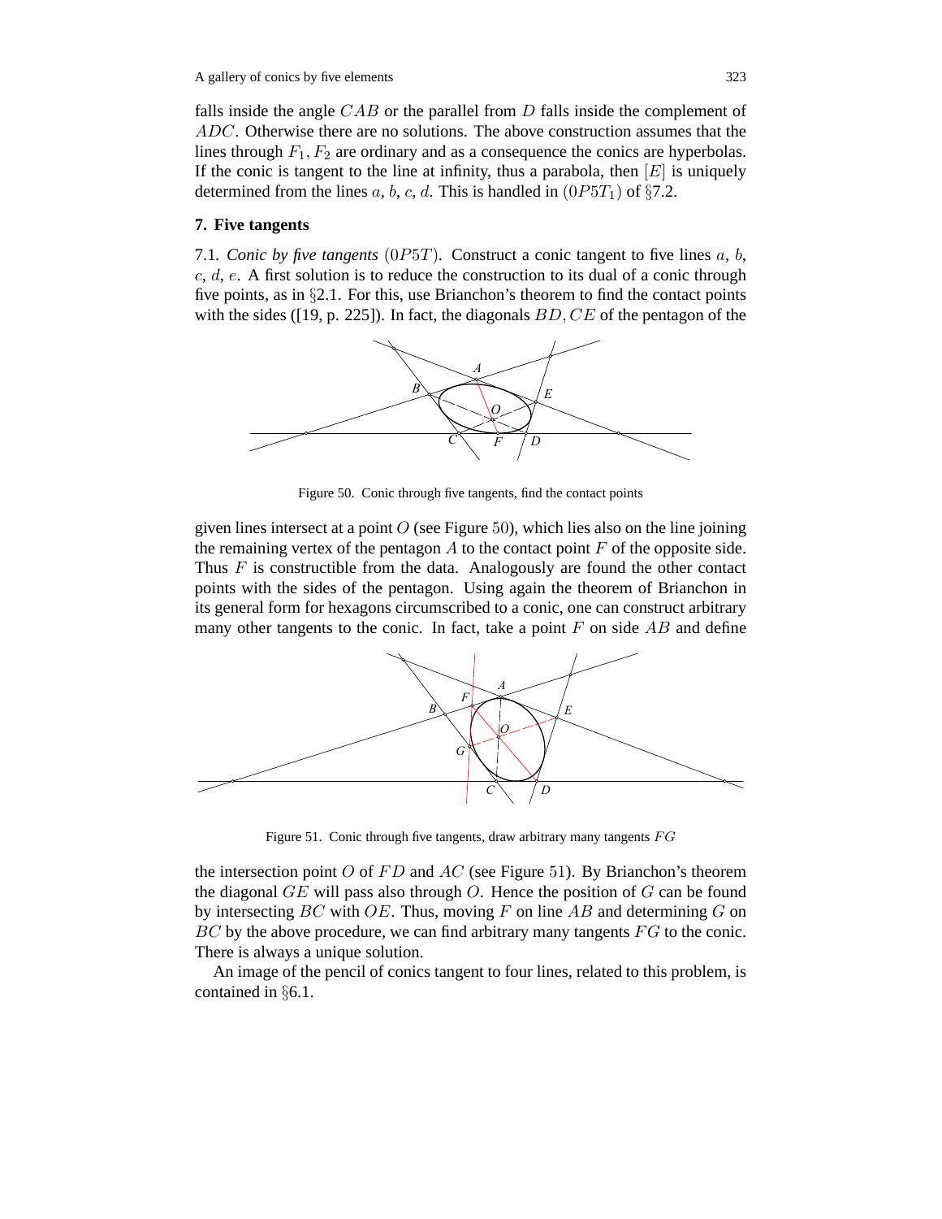falls inside the angle $CAB$ or the parallel from $D$ falls inside the complement of $ADC$. Otherwise there are no solutions. The above construction assumes that the lines through $F_1, F_2$ are ordinary and as a consequence the conics are hyperbolas. If the conic is tangent to the line at infinity, thus a parabola, then $[E]$ is uniquely determined from the lines $a$, $b$, $c$, $d$. This is handled in $(0P5T_1)$ of §7.2.

## 7. Five tangents

7.1. *Conic by five tangents* $(0P5T)$. Construct a conic tangent to five lines $a$, $b$, $c$, $d$, $e$. A first solution is to reduce the construction to its dual of a conic through five points, as in §2.1. For this, use Brianchon's theorem to find the contact points with the sides ([19, p. 225]). In fact, the diagonals $BD, CE$ of the pentagon of the given lines intersect at a point $O$ (see Figure 50), which lies also on the line joining the remaining vertex of the pentagon $A$ to the contact point $F$ of the opposite side. Thus $F$ is constructible from the data. Analogously are found the other contact points with the sides of the pentagon. Using again the theorem of Brianchon in its general form for hexagons circumscribed to a conic, one can construct arbitrary many other tangents to the conic. In fact, take a point $F$ on side $AB$ and define

Figure 50. Conic through five tangents, find the contact points

the intersection point $O$ of $FD$ and $AC$ (see Figure 51). By Brianchon's theorem the diagonal $GE$ will pass also through $O$. Hence the position of $G$ can be found by intersecting $BC$ with $OE$. Thus, moving $F$ on line $AB$ and determining $G$ on $BC$ by the above procedure, we can find arbitrary many tangents $FG$ to the conic. There is always a unique solution.

Figure 51. Conic through five tangents, draw arbitrary many tangents $FG$

An image of the pencil of conics tangent to four lines, related to this problem, is contained in §6.1.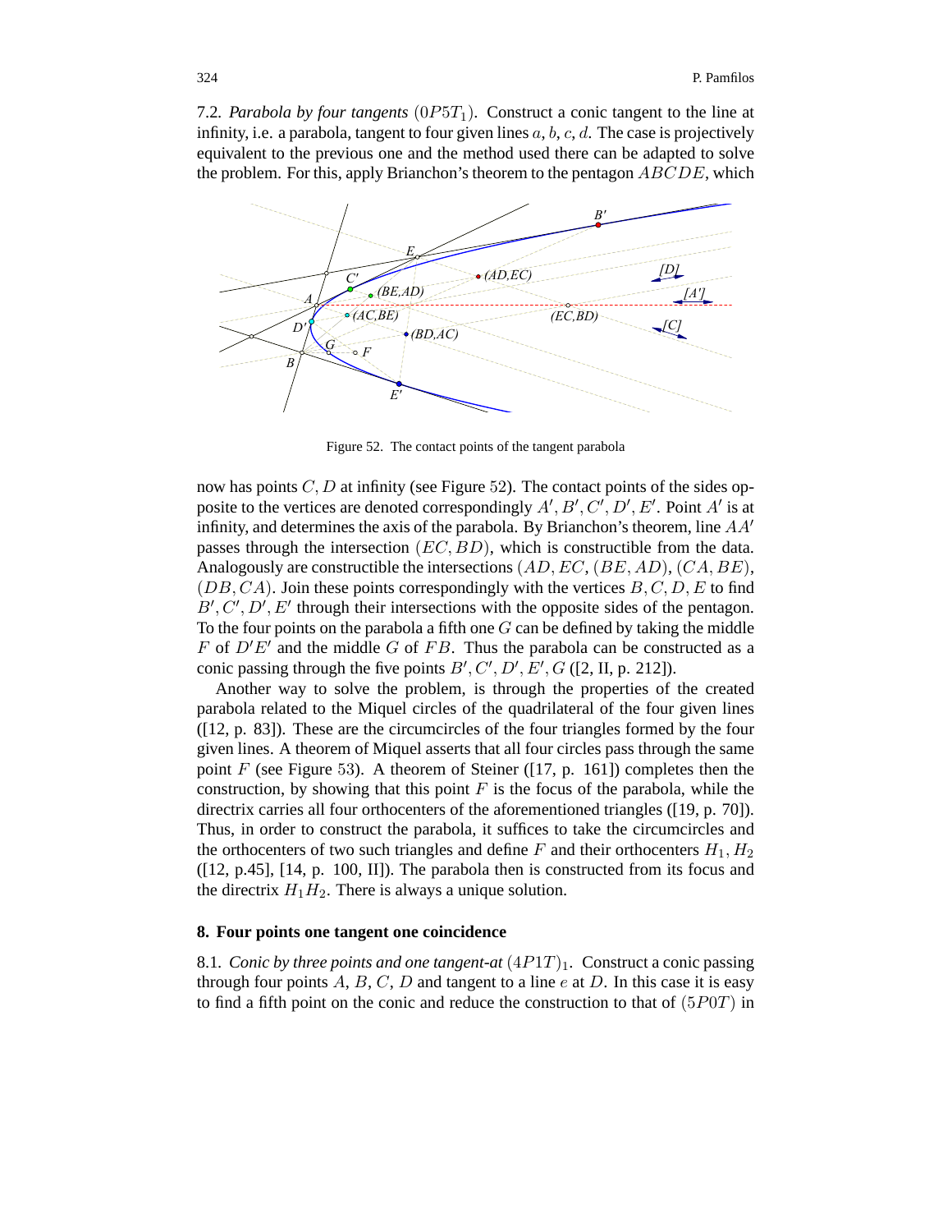7.2. *Parabola by four tangents* $(0P5T_1)$. Construct a conic tangent to the line at infinity, i.e. a parabola, tangent to four given lines $a$, $b$, $c$, $d$. The case is projectively equivalent to the previous one and the method used there can be adapted to solve the problem. For this, apply Brianchon's theorem to the pentagon $ABCDE$, which

Figure 52. The contact points of the tangent parabola

now has points $C, D$ at infinity (see Figure 52). The contact points of the sides opposite to the vertices are denoted correspondingly $A', B', C', D', E'$. Point $A'$ is at infinity, and determines the axis of the parabola. By Brianchon's theorem, line $AA'$ passes through the intersection $(EC, BD)$, which is constructible from the data. Analogously are constructible the intersections $(AD, EC)$, $(BE, AD)$, $(CA, BE)$, $(DB, CA)$. Join these points correspondingly with the vertices $B, C, D, E$ to find $B', C', D', E'$ through their intersections with the opposite sides of the pentagon. To the four points on the parabola a fifth one $G$ can be defined by taking the middle $F$ of $D'E'$ and the middle $G$ of $FB$. Thus the parabola can be constructed as a conic passing through the five points $B', C', D', E', G$ ([2, II, p. 212]).

Another way to solve the problem, is through the properties of the created parabola related to the Miquel circles of the quadrilateral of the four given lines ([12, p. 83]). These are the circumcircles of the four triangles formed by the four given lines. A theorem of Miquel asserts that all four circles pass through the same point $F$ (see Figure 53). A theorem of Steiner ([17, p. 161]) completes then the construction, by showing that this point $F$ is the focus of the parabola, while the directrix carries all four orthocenters of the aforementioned triangles ([19, p. 70]). Thus, in order to construct the parabola, it suffices to take the circumcircles and the orthocenters of two such triangles and define $F$ and their orthocenters $H_1, H_2$ ([12, p.45], [14, p. 100, II]). The parabola then is constructed from its focus and the directrix $H_1H_2$. There is always a unique solution.

## 8. Four points one tangent one coincidence

8.1. *Conic by three points and one tangent-at* $(4P1T)_1$. Construct a conic passing through four points $A$, $B$, $C$, $D$ and tangent to a line $e$ at $D$. In this case it is easy to find a fifth point on the conic and reduce the construction to that of $(5P0T)$ in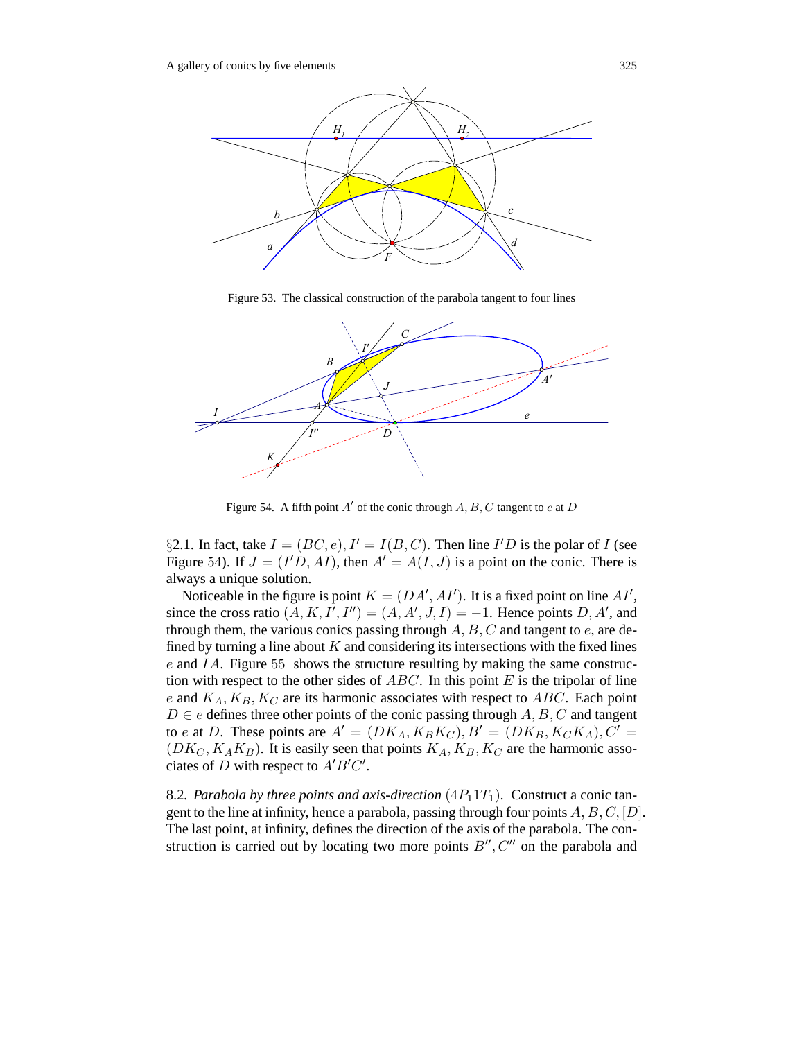Figure 53. The classical construction of the parabola tangent to four lines

Figure 54. A fifth point $A'$ of the conic through $A, B, C$ tangent to $e$ at $D$

§2.1. In fact, take $I = (BC, e), I' = I(B, C)$. Then line $I'D$ is the polar of $I$ (see Figure 54). If $J = (I'D, AI)$, then $A' = A(I, J)$ is a point on the conic. There is always a unique solution.

Noticeable in the figure is point $K = (DA', AI')$. It is a fixed point on line $AI'$, since the cross ratio $(A, K, I', I'') = (A, A', J, I) = -1$. Hence points $D, A'$, and through them, the various conics passing through $A, B, C$ and tangent to $e$, are defined by turning a line about $K$ and considering its intersections with the fixed lines $e$ and $IA$. Figure 55 shows the structure resulting by making the same construction with respect to the other sides of $ABC$. In this point $E$ is the tripolar of line $e$ and $K_A, K_B, K_C$ are its harmonic associates with respect to $ABC$. Each point $D \in e$ defines three other points of the conic passing through $A, B, C$ and tangent to $e$ at $D$. These points are $A' = (DK_A, K_BK_C), B' = (DK_B, K_CK_A), C' = (DK_C, K_AK_B)$. It is easily seen that points $K_A, K_B, K_C$ are the harmonic associates of $D$ with respect to $A'B'C'$.

8.2. *Parabola by three points and axis-direction* $(4P_11T_1)$. Construct a conic tangent to the line at infinity, hence a parabola, passing through four points $A, B, C, [D]$. The last point, at infinity, defines the direction of the axis of the parabola. The construction is carried out by locating two more points $B'', C''$ on the parabola and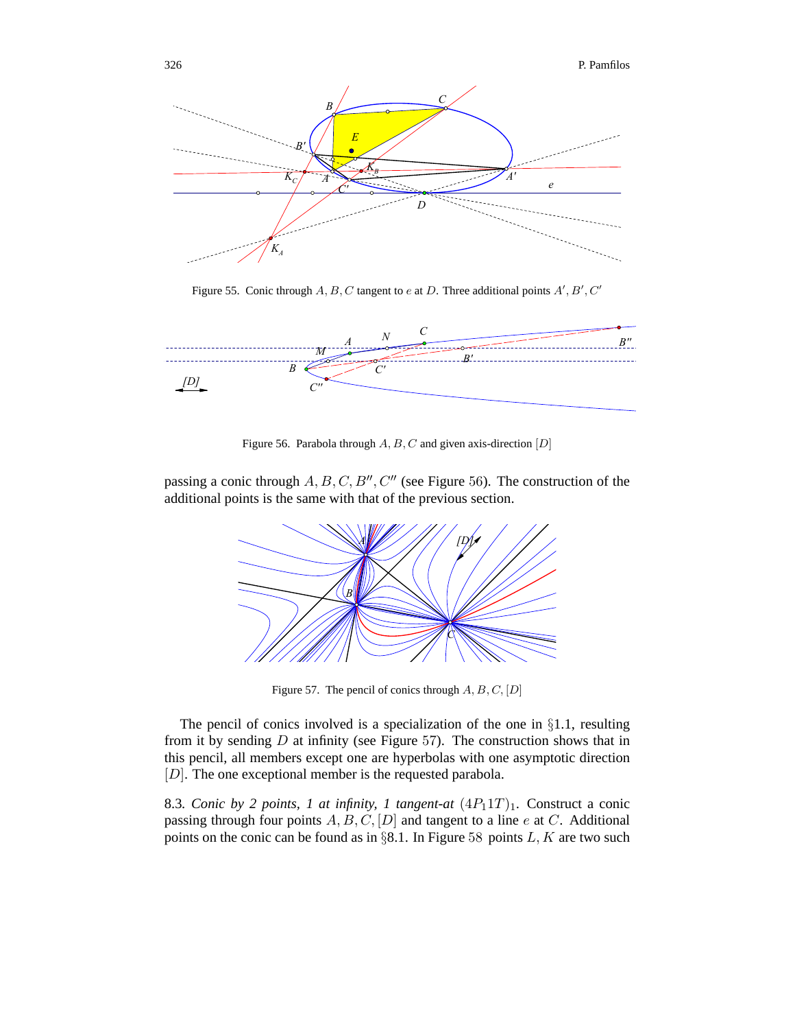Figure 55. Conic through $A, B, C$ tangent to $e$ at $D$. Three additional points $A', B', C'$

Figure 56. Parabola through $A, B, C$ and given axis-direction $[D]$

passing a conic through $A, B, C, B'', C''$ (see Figure 56). The construction of the additional points is the same with that of the previous section.

Figure 57. The pencil of conics through $A, B, C, [D]$

The pencil of conics involved is a specialization of the one in §1.1, resulting from it by sending $D$ at infinity (see Figure 57). The construction shows that in this pencil, all members except one are hyperbolas with one asymptotic direction $[D]$. The one exceptional member is the requested parabola.

8.3. *Conic by 2 points, 1 at infinity, 1 tangent-at* $(4P_1 1T)_1$. Construct a conic passing through four points $A, B, C, [D]$ and tangent to a line $e$ at $C$. Additional points on the conic can be found as in §8.1. In Figure 58 points $L, K$ are two such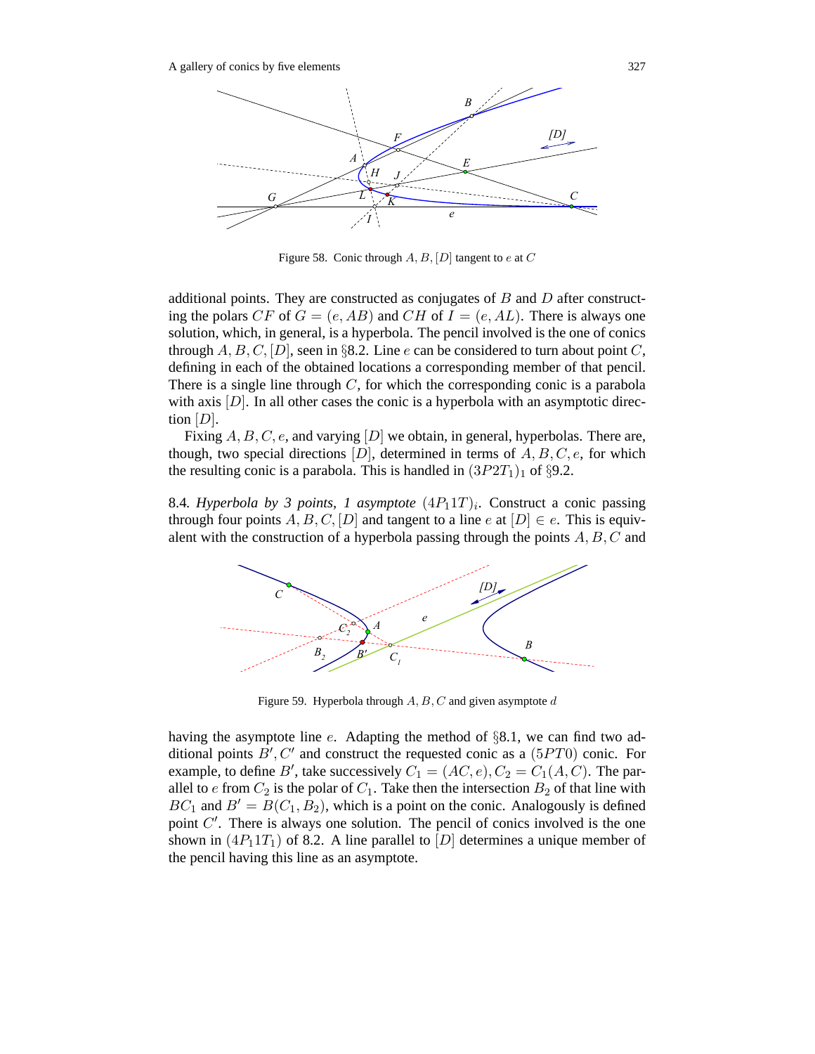Figure 58. Conic through $A, B, [D]$ tangent to $e$ at $C$

additional points. They are constructed as conjugates of $B$ and $D$ after constructing the polars $CF$ of $G = (e, AB)$ and $CH$ of $I = (e, AL)$. There is always one solution, which, in general, is a hyperbola. The pencil involved is the one of conics through $A, B, C, [D]$, seen in §8.2. Line $e$ can be considered to turn about point $C$, defining in each of the obtained locations a corresponding member of that pencil. There is a single line through $C$, for which the corresponding conic is a parabola with axis $[D]$. In all other cases the conic is a hyperbola with an asymptotic direction $[D]$.

Fixing $A, B, C, e$, and varying $[D]$ we obtain, in general, hyperbolas. There are, though, two special directions $[D]$, determined in terms of $A, B, C, e$, for which the resulting conic is a parabola. This is handled in $(3P2T_1)_1$ of §9.2.

8.4. *Hyperbola by 3 points, 1 asymptote* $(4P_11T)_i$. Construct a conic passing through four points $A, B, C, [D]$ and tangent to a line $e$ at $[D] \in e$. This is equivalent with the construction of a hyperbola passing through the points $A, B, C$ and

Figure 59. Hyperbola through $A, B, C$ and given asymptote $d$

having the asymptote line $e$. Adapting the method of §8.1, we can find two additional points $B', C'$ and construct the requested conic as a $(5PT0)$ conic. For example, to define $B'$, take successively $C_1 = (AC, e), C_2 = C_1(A, C)$. The parallel to $e$ from $C_2$ is the polar of $C_1$. Take then the intersection $B_2$ of that line with $BC_1$ and $B' = B(C_1, B_2)$, which is a point on the conic. Analogously is defined point $C'$. There is always one solution. The pencil of conics involved is the one shown in $(4P_11T_1)$ of 8.2. A line parallel to $[D]$ determines a unique member of the pencil having this line as an asymptote.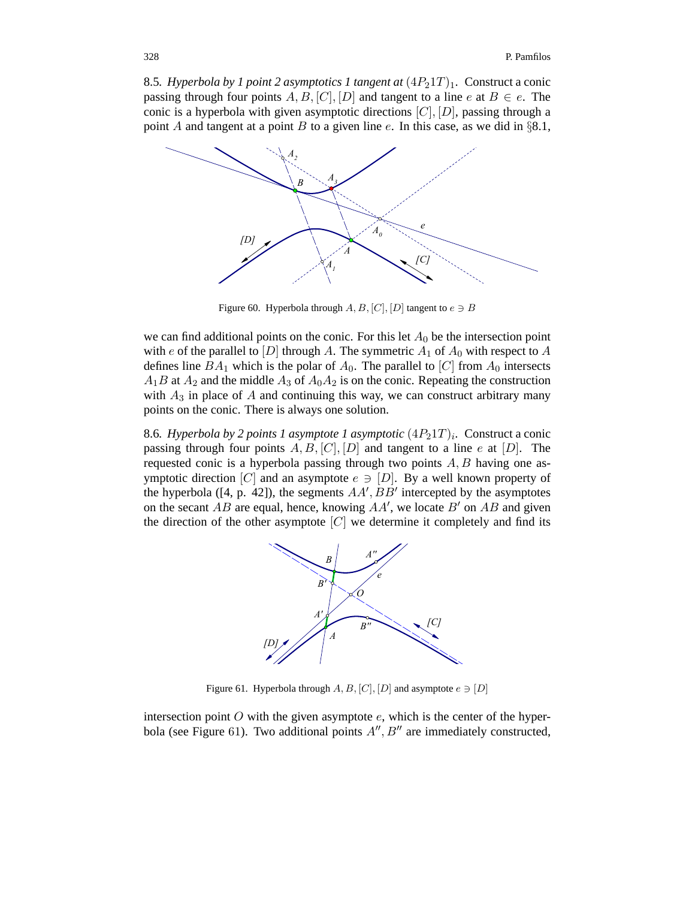8.5. *Hyperbola by 1 point 2 asymptotics 1 tangent at* $(4P_21T)_1$. Construct a conic passing through four points $A, B, [C], [D]$ and tangent to a line $e$ at $B \in e$. The conic is a hyperbola with given asymptotic directions $[C], [D]$, passing through a point $A$ and tangent at a point $B$ to a given line $e$. In this case, as we did in §8.1,

Figure 60. Hyperbola through $A, B, [C], [D]$ tangent to $e \ni B$

we can find additional points on the conic. For this let $A_0$ be the intersection point with $e$ of the parallel to $[D]$ through $A$. The symmetric $A_1$ of $A_0$ with respect to $A$ defines line $BA_1$ which is the polar of $A_0$. The parallel to $[C]$ from $A_0$ intersects $A_1B$ at $A_2$ and the middle $A_3$ of $A_0A_2$ is on the conic. Repeating the construction with $A_3$ in place of $A$ and continuing this way, we can construct arbitrary many points on the conic. There is always one solution.

8.6. *Hyperbola by 2 points 1 asymptote 1 asymptotic* $(4P_21T)_i$. Construct a conic passing through four points $A, B, [C], [D]$ and tangent to a line $e$ at $[D]$. The requested conic is a hyperbola passing through two points $A, B$ having one asymptotic direction $[C]$ and an asymptote $e \ni [D]$. By a well known property of the hyperbola ([4, p. 42]), the segments $AA', BB'$ intercepted by the asymptotes on the secant $AB$ are equal, hence, knowing $AA'$, we locate $B'$ on $AB$ and given the direction of the other asymptote $[C]$ we determine it completely and find its

Figure 61. Hyperbola through $A, B, [C], [D]$ and asymptote $e \ni [D]$

intersection point $O$ with the given asymptote $e$, which is the center of the hyperbola (see Figure 61). Two additional points $A'', B''$ are immediately constructed,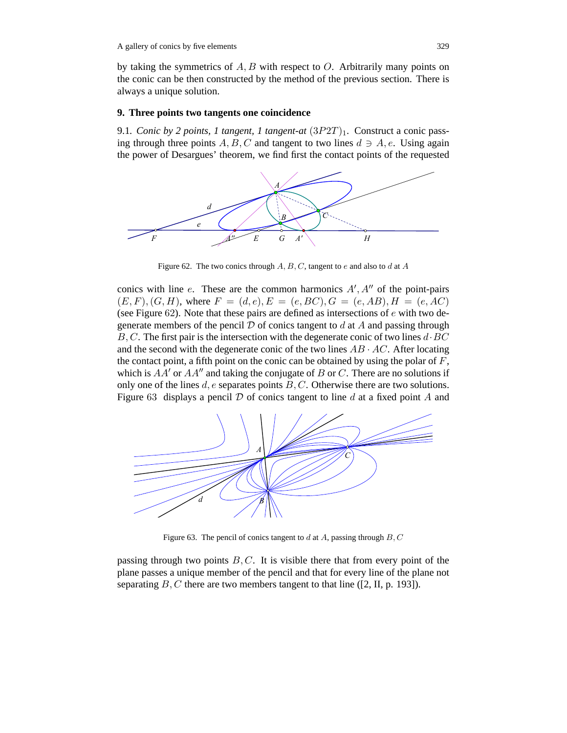by taking the symmetrics of $A, B$ with respect to $O$. Arbitrarily many points on the conic can be then constructed by the method of the previous section. There is always a unique solution.

## 9. Three points two tangents one coincidence

9.1. *Conic by 2 points, 1 tangent, 1 tangent-at* $(3P2T)_1$. Construct a conic passing through three points $A, B, C$ and tangent to two lines $d \ni A, e$. Using again the power of Desargues' theorem, we find first the contact points of the requested

Figure 62. The two conics through $A, B, C$, tangent to $e$ and also to $d$ at $A$

conics with line $e$. These are the common harmonics $A', A''$ of the point-pairs $(E, F), (G, H)$, where $F = (d, e), E = (e, BC), G = (e, AB), H = (e, AC)$ (see Figure 62). Note that these pairs are defined as intersections of $e$ with two degenerate members of the pencil $\mathcal{D}$ of conics tangent to $d$ at $A$ and passing through $B, C$. The first pair is the intersection with the degenerate conic of two lines $d \cdot BC$ and the second with the degenerate conic of the two lines $AB \cdot AC$. After locating the contact point, a fifth point on the conic can be obtained by using the polar of $F$, which is $AA'$ or $AA''$ and taking the conjugate of $B$ or $C$. There are no solutions if only one of the lines $d, e$ separates points $B, C$. Otherwise there are two solutions. Figure 63 displays a pencil $\mathcal{D}$ of conics tangent to line $d$ at a fixed point $A$ and

Figure 63. The pencil of conics tangent to $d$ at $A$, passing through $B, C$

passing through two points $B, C$. It is visible there that from every point of the plane passes a unique member of the pencil and that for every line of the plane not separating $B, C$ there are two members tangent to that line ([2, II, p. 193]).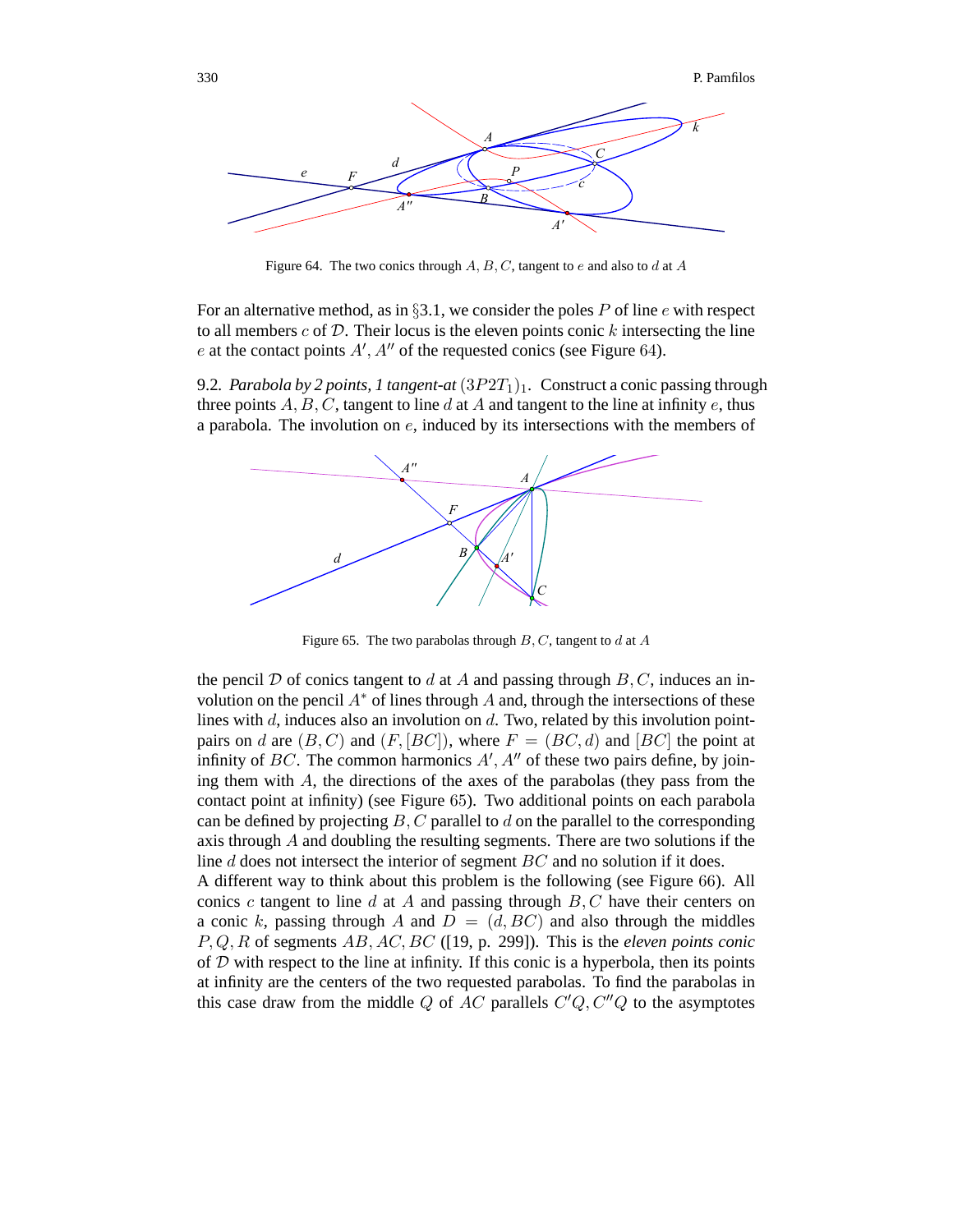Figure 64. The two conics through $A, B, C$, tangent to $e$ and also to $d$ at $A$

For an alternative method, as in §3.1, we consider the poles $P$ of line $e$ with respect to all members $c$ of $\mathcal{D}$. Their locus is the eleven points conic $k$ intersecting the line $e$ at the contact points $A', A''$ of the requested conics (see Figure 64).

9.2. *Parabola by 2 points, 1 tangent-at* $(3P2T_1)_1$. Construct a conic passing through three points $A, B, C$, tangent to line $d$ at $A$ and tangent to the line at infinity $e$, thus a parabola. The involution on $e$, induced by its intersections with the members of the pencil $\mathcal{D}$ of conics tangent to $d$ at $A$ and passing through $B, C$, induces an involution on the pencil $A^*$ of lines through $A$ and, through the intersections of these lines with $d$, induces also an involution on $d$. Two, related by this involution point-pairs on $d$ are $(B, C)$ and $(F, [BC])$, where $F = (BC, d)$ and $[BC]$ the point at infinity of $BC$. The common harmonics $A', A''$ of these two pairs define, by joining them with $A$, the directions of the axes of the parabolas (they pass from the contact point at infinity) (see Figure 65). Two additional points on each parabola can be defined by projecting $B, C$ parallel to $d$ on the parallel to the corresponding axis through $A$ and doubling the resulting segments. There are two solutions if the line $d$ does not intersect the interior of segment $BC$ and no solution if it does.

Figure 65. The two parabolas through $B, C$, tangent to $d$ at $A$

A different way to think about this problem is the following (see Figure 66). All conics $c$ tangent to line $d$ at $A$ and passing through $B, C$ have their centers on a conic $k$, passing through $A$ and $D = (d, BC)$ and also through the middles $P, Q, R$ of segments $AB, AC, BC$ ([19, p. 299]). This is the *eleven points conic* of $\mathcal{D}$ with respect to the line at infinity. If this conic is a hyperbola, then its points at infinity are the centers of the two requested parabolas. To find the parabolas in this case draw from the middle $Q$ of $AC$ parallels $C'Q, C''Q$ to the asymptotes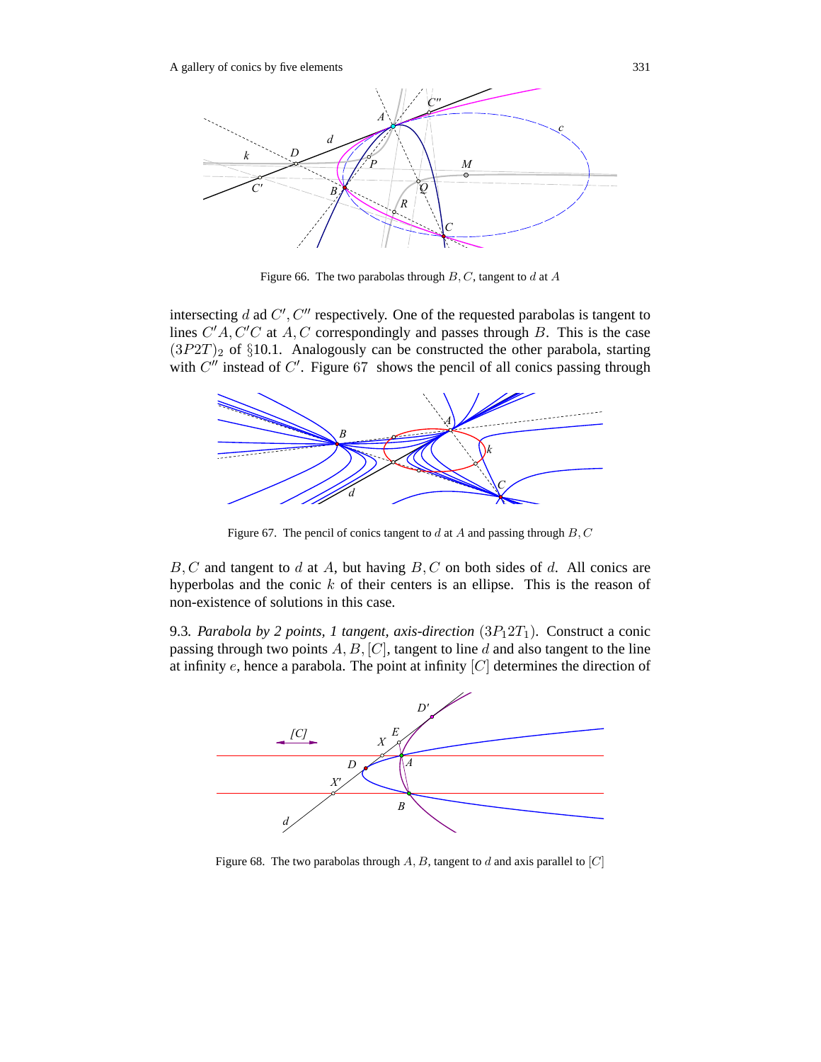Figure 66. The two parabolas through $B, C$, tangent to $d$ at $A$

intersecting $d$ ad $C', C''$ respectively. One of the requested parabolas is tangent to lines $C'A, C'C$ at $A, C$ correspondingly and passes through $B$. This is the case $(3P2T)_2$ of §10.1. Analogously can be constructed the other parabola, starting with $C''$ instead of $C'$. Figure 67 shows the pencil of all conics passing through

Figure 67. The pencil of conics tangent to $d$ at $A$ and passing through $B, C$

$B, C$ and tangent to $d$ at $A$, but having $B, C$ on both sides of $d$. All conics are hyperbolas and the conic $k$ of their centers is an ellipse. This is the reason of non-existence of solutions in this case.

9.3. *Parabola by 2 points, 1 tangent, axis-direction* $(3P_1 2T_1)$. Construct a conic passing through two points $A, B, [C]$, tangent to line $d$ and also tangent to the line at infinity $e$, hence a parabola. The point at infinity $[C]$ determines the direction of

Figure 68. The two parabolas through $A, B$, tangent to $d$ and axis parallel to $[C]$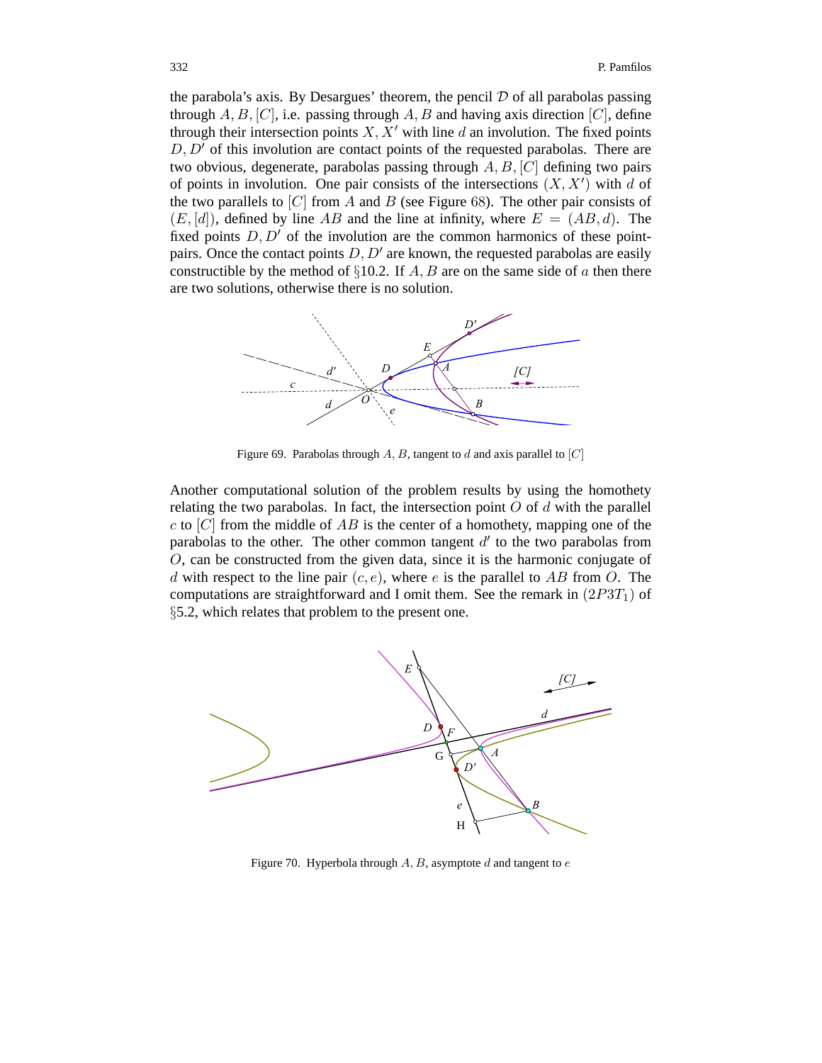the parabola's axis. By Desargues' theorem, the pencil $\mathcal{D}$ of all parabolas passing through $A, B, [C]$, i.e. passing through $A, B$ and having axis direction $[C]$, define through their intersection points $X, X'$ with line $d$ an involution. The fixed points $D, D'$ of this involution are contact points of the requested parabolas. There are two obvious, degenerate, parabolas passing through $A, B, [C]$ defining two pairs of points in involution. One pair consists of the intersections $(X, X')$ with $d$ of the two parallels to $[C]$ from $A$ and $B$ (see Figure 68). The other pair consists of $(E, [d])$, defined by line $AB$ and the line at infinity, where $E = (AB, d)$. The fixed points $D, D'$ of the involution are the common harmonics of these point-pairs. Once the contact points $D, D'$ are known, the requested parabolas are easily constructible by the method of §10.2. If $A, B$ are on the same side of $a$ then there are two solutions, otherwise there is no solution.

Figure 69. Parabolas through $A, B$, tangent to $d$ and axis parallel to $[C]$

Another computational solution of the problem results by using the homothety relating the two parabolas. In fact, the intersection point $O$ of $d$ with the parallel $c$ to $[C]$ from the middle of $AB$ is the center of a homothety, mapping one of the parabolas to the other. The other common tangent $d'$ to the two parabolas from $O$, can be constructed from the given data, since it is the harmonic conjugate of $d$ with respect to the line pair $(c, e)$, where $e$ is the parallel to $AB$ from $O$. The computations are straightforward and I omit them. See the remark in $(2P3T_1)$ of §5.2, which relates that problem to the present one.

Figure 70. Hyperbola through $A, B$, asymptote $d$ and tangent to $e$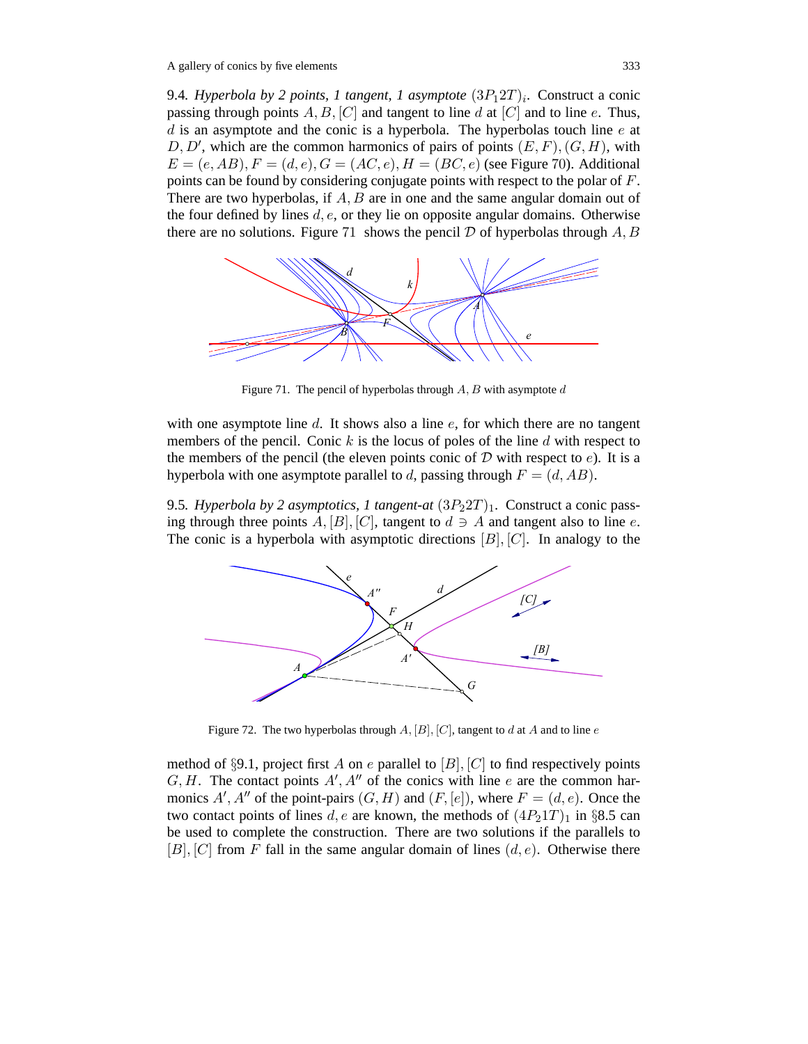9.4. *Hyperbola by 2 points, 1 tangent, 1 asymptote* $(3P_12T)_i$. Construct a conic passing through points $A, B, [C]$ and tangent to line $d$ at $[C]$ and to line $e$. Thus, $d$ is an asymptote and the conic is a hyperbola. The hyperbolas touch line $e$ at $D, D'$, which are the common harmonics of pairs of points $(E, F), (G, H)$, with $E = (e, AB), F = (d, e), G = (AC, e), H = (BC, e)$ (see Figure 70). Additional points can be found by considering conjugate points with respect to the polar of $F$. There are two hyperbolas, if $A, B$ are in one and the same angular domain out of the four defined by lines $d, e$, or they lie on opposite angular domains. Otherwise there are no solutions. Figure 71 shows the pencil $\mathcal{D}$ of hyperbolas through $A, B$

Figure 71. The pencil of hyperbolas through $A, B$ with asymptote $d$

with one asymptote line $d$. It shows also a line $e$, for which there are no tangent members of the pencil. Conic $k$ is the locus of poles of the line $d$ with respect to the members of the pencil (the eleven points conic of $\mathcal{D}$ with respect to $e$). It is a hyperbola with one asymptote parallel to $d$, passing through $F = (d, AB)$.

9.5. *Hyperbola by 2 asymptotics, 1 tangent-at* $(3P_22T)_1$. Construct a conic passing through three points $A, [B], [C]$, tangent to $d \ni A$ and tangent also to line $e$. The conic is a hyperbola with asymptotic directions $[B], [C]$. In analogy to the

Figure 72. The two hyperbolas through $A, [B], [C]$, tangent to $d$ at $A$ and to line $e$

method of §9.1, project first $A$ on $e$ parallel to $[B], [C]$ to find respectively points $G, H$. The contact points $A', A''$ of the conics with line $e$ are the common harmonics $A', A''$ of the point-pairs $(G, H)$ and $(F, [e])$, where $F = (d, e)$. Once the two contact points of lines $d, e$ are known, the methods of $(4P_21T)_1$ in §8.5 can be used to complete the construction. There are two solutions if the parallels to $[B], [C]$ from $F$ fall in the same angular domain of lines $(d, e)$. Otherwise there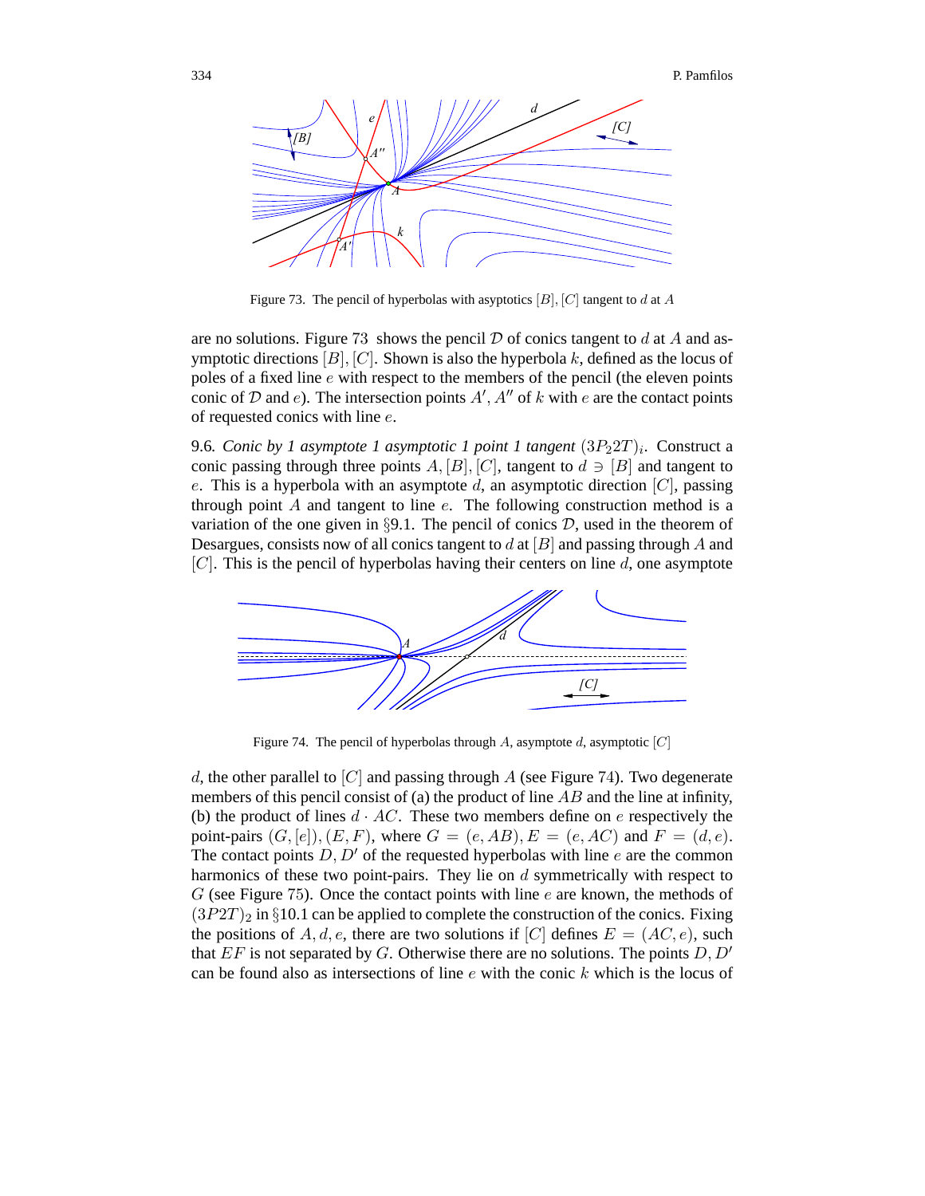Figure 73. The pencil of hyperbolas with asymptotics $[B], [C]$ tangent to $d$ at $A$

are no solutions. Figure 73 shows the pencil $\mathcal{D}$ of conics tangent to $d$ at $A$ and asymptotic directions $[B], [C]$. Shown is also the hyperbola $k$, defined as the locus of poles of a fixed line $e$ with respect to the members of the pencil (the eleven points conic of $\mathcal{D}$ and $e$). The intersection points $A', A''$ of $k$ with $e$ are the contact points of requested conics with line $e$.

9.6. *Conic by 1 asymptote 1 asymptotic 1 point 1 tangent* $(3P_22T)_i$. Construct a conic passing through three points $A, [B], [C]$, tangent to $d \ni [B]$ and tangent to $e$. This is a hyperbola with an asymptote $d$, an asymptotic direction $[C]$, passing through point $A$ and tangent to line $e$. The following construction method is a variation of the one given in §9.1. The pencil of conics $\mathcal{D}$, used in the theorem of Desargues, consists now of all conics tangent to $d$ at $[B]$ and passing through $A$ and $[C]$. This is the pencil of hyperbolas having their centers on line $d$, one asymptote

Figure 74. The pencil of hyperbolas through $A$, asymptote $d$, asymptotic $[C]$

$d$, the other parallel to $[C]$ and passing through $A$ (see Figure 74). Two degenerate members of this pencil consist of (a) the product of line $AB$ and the line at infinity, (b) the product of lines $d \cdot AC$. These two members define on $e$ respectively the point-pairs $(G, [e]), (E, F)$, where $G = (e, AB), E = (e, AC)$ and $F = (d, e)$. The contact points $D, D'$ of the requested hyperbolas with line $e$ are the common harmonics of these two point-pairs. They lie on $d$ symmetrically with respect to $G$ (see Figure 75). Once the contact points with line $e$ are known, the methods of $(3P2T)_2$ in §10.1 can be applied to complete the construction of the conics. Fixing the positions of $A, d, e$, there are two solutions if $[C]$ defines $E = (AC, e)$, such that $EF$ is not separated by $G$. Otherwise there are no solutions. The points $D, D'$ can be found also as intersections of line $e$ with the conic $k$ which is the locus of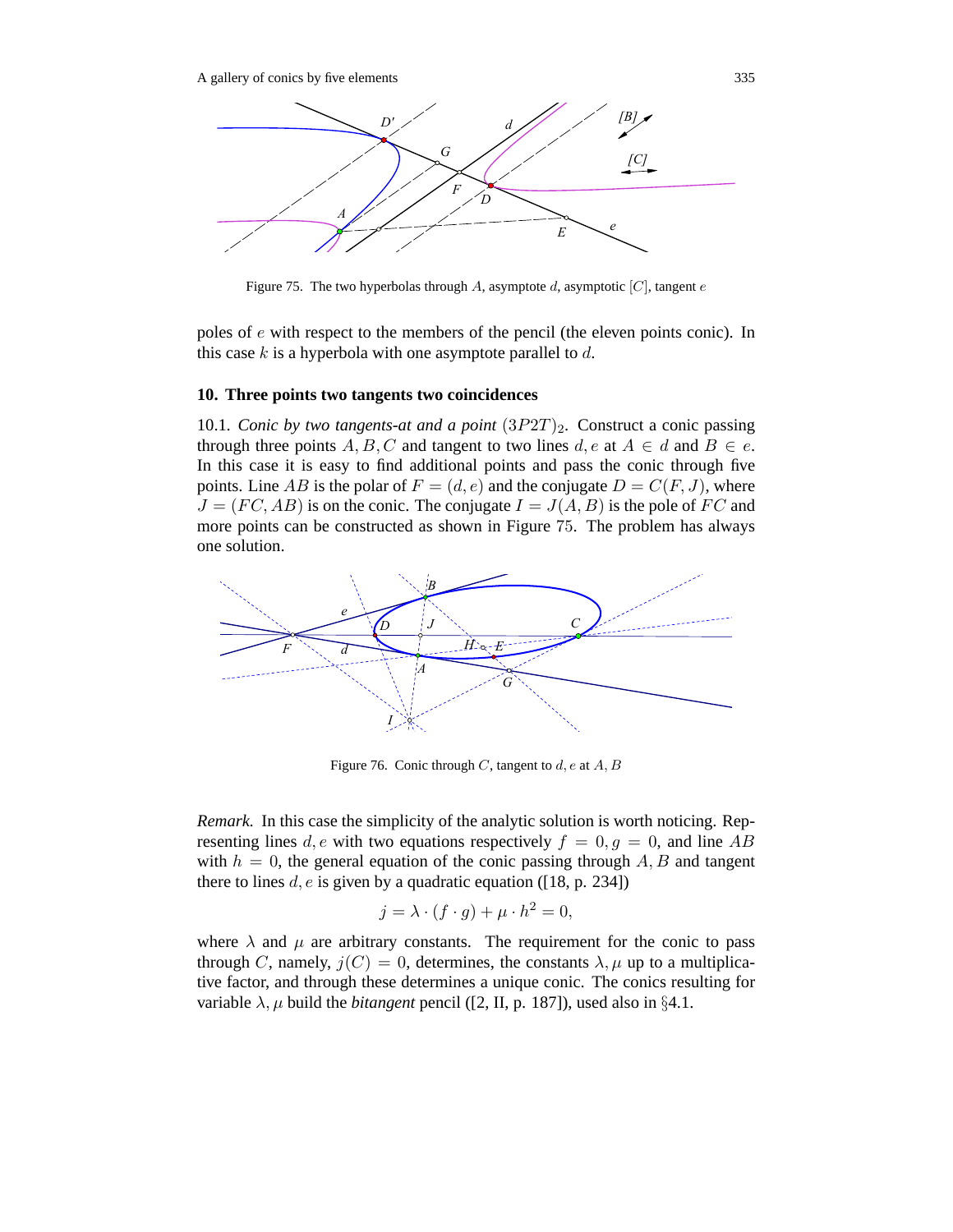Figure 75. The two hyperbolas through $A$, asymptote $d$, asymptotic $[C]$, tangent $e$

poles of $e$ with respect to the members of the pencil (the eleven points conic). In this case $k$ is a hyperbola with one asymptote parallel to $d$.

## 10. Three points two tangents two coincidences

10.1. *Conic by two tangents-at and a point* $(3P2T)_2$. Construct a conic passing through three points $A, B, C$ and tangent to two lines $d, e$ at $A \in d$ and $B \in e$. In this case it is easy to find additional points and pass the conic through five points. Line $AB$ is the polar of $F = (d, e)$ and the conjugate $D = C(F, J)$, where $J = (FC, AB)$ is on the conic. The conjugate $I = J(A, B)$ is the pole of $FC$ and more points can be constructed as shown in Figure 75. The problem has always one solution.

Figure 76. Conic through $C$, tangent to $d, e$ at $A, B$

*Remark.* In this case the simplicity of the analytic solution is worth noticing. Representing lines $d, e$ with two equations respectively $f = 0, g = 0$, and line $AB$ with $h = 0$, the general equation of the conic passing through $A, B$ and tangent there to lines $d, e$ is given by a quadratic equation ([18, p. 234])

$$j = \lambda \cdot (f \cdot g) + \mu \cdot h^2 = 0,$$

where $\lambda$ and $\mu$ are arbitrary constants. The requirement for the conic to pass through $C$, namely, $j(C) = 0$, determines, the constants $\lambda, \mu$ up to a multiplicative factor, and through these determines a unique conic. The conics resulting for variable $\lambda, \mu$ build the *bitangent* pencil ([2, II, p. 187]), used also in §4.1.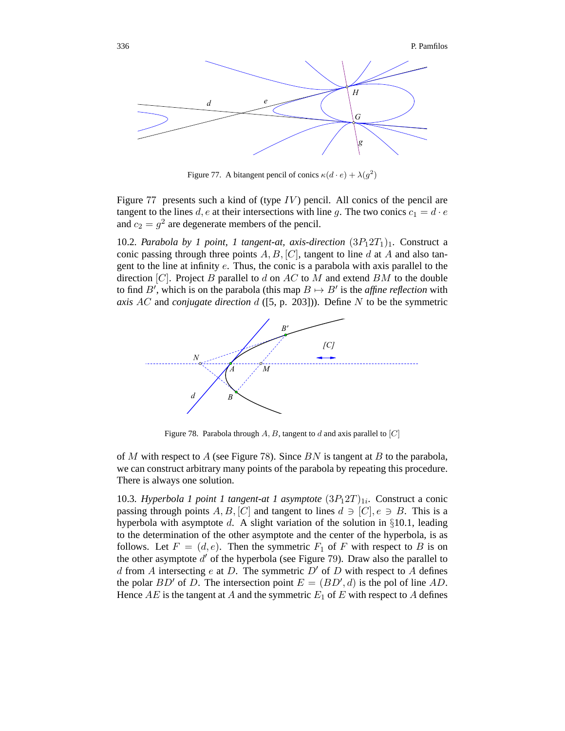Figure 77. A bitangent pencil of conics $\kappa(d \cdot e) + \lambda(g^2)$

Figure 77 presents such a kind of (type $IV$) pencil. All conics of the pencil are tangent to the lines $d, e$ at their intersections with line $g$. The two conics $c_1 = d \cdot e$ and $c_2 = g^2$ are degenerate members of the pencil.

10.2. *Parabola by 1 point, 1 tangent-at, axis-direction* $(3P_1 2T_1)_1$. Construct a conic passing through three points $A, B, [C]$, tangent to line $d$ at $A$ and also tangent to the line at infinity $e$. Thus, the conic is a parabola with axis parallel to the direction $[C]$. Project $B$ parallel to $d$ on $AC$ to $M$ and extend $BM$ to the double to find $B'$, which is on the parabola (this map $B \mapsto B'$ is the ***affine reflection*** with ***axis*** $AC$ and ***conjugate direction*** $d$ ([5, p. 203])). Define $N$ to be the symmetric of $M$ with respect to $A$ (see Figure 78). Since $BN$ is tangent at $B$ to the parabola, we can construct arbitrary many points of the parabola by repeating this procedure. There is always one solution.

Figure 78. Parabola through $A, B$, tangent to $d$ and axis parallel to $[C]$

10.3. *Hyperbola 1 point 1 tangent-at 1 asymptote* $(3P_1 2T)_{1i}$. Construct a conic passing through points $A, B, [C]$ and tangent to lines $d \ni [C], e \ni B$. This is a hyperbola with asymptote $d$. A slight variation of the solution in §10.1, leading to the determination of the other asymptote and the center of the hyperbola, is as follows. Let $F = (d, e)$. Then the symmetric $F_1$ of $F$ with respect to $B$ is on the other asymptote $d'$ of the hyperbola (see Figure 79). Draw also the parallel to $d$ from $A$ intersecting $e$ at $D$. The symmetric $D'$ of $D$ with respect to $A$ defines the polar $BD'$ of $D$. The intersection point $E = (BD', d)$ is the pol of line $AD$. Hence $AE$ is the tangent at $A$ and the symmetric $E_1$ of $E$ with respect to $A$ defines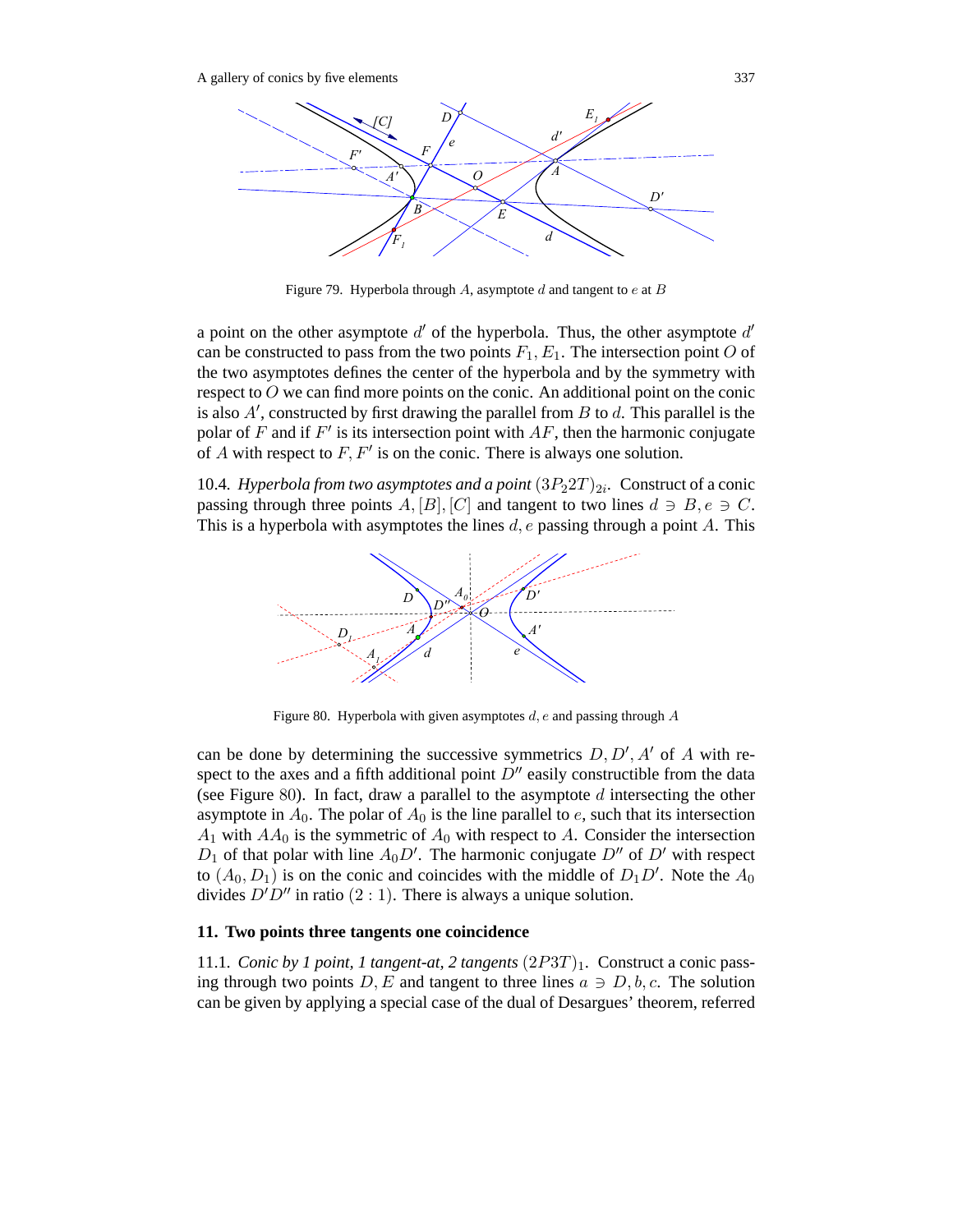Figure 79. Hyperbola through $A$, asymptote $d$ and tangent to $e$ at $B$

a point on the other asymptote $d'$ of the hyperbola. Thus, the other asymptote $d'$ can be constructed to pass from the two points $F_1, E_1$. The intersection point $O$ of the two asymptotes defines the center of the hyperbola and by the symmetry with respect to $O$ we can find more points on the conic. An additional point on the conic is also $A'$, constructed by first drawing the parallel from $B$ to $d$. This parallel is the polar of $F$ and if $F'$ is its intersection point with $AF$, then the harmonic conjugate of $A$ with respect to $F, F'$ is on the conic. There is always one solution.

10.4. *Hyperbola from two asymptotes and a point* $(3P_2 2T)_{2i}$. Construct of a conic passing through three points $A, [B], [C]$ and tangent to two lines $d \ni B, e \ni C$. This is a hyperbola with asymptotes the lines $d, e$ passing through a point $A$. This

Figure 80. Hyperbola with given asymptotes $d, e$ and passing through $A$

can be done by determining the successive symmetrics $D, D', A'$ of $A$ with respect to the axes and a fifth additional point $D''$ easily constructible from the data (see Figure 80). In fact, draw a parallel to the asymptote $d$ intersecting the other asymptote in $A_0$. The polar of $A_0$ is the line parallel to $e$, such that its intersection $A_1$ with $AA_0$ is the symmetric of $A_0$ with respect to $A$. Consider the intersection $D_1$ of that polar with line $A_0D'$. The harmonic conjugate $D''$ of $D'$ with respect to $(A_0, D_1)$ is on the conic and coincides with the middle of $D_1D'$. Note the $A_0$ divides $D'D''$ in ratio $(2:1)$. There is always a unique solution.

## 11. Two points three tangents one coincidence

11.1. *Conic by 1 point, 1 tangent-at, 2 tangents* $(2P3T)_1$. Construct a conic passing through two points $D, E$ and tangent to three lines $a \ni D, b, c$. The solution can be given by applying a special case of the dual of Desargues' theorem, referred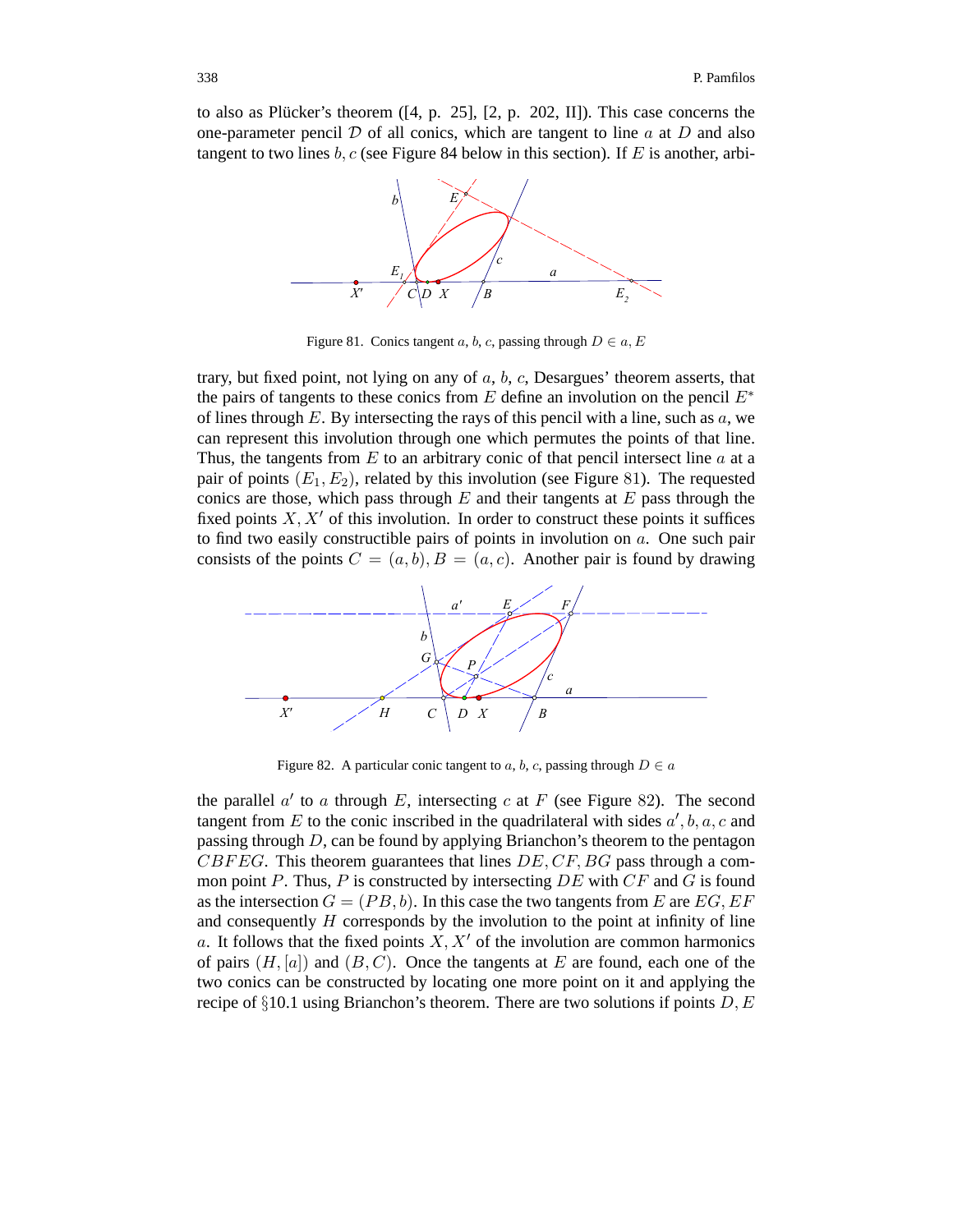to also as Plücker's theorem ([4, p. 25], [2, p. 202, II]). This case concerns the one-parameter pencil $\mathcal{D}$ of all conics, which are tangent to line $a$ at $D$ and also tangent to two lines $b, c$ (see Figure 84 below in this section). If $E$ is another, arbitrary, but fixed point, not lying on any of $a$, $b$, $c$, Desargues' theorem asserts, that the pairs of tangents to these conics from $E$ define an involution on the pencil $E^*$ of lines through $E$. By intersecting the rays of this pencil with a line, such as $a$, we can represent this involution through one which permutes the points of that line. Thus, the tangents from $E$ to an arbitrary conic of that pencil intersect line $a$ at a pair of points $(E_1, E_2)$, related by this involution (see Figure 81). The requested conics are those, which pass through $E$ and their tangents at $E$ pass through the fixed points $X, X'$ of this involution. In order to construct these points it suffices to find two easily constructible pairs of points in involution on $a$. One such pair consists of the points $C = (a, b), B = (a, c)$. Another pair is found by drawing

Figure 81. Conics tangent $a$, $b$, $c$, passing through $D \in a, E$

Figure 82. A particular conic tangent to $a$, $b$, $c$, passing through $D \in a$

the parallel $a'$ to $a$ through $E$, intersecting $c$ at $F$ (see Figure 82). The second tangent from $E$ to the conic inscribed in the quadrilateral with sides $a', b, a, c$ and passing through $D$, can be found by applying Brianchon's theorem to the pentagon $CBFEG$. This theorem guarantees that lines $DE, CF, BG$ pass through a common point $P$. Thus, $P$ is constructed by intersecting $DE$ with $CF$ and $G$ is found as the intersection $G = (PB, b)$. In this case the two tangents from $E$ are $EG, EF$ and consequently $H$ corresponds by the involution to the point at infinity of line $a$. It follows that the fixed points $X, X'$ of the involution are common harmonics of pairs $(H, [a])$ and $(B, C)$. Once the tangents at $E$ are found, each one of the two conics can be constructed by locating one more point on it and applying the recipe of §10.1 using Brianchon's theorem. There are two solutions if points $D, E$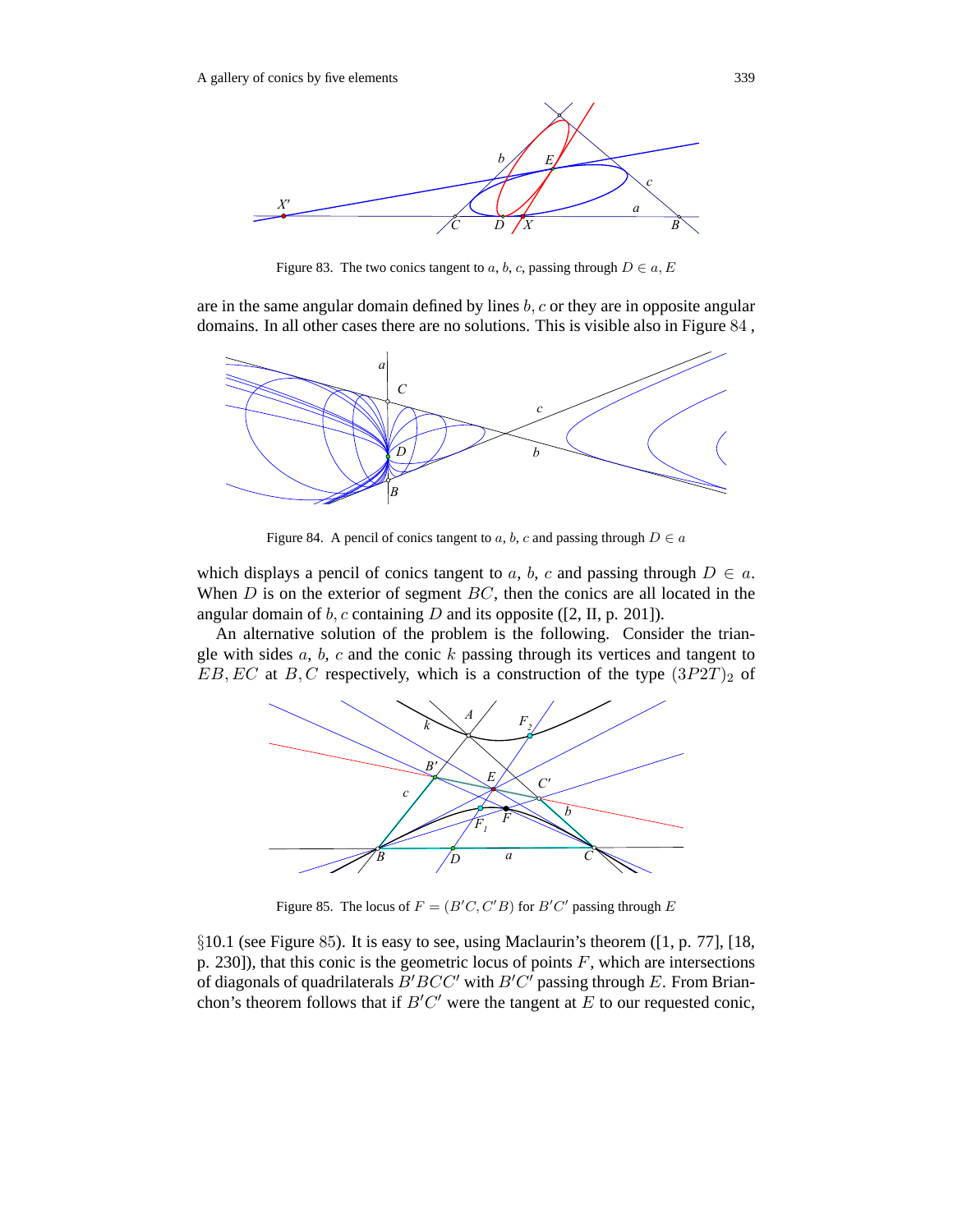Figure 83. The two conics tangent to $a$, $b$, $c$, passing through $D \in a$, $E$

are in the same angular domain defined by lines $b, c$ or they are in opposite angular domains. In all other cases there are no solutions. This is visible also in Figure 84 ,

Figure 84. A pencil of conics tangent to $a$, $b$, $c$ and passing through $D \in a$

which displays a pencil of conics tangent to $a$, $b$, $c$ and passing through $D \in a$. When $D$ is on the exterior of segment $BC$, then the conics are all located in the angular domain of $b, c$ containing $D$ and its opposite ([2, II, p. 201]).

An alternative solution of the problem is the following. Consider the triangle with sides $a$, $b$, $c$ and the conic $k$ passing through its vertices and tangent to $EB, EC$ at $B, C$ respectively, which is a construction of the type $(3P2T)_2$ of

Figure 85. The locus of $F = (B'C, C'B)$ for $B'C'$ passing through $E$

§10.1 (see Figure 85). It is easy to see, using Maclaurin's theorem ([1, p. 77], [18, p. 230]), that this conic is the geometric locus of points $F$, which are intersections of diagonals of quadrilaterals $B'BCC'$ with $B'C'$ passing through $E$. From Brianchon's theorem follows that if $B'C'$ were the tangent at $E$ to our requested conic,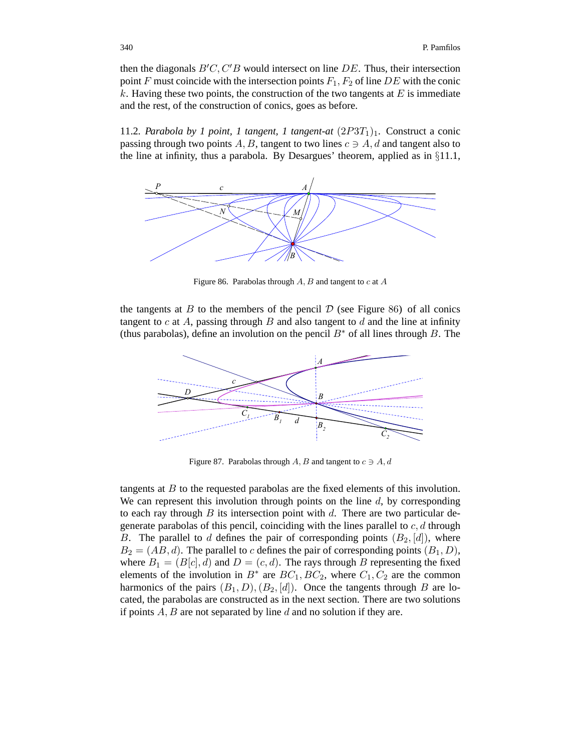then the diagonals $B'C, C'B$ would intersect on line $DE$. Thus, their intersection point $F$ must coincide with the intersection points $F_1, F_2$ of line $DE$ with the conic $k$. Having these two points, the construction of the two tangents at $E$ is immediate and the rest, of the construction of conics, goes as before.

11.2. *Parabola by 1 point, 1 tangent, 1 tangent-at* $(2P3T_1)_1$. Construct a conic passing through two points $A, B$, tangent to two lines $c \ni A, d$ and tangent also to the line at infinity, thus a parabola. By Desargues' theorem, applied as in §11.1,

Figure 86. Parabolas through $A, B$ and tangent to $c$ at $A$

the tangents at $B$ to the members of the pencil $\mathcal{D}$ (see Figure 86) of all conics tangent to $c$ at $A$, passing through $B$ and also tangent to $d$ and the line at infinity (thus parabolas), define an involution on the pencil $B^*$ of all lines through $B$. The

Figure 87. Parabolas through $A, B$ and tangent to $c \ni A, d$

tangents at $B$ to the requested parabolas are the fixed elements of this involution. We can represent this involution through points on the line $d$, by corresponding to each ray through $B$ its intersection point with $d$. There are two particular degenerate parabolas of this pencil, coinciding with the lines parallel to $c, d$ through $B$. The parallel to $d$ defines the pair of corresponding points $(B_2, [d])$, where $B_2 = (AB, d)$. The parallel to $c$ defines the pair of corresponding points $(B_1, D)$, where $B_1 = (B[c], d)$ and $D = (c, d)$. The rays through $B$ representing the fixed elements of the involution in $B^*$ are $BC_1, BC_2$, where $C_1, C_2$ are the common harmonics of the pairs $(B_1, D), (B_2, [d])$. Once the tangents through $B$ are located, the parabolas are constructed as in the next section. There are two solutions if points $A, B$ are not separated by line $d$ and no solution if they are.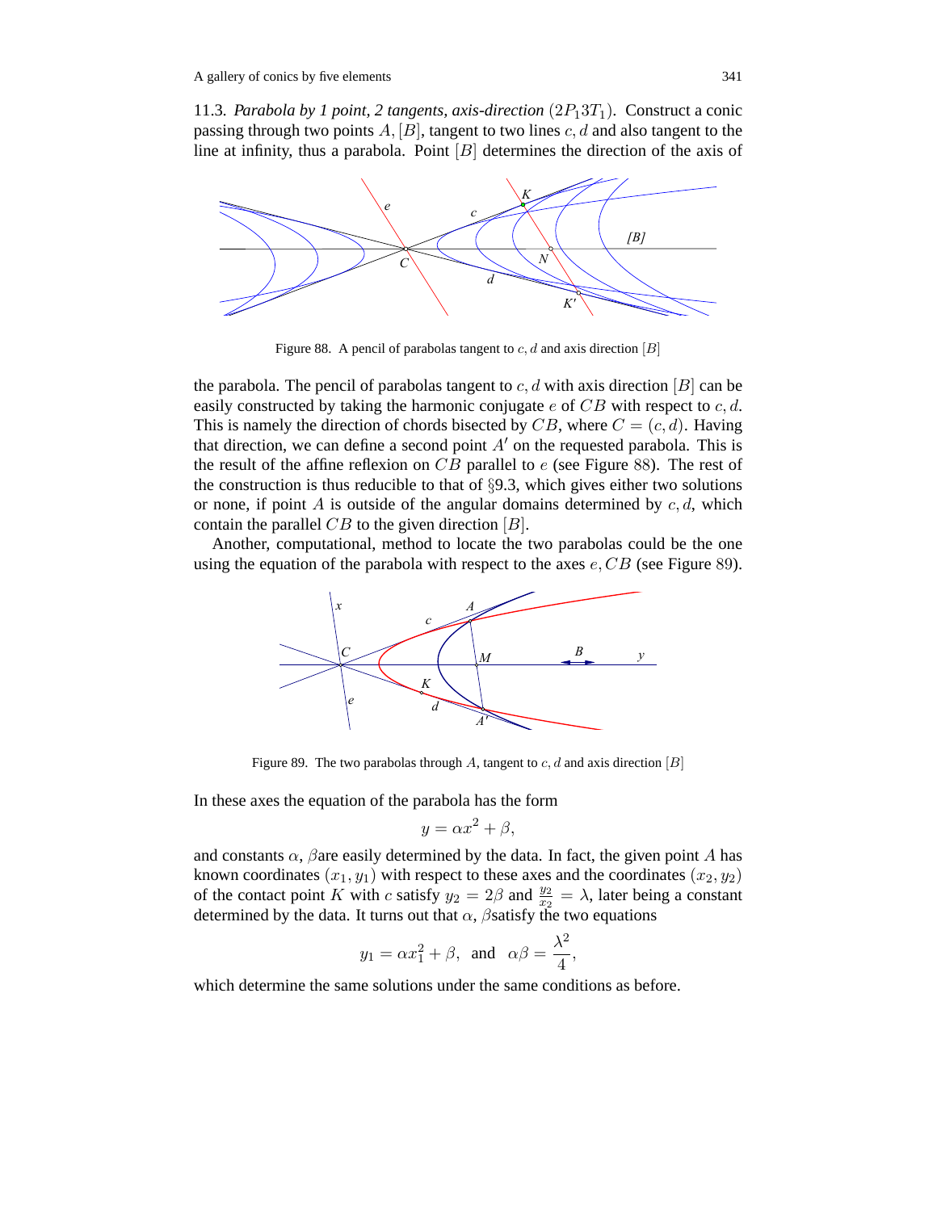11.3. *Parabola by 1 point, 2 tangents, axis-direction* $(2P_1 3T_1)$. Construct a conic passing through two points $A, [B]$, tangent to two lines $c, d$ and also tangent to the line at infinity, thus a parabola. Point $[B]$ determines the direction of the axis of

Figure 88. A pencil of parabolas tangent to $c, d$ and axis direction $[B]$

the parabola. The pencil of parabolas tangent to $c, d$ with axis direction $[B]$ can be easily constructed by taking the harmonic conjugate $e$ of $CB$ with respect to $c, d$. This is namely the direction of chords bisected by $CB$, where $C = (c, d)$. Having that direction, we can define a second point $A'$ on the requested parabola. This is the result of the affine reflexion on $CB$ parallel to $e$ (see Figure 88). The rest of the construction is thus reducible to that of §9.3, which gives either two solutions or none, if point $A$ is outside of the angular domains determined by $c, d$, which contain the parallel $CB$ to the given direction $[B]$.

Another, computational, method to locate the two parabolas could be the one using the equation of the parabola with respect to the axes $e, CB$ (see Figure 89).

Figure 89. The two parabolas through $A$, tangent to $c, d$ and axis direction $[B]$

In these axes the equation of the parabola has the form

$$y = \alpha x^2 + \beta,$$

and constants $\alpha$, $\beta$are easily determined by the data. In fact, the given point $A$ has known coordinates $(x_1, y_1)$ with respect to these axes and the coordinates $(x_2, y_2)$ of the contact point $K$ with $c$ satisfy $y_2 = 2\beta$ and $\frac{y_2}{x_2} = \lambda$, later being a constant determined by the data. It turns out that $\alpha$, $\beta$satisfy the two equations

$$y_1 = \alpha x_1^2 + \beta, \quad \text{and} \quad \alpha\beta = \frac{\lambda^2}{4},$$

which determine the same solutions under the same conditions as before.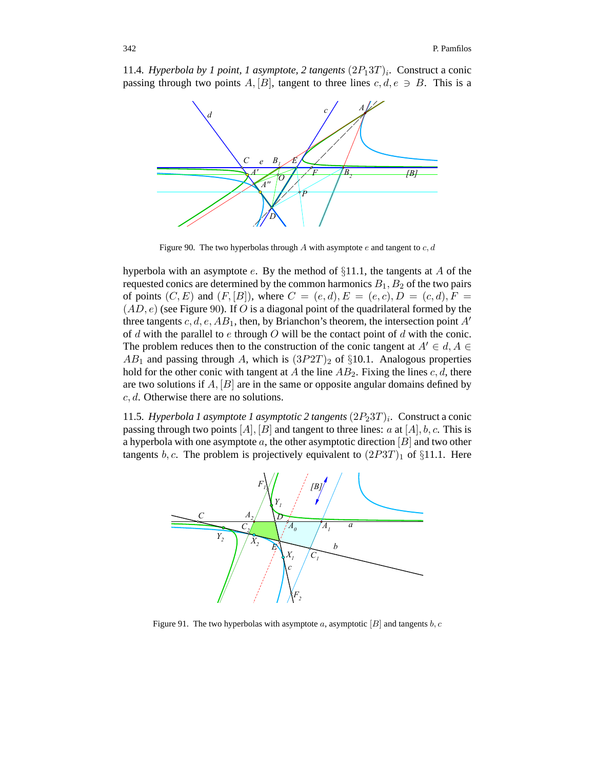11.4. *Hyperbola by 1 point, 1 asymptote, 2 tangents* $(2P_13T)_i$. Construct a conic passing through two points $A, [B]$, tangent to three lines $c, d, e \ni B$. This is a

Figure 90. The two hyperbolas through $A$ with asymptote $e$ and tangent to $c, d$

hyperbola with an asymptote $e$. By the method of §11.1, the tangents at $A$ of the requested conics are determined by the common harmonics $B_1, B_2$ of the two pairs of points $(C, E)$ and $(F, [B])$, where $C = (e, d), E = (e, c), D = (c, d), F = (AD, e)$ (see Figure 90). If $O$ is a diagonal point of the quadrilateral formed by the three tangents $c, d, e, AB_1$, then, by Brianchon's theorem, the intersection point $A'$ of $d$ with the parallel to $e$ through $O$ will be the contact point of $d$ with the conic. The problem reduces then to the construction of the conic tangent at $A' \in d, A \in AB_1$ and passing through $A$, which is $(3P2T)_2$ of §10.1. Analogous properties hold for the other conic with tangent at $A$ the line $AB_2$. Fixing the lines $c, d$, there are two solutions if $A, [B]$ are in the same or opposite angular domains defined by $c, d$. Otherwise there are no solutions.

11.5. *Hyperbola 1 asymptote 1 asymptotic 2 tangents* $(2P_23T)_i$. Construct a conic passing through two points $[A], [B]$ and tangent to three lines: $a$ at $[A], b, c$. This is a hyperbola with one asymptote $a$, the other asymptotic direction $[B]$ and two other tangents $b, c$. The problem is projectively equivalent to $(2P3T)_1$ of §11.1. Here

Figure 91. The two hyperbolas with asymptote $a$, asymptotic $[B]$ and tangents $b, c$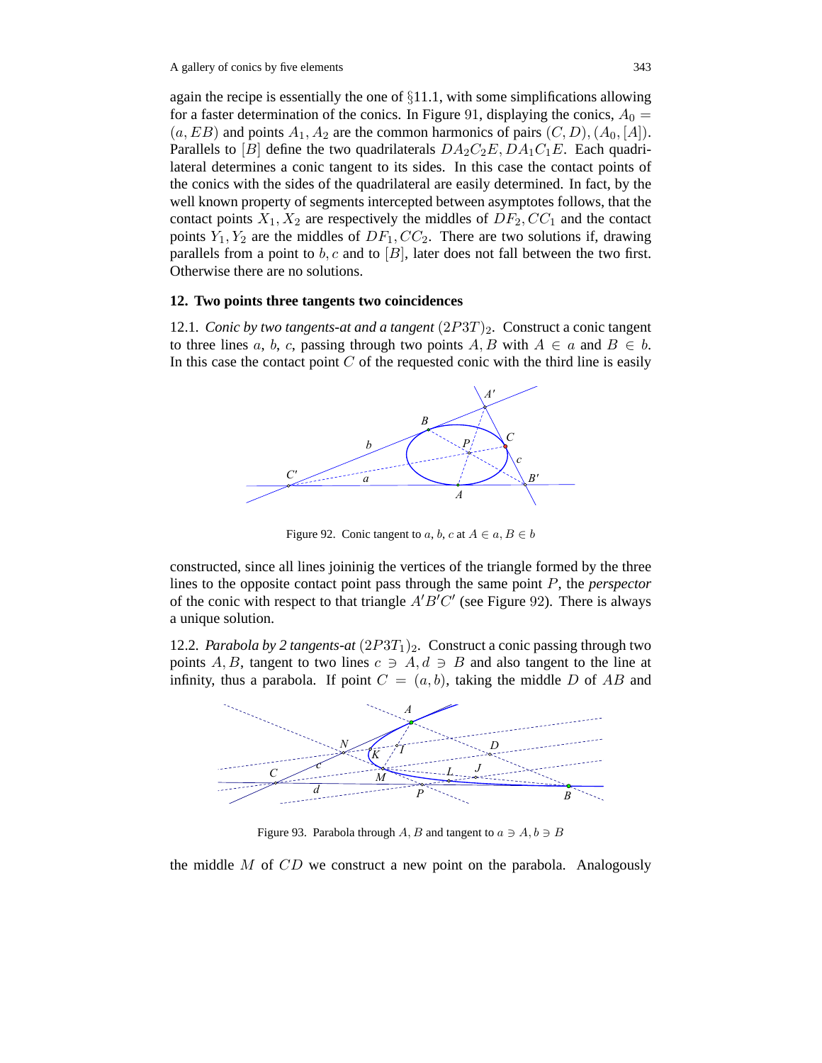again the recipe is essentially the one of §11.1, with some simplifications allowing for a faster determination of the conics. In Figure 91, displaying the conics, $A_0 = (a, EB)$ and points $A_1, A_2$ are the common harmonics of pairs $(C, D), (A_0, [A])$. Parallels to $[B]$ define the two quadrilaterals $DA_2C_2E, DA_1C_1E$. Each quadrilateral determines a conic tangent to its sides. In this case the contact points of the conics with the sides of the quadrilateral are easily determined. In fact, by the well known property of segments intercepted between asymptotes follows, that the contact points $X_1, X_2$ are respectively the middles of $DF_2, CC_1$ and the contact points $Y_1, Y_2$ are the middles of $DF_1, CC_2$. There are two solutions if, drawing parallels from a point to $b, c$ and to $[B]$, later does not fall between the two first. Otherwise there are no solutions.

## 12. Two points three tangents two coincidences

12.1. *Conic by two tangents-at and a tangent* $(2P3T)_2$. Construct a conic tangent to three lines $a$, $b$, $c$, passing through two points $A, B$ with $A \in a$ and $B \in b$. In this case the contact point $C$ of the requested conic with the third line is easily

Figure 92. Conic tangent to $a, b, c$ at $A \in a, B \in b$

constructed, since all lines joininig the vertices of the triangle formed by the three lines to the opposite contact point pass through the same point $P$, the *perspector* of the conic with respect to that triangle $A'B'C'$ (see Figure 92). There is always a unique solution.

12.2. *Parabola by 2 tangents-at* $(2P3T_1)_2$. Construct a conic passing through two points $A, B$, tangent to two lines $c \ni A, d \ni B$ and also tangent to the line at infinity, thus a parabola. If point $C = (a, b)$, taking the middle $D$ of $AB$ and

Figure 93. Parabola through $A, B$ and tangent to $a \ni A, b \ni B$

the middle $M$ of $CD$ we construct a new point on the parabola. Analogously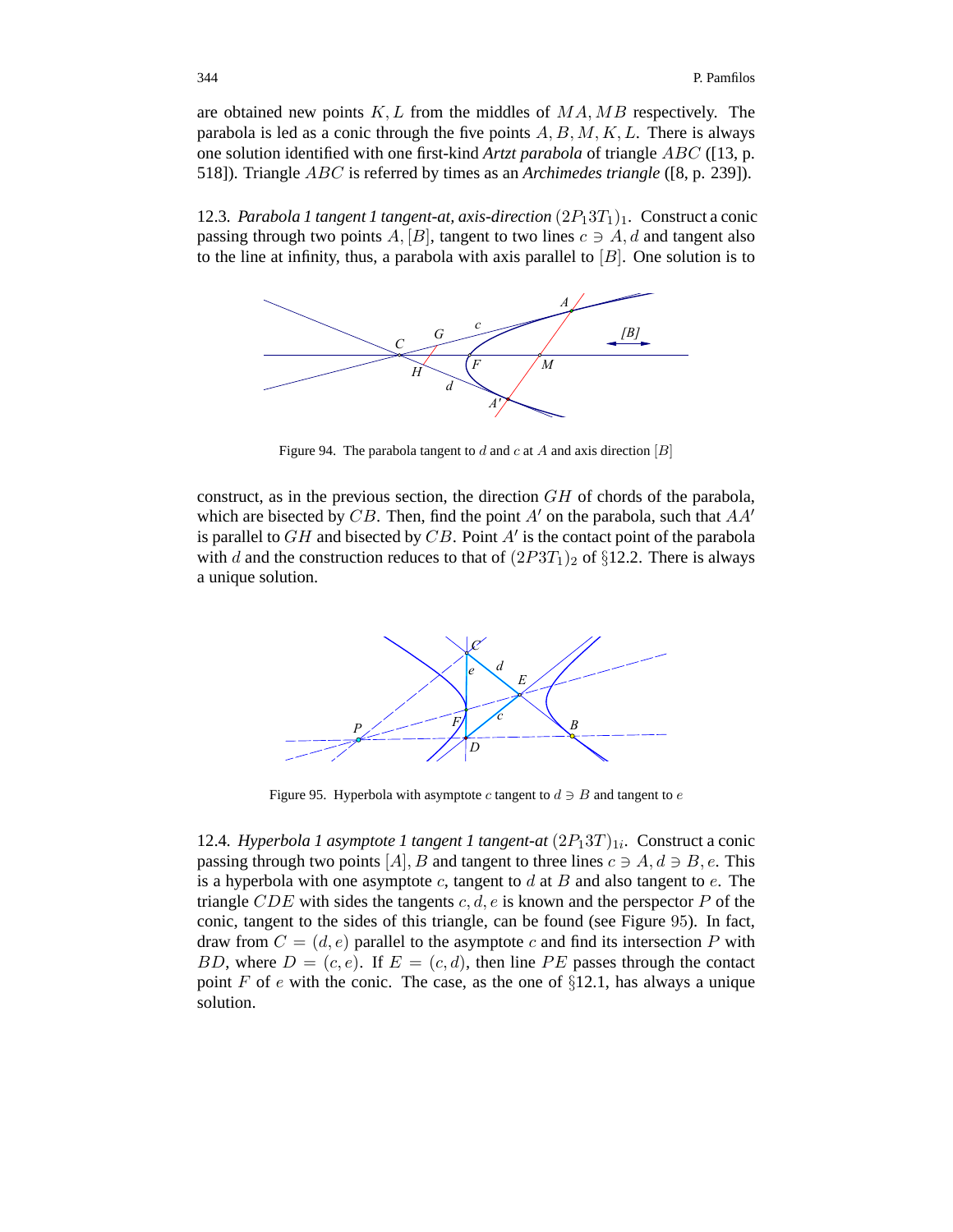are obtained new points $K, L$ from the middles of $MA, MB$ respectively. The parabola is led as a conic through the five points $A, B, M, K, L$. There is always one solution identified with one first-kind *Artzt parabola* of triangle $ABC$ ([13, p. 518]). Triangle $ABC$ is referred by times as an *Archimedes triangle* ([8, p. 239]).

12.3. *Parabola 1 tangent 1 tangent-at, axis-direction* $(2P_13T_1)_1$. Construct a conic passing through two points $A, [B]$, tangent to two lines $c \ni A, d$ and tangent also to the line at infinity, thus, a parabola with axis parallel to $[B]$. One solution is to

Figure 94. The parabola tangent to $d$ and $c$ at $A$ and axis direction $[B]$

construct, as in the previous section, the direction $GH$ of chords of the parabola, which are bisected by $CB$. Then, find the point $A'$ on the parabola, such that $AA'$ is parallel to $GH$ and bisected by $CB$. Point $A'$ is the contact point of the parabola with $d$ and the construction reduces to that of $(2P3T_1)_2$ of §12.2. There is always a unique solution.

Figure 95. Hyperbola with asymptote $c$ tangent to $d \ni B$ and tangent to $e$

12.4. *Hyperbola 1 asymptote 1 tangent 1 tangent-at* $(2P_13T)_{1i}$. Construct a conic passing through two points $[A], B$ and tangent to three lines $c \ni A, d \ni B, e$. This is a hyperbola with one asymptote $c$, tangent to $d$ at $B$ and also tangent to $e$. The triangle $CDE$ with sides the tangents $c, d, e$ is known and the perspector $P$ of the conic, tangent to the sides of this triangle, can be found (see Figure 95). In fact, draw from $C = (d, e)$ parallel to the asymptote $c$ and find its intersection $P$ with $BD$, where $D = (c, e)$. If $E = (c, d)$, then line $PE$ passes through the contact point $F$ of $e$ with the conic. The case, as the one of §12.1, has always a unique solution.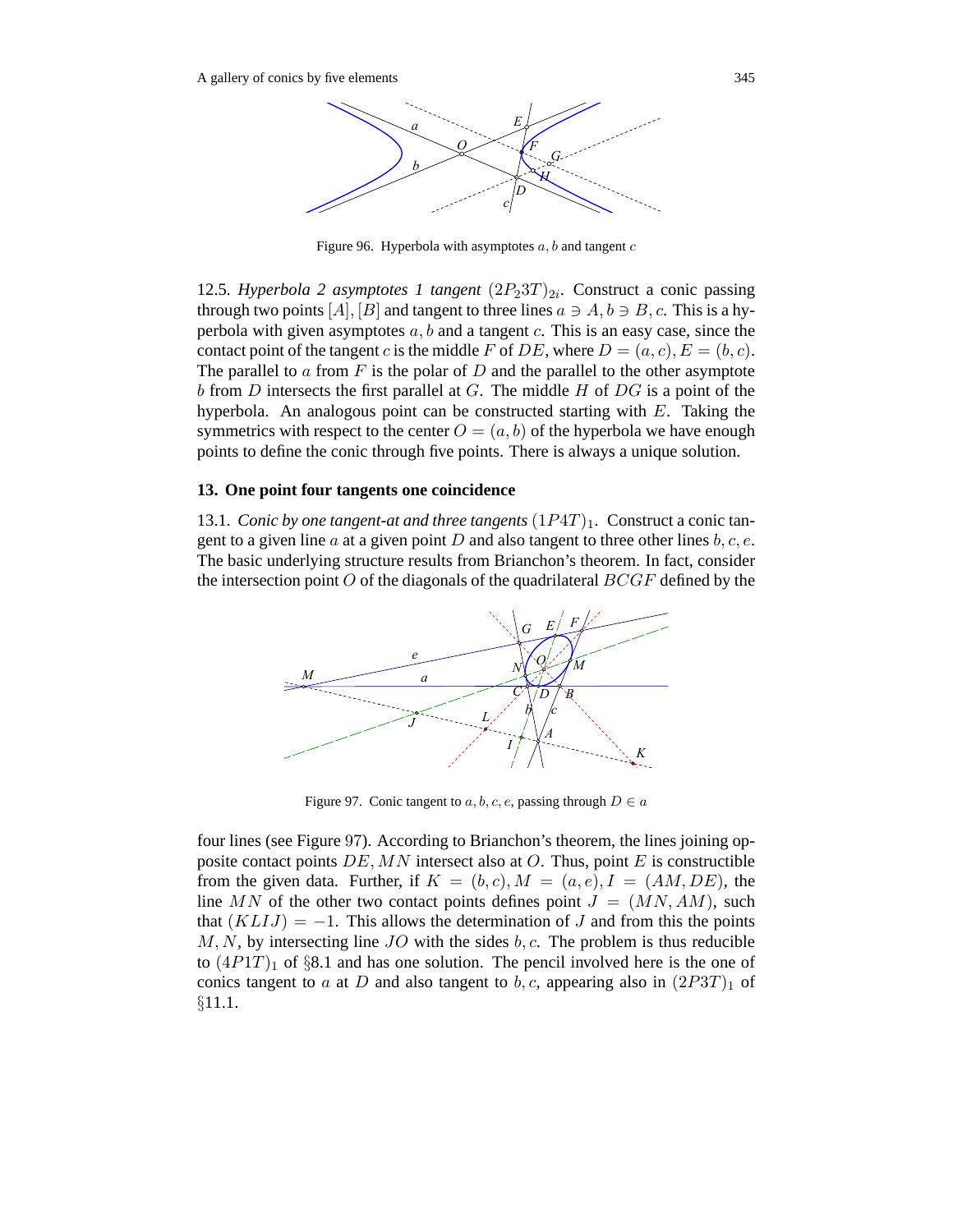Figure 96. Hyperbola with asymptotes $a, b$ and tangent $c$

12.5. *Hyperbola 2 asymptotes 1 tangent* $(2P_23T)_{2i}$. Construct a conic passing through two points $[A], [B]$ and tangent to three lines $a \ni A, b \ni B, c$. This is a hyperbola with given asymptotes $a, b$ and a tangent $c$. This is an easy case, since the contact point of the tangent $c$ is the middle $F$ of $DE$, where $D = (a, c), E = (b, c)$. The parallel to $a$ from $F$ is the polar of $D$ and the parallel to the other asymptote $b$ from $D$ intersects the first parallel at $G$. The middle $H$ of $DG$ is a point of the hyperbola. An analogous point can be constructed starting with $E$. Taking the symmetrics with respect to the center $O = (a, b)$ of the hyperbola we have enough points to define the conic through five points. There is always a unique solution.

## 13. One point four tangents one coincidence

13.1. *Conic by one tangent-at and three tangents* $(1P4T)_1$. Construct a conic tangent to a given line $a$ at a given point $D$ and also tangent to three other lines $b, c, e$. The basic underlying structure results from Brianchon's theorem. In fact, consider the intersection point $O$ of the diagonals of the quadrilateral $BCGF$ defined by the

Figure 97. Conic tangent to $a, b, c, e$, passing through $D \in a$

four lines (see Figure 97). According to Brianchon's theorem, the lines joining opposite contact points $DE, MN$ intersect also at $O$. Thus, point $E$ is constructible from the given data. Further, if $K = (b, c), M = (a, e), I = (AM, DE)$, the line $MN$ of the other two contact points defines point $J = (MN, AM)$, such that $(KLIJ) = -1$. This allows the determination of $J$ and from this the points $M, N$, by intersecting line $JO$ with the sides $b, c$. The problem is thus reducible to $(4P1T)_1$ of §8.1 and has one solution. The pencil involved here is the one of conics tangent to $a$ at $D$ and also tangent to $b, c$, appearing also in $(2P3T)_1$ of §11.1.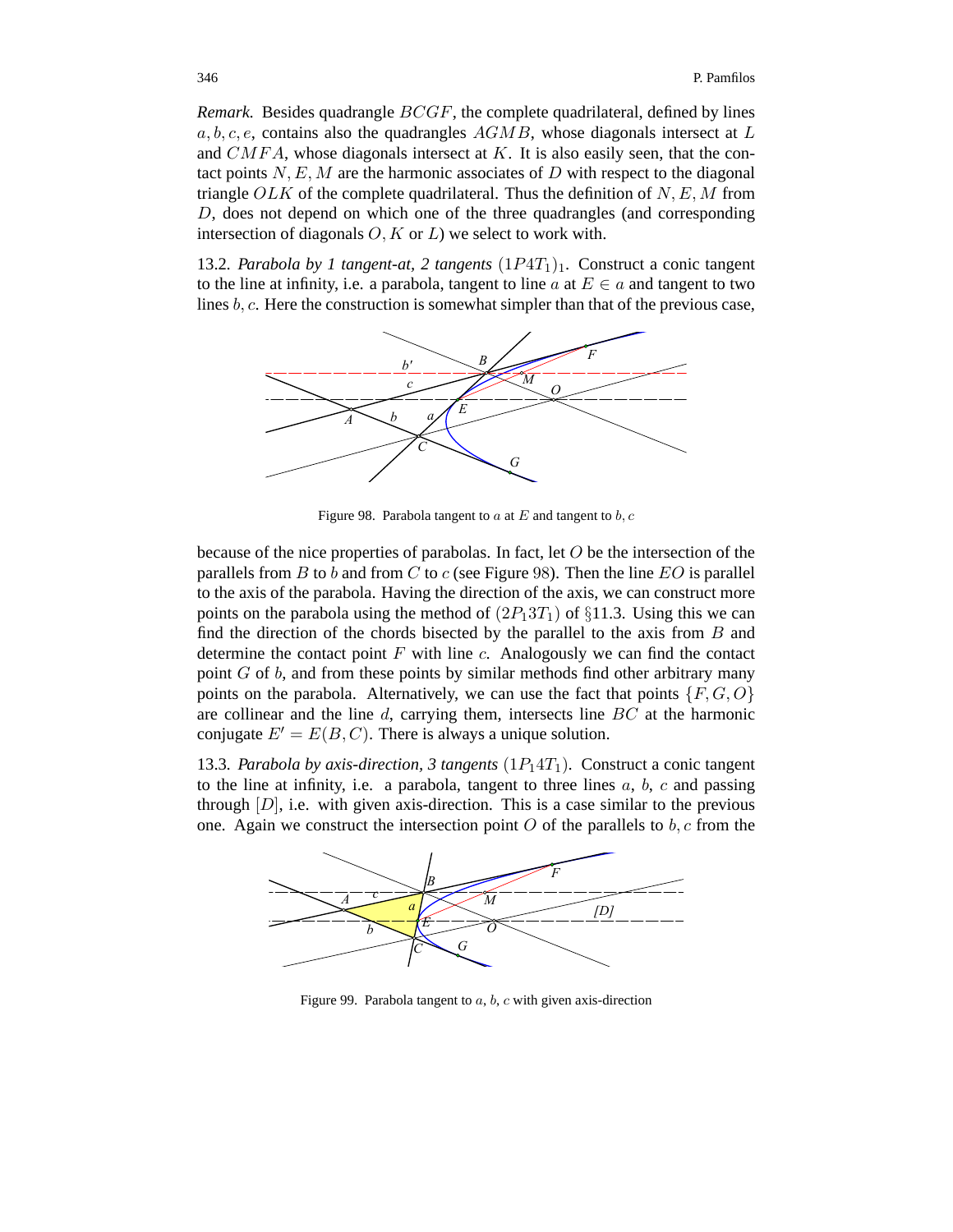*Remark.* Besides quadrangle $BCGF$, the complete quadrilateral, defined by lines $a, b, c, e$, contains also the quadrangles $AGMB$, whose diagonals intersect at $L$ and $CMFA$, whose diagonals intersect at $K$. It is also easily seen, that the contact points $N, E, M$ are the harmonic associates of $D$ with respect to the diagonal triangle $OLK$ of the complete quadrilateral. Thus the definition of $N, E, M$ from $D$, does not depend on which one of the three quadrangles (and corresponding intersection of diagonals $O, K$ or $L$) we select to work with.

13.2. *Parabola by 1 tangent-at, 2 tangents* $(1P4T_1)_1$. Construct a conic tangent to the line at infinity, i.e. a parabola, tangent to line $a$ at $E \in a$ and tangent to two lines $b, c$. Here the construction is somewhat simpler than that of the previous case,

Figure 98. Parabola tangent to $a$ at $E$ and tangent to $b, c$

because of the nice properties of parabolas. In fact, let $O$ be the intersection of the parallels from $B$ to $b$ and from $C$ to $c$ (see Figure 98). Then the line $EO$ is parallel to the axis of the parabola. Having the direction of the axis, we can construct more points on the parabola using the method of $(2P_13T_1)$ of §11.3. Using this we can find the direction of the chords bisected by the parallel to the axis from $B$ and determine the contact point $F$ with line $c$. Analogously we can find the contact point $G$ of $b$, and from these points by similar methods find other arbitrary many points on the parabola. Alternatively, we can use the fact that points $\{F, G, O\}$ are collinear and the line $d$, carrying them, intersects line $BC$ at the harmonic conjugate $E' = E(B, C)$. There is always a unique solution.

13.3. *Parabola by axis-direction, 3 tangents* $(1P_14T_1)$. Construct a conic tangent to the line at infinity, i.e. a parabola, tangent to three lines $a$, $b$, $c$ and passing through $[D]$, i.e. with given axis-direction. This is a case similar to the previous one. Again we construct the intersection point $O$ of the parallels to $b, c$ from the

Figure 99. Parabola tangent to $a$, $b$, $c$ with given axis-direction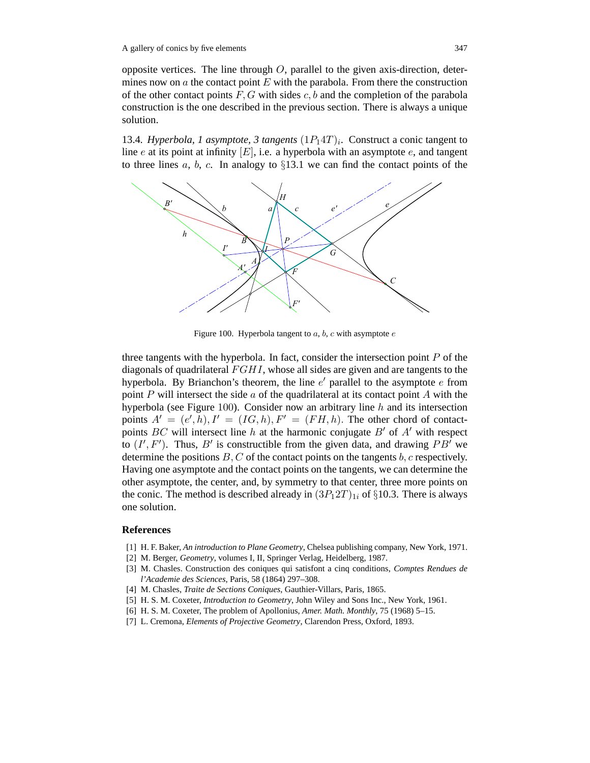opposite vertices. The line through $O$, parallel to the given axis-direction, determines now on $a$ the contact point $E$ with the parabola. From there the construction of the other contact points $F, G$ with sides $c, b$ and the completion of the parabola construction is the one described in the previous section. There is always a unique solution.

13.4. *Hyperbola, 1 asymptote, 3 tangents* $(1P_14T)_i$. Construct a conic tangent to line $e$ at its point at infinity $[E]$, i.e. a hyperbola with an asymptote $e$, and tangent to three lines $a$, $b$, $c$. In analogy to §13.1 we can find the contact points of the

Figure 100. Hyperbola tangent to $a$, $b$, $c$ with asymptote $e$

three tangents with the hyperbola. In fact, consider the intersection point $P$ of the diagonals of quadrilateral $FGHI$, whose all sides are given and are tangents to the hyperbola. By Brianchon's theorem, the line $e'$ parallel to the asymptote $e$ from point $P$ will intersect the side $a$ of the quadrilateral at its contact point $A$ with the hyperbola (see Figure 100). Consider now an arbitrary line $h$ and its intersection points $A' = (e', h), I' = (IG, h), F' = (FH, h)$. The other chord of contact-points $BC$ will intersect line $h$ at the harmonic conjugate $B'$ of $A'$ with respect to $(I', F')$. Thus, $B'$ is constructible from the given data, and drawing $PB'$ we determine the positions $B, C$ of the contact points on the tangents $b, c$ respectively. Having one asymptote and the contact points on the tangents, we can determine the other asymptote, the center, and, by symmetry to that center, three more points on the conic. The method is described already in $(3P_12T)_{1i}$ of §10.3. There is always one solution.

## References

[1] H. F. Baker, *An introduction to Plane Geometry*, Chelsea publishing company, New York, 1971.
[2] M. Berger, *Geometry*, volumes I, II, Springer Verlag, Heidelberg, 1987.
[3] M. Chasles. Construction des coniques qui satisfont a cinq conditions, *Comptes Rendues de l'Academie des Sciences*, Paris, 58 (1864) 297–308.
[4] M. Chasles, *Traite de Sections Coniques*, Gauthier-Villars, Paris, 1865.
[5] H. S. M. Coxeter, *Introduction to Geometry*, John Wiley and Sons Inc., New York, 1961.
[6] H. S. M. Coxeter, The problem of Apollonius, *Amer. Math. Monthly*, 75 (1968) 5–15.
[7] L. Cremona, *Elements of Projective Geometry*, Clarendon Press, Oxford, 1893.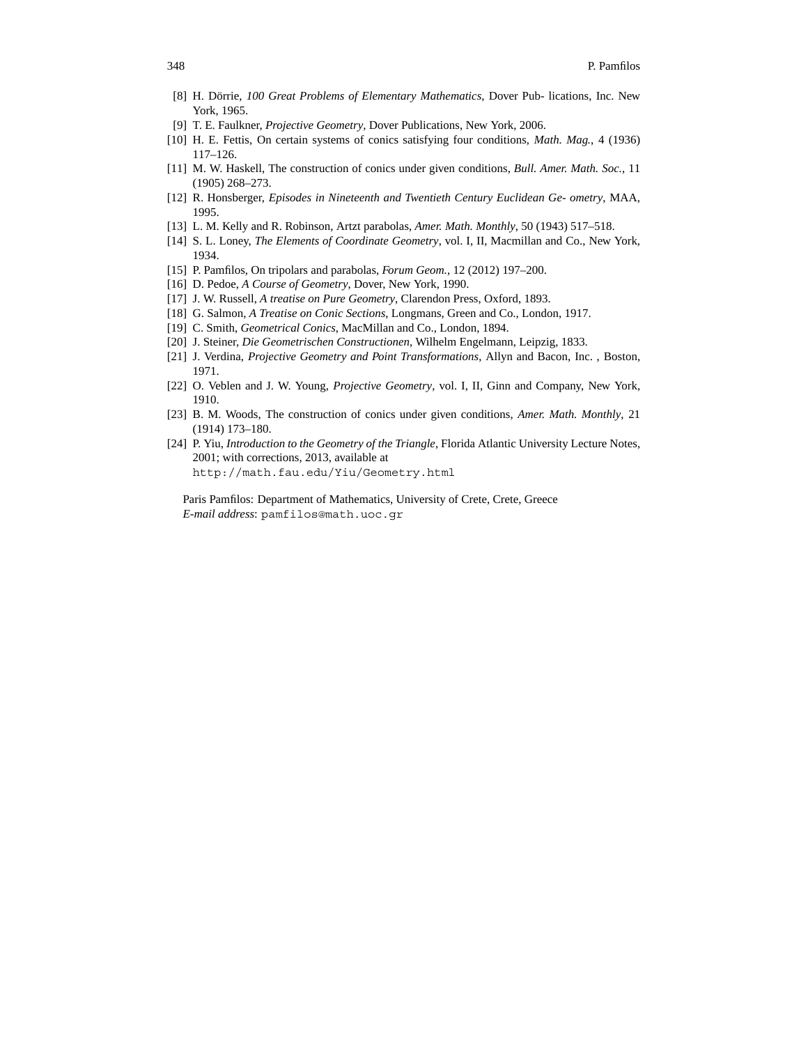[8] H. Dörrie, *100 Great Problems of Elementary Mathematics*, Dover Pub- lications, Inc. New York, 1965.

[9] T. E. Faulkner, *Projective Geometry*, Dover Publications, New York, 2006.

[10] H. E. Fettis, On certain systems of conics satisfying four conditions, *Math. Mag.*, 4 (1936) 117–126.

[11] M. W. Haskell, The construction of conics under given conditions, *Bull. Amer. Math. Soc.*, 11 (1905) 268–273.

[12] R. Honsberger, *Episodes in Nineteenth and Twentieth Century Euclidean Ge- ometry*, MAA, 1995.

[13] L. M. Kelly and R. Robinson, Artzt parabolas, *Amer. Math. Monthly*, 50 (1943) 517–518.

[14] S. L. Loney, *The Elements of Coordinate Geometry*, vol. I, II, Macmillan and Co., New York, 1934.

[15] P. Pamfilos, On tripolars and parabolas, *Forum Geom.*, 12 (2012) 197–200.

[16] D. Pedoe, *A Course of Geometry*, Dover, New York, 1990.

[17] J. W. Russell, *A treatise on Pure Geometry*, Clarendon Press, Oxford, 1893.

[18] G. Salmon, *A Treatise on Conic Sections*, Longmans, Green and Co., London, 1917.

[19] C. Smith, *Geometrical Conics*, MacMillan and Co., London, 1894.

[20] J. Steiner, *Die Geometrischen Constructionen*, Wilhelm Engelmann, Leipzig, 1833.

[21] J. Verdina, *Projective Geometry and Point Transformations*, Allyn and Bacon, Inc. , Boston, 1971.

[22] O. Veblen and J. W. Young, *Projective Geometry*, vol. I, II, Ginn and Company, New York, 1910.

[23] B. M. Woods, The construction of conics under given conditions, *Amer. Math. Monthly*, 21 (1914) 173–180.

[24] P. Yiu, *Introduction to the Geometry of the Triangle*, Florida Atlantic University Lecture Notes, 2001; with corrections, 2013, available at
http://math.fau.edu/Yiu/Geometry.html

Paris Pamfilos: Department of Mathematics, University of Crete, Crete, Greece
*E-mail address*: pamfilos@math.uoc.gr